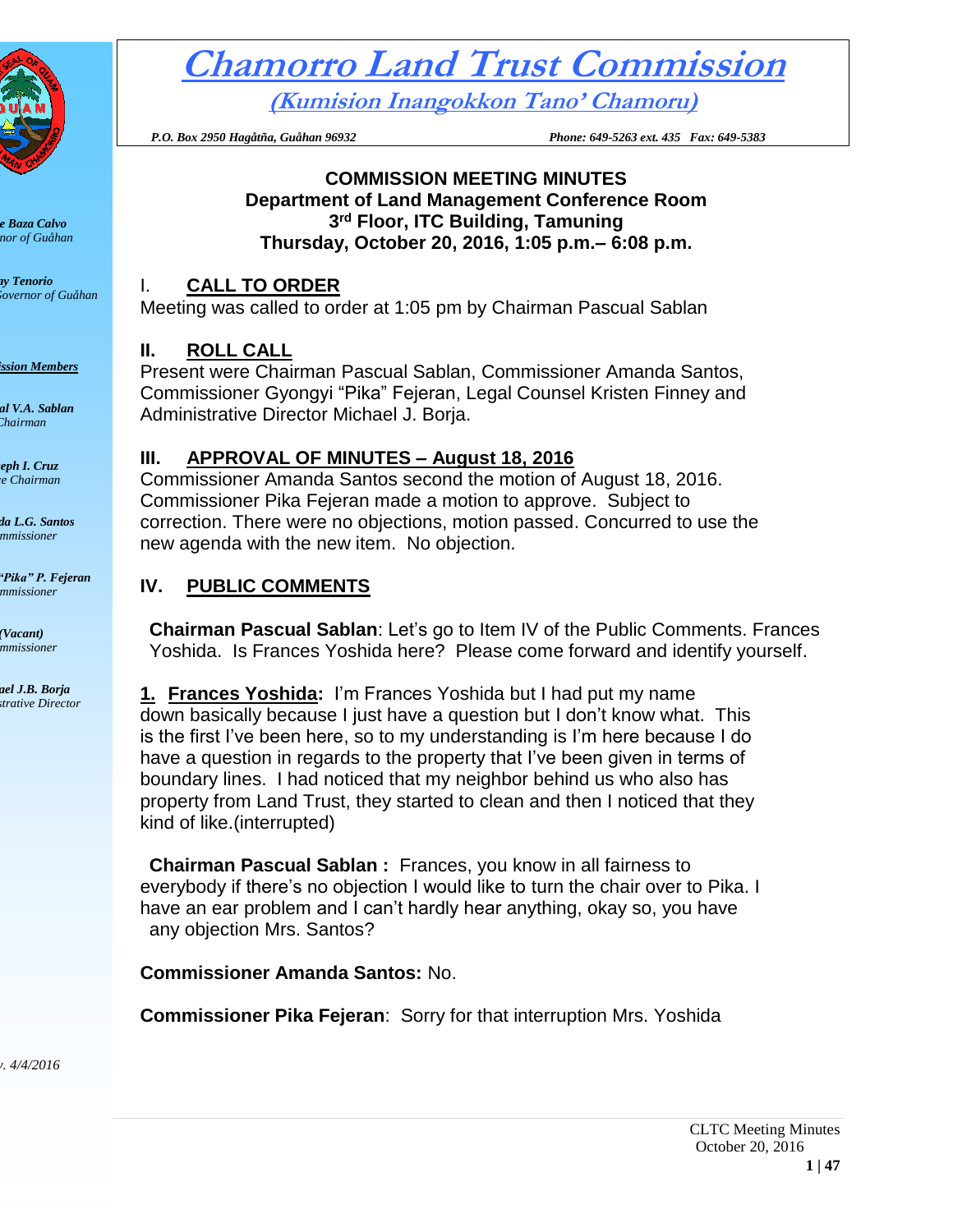# Chamorro Land Trust Commission

## (Kumision Inangokkon Tano' Chamoru)

*P.O. Box 2950 Hagåtña, Guåhan 96932* *Phone: 649-5263 ext. 435 Fax: 649-5383*

e Baza Calvo
nor of Guåhan

ny Tenorio
Governor of Guåhan

ssion Members

al V.A. Sablan
Chairman

eph I. Cruz
e Chairman

da L.G. Santos
mmissioner

"Pika" P. Fejeran
mmissioner

(Vacant)
mmissioner

ael J.B. Borja
strative Director

v. 4/4/2016

**COMMISSION MEETING MINUTES**
**Department of Land Management Conference Room**
**3rd Floor, ITC Building, Tamuning**
**Thursday, October 20, 2016, 1:05 p.m.– 6:08 p.m.**

## I. CALL TO ORDER

Meeting was called to order at 1:05 pm by Chairman Pascual Sablan

## II. ROLL CALL

Present were Chairman Pascual Sablan, Commissioner Amanda Santos, Commissioner Gyongyi "Pika" Fejeran, Legal Counsel Kristen Finney and Administrative Director Michael J. Borja.

## III. APPROVAL OF MINUTES – August 18, 2016

Commissioner Amanda Santos second the motion of August 18, 2016. Commissioner Pika Fejeran made a motion to approve. Subject to correction. There were no objections, motion passed. Concurred to use the new agenda with the new item. No objection.

## IV. PUBLIC COMMENTS

**Chairman Pascual Sablan**: Let's go to Item IV of the Public Comments. Frances Yoshida. Is Frances Yoshida here? Please come forward and identify yourself.

**1. Frances Yoshida:** I'm Frances Yoshida but I had put my name down basically because I just have a question but I don't know what. This is the first I've been here, so to my understanding is I'm here because I do have a question in regards to the property that I've been given in terms of boundary lines. I had noticed that my neighbor behind us who also has property from Land Trust, they started to clean and then I noticed that they kind of like.(interrupted)

**Chairman Pascual Sablan :** Frances, you know in all fairness to everybody if there's no objection I would like to turn the chair over to Pika. I have an ear problem and I can't hardly hear anything, okay so, you have any objection Mrs. Santos?

**Commissioner Amanda Santos:** No.

**Commissioner Pika Fejeran**: Sorry for that interruption Mrs. Yoshida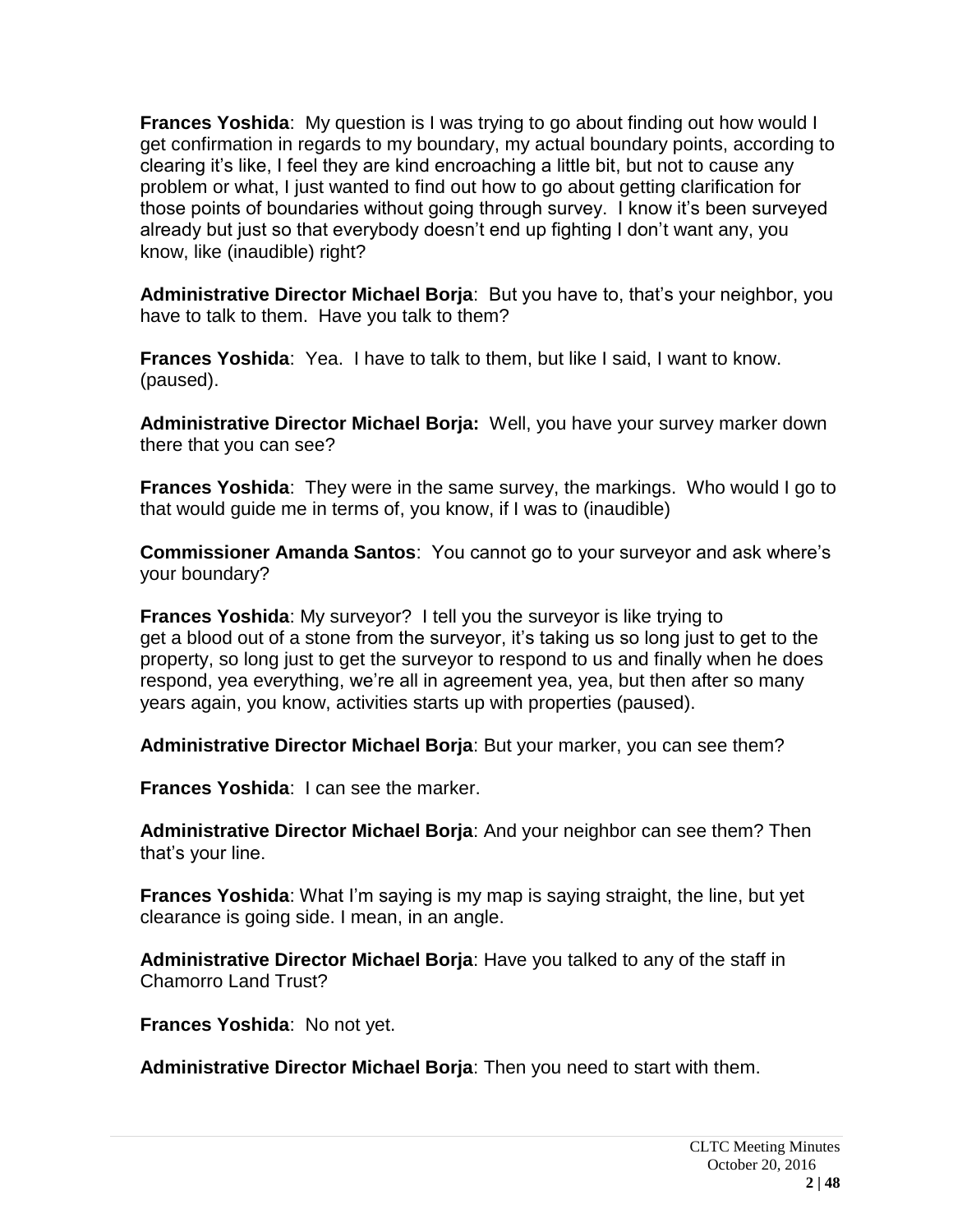**Frances Yoshida**: My question is I was trying to go about finding out how would I get confirmation in regards to my boundary, my actual boundary points, according to clearing it's like, I feel they are kind encroaching a little bit, but not to cause any problem or what, I just wanted to find out how to go about getting clarification for those points of boundaries without going through survey. I know it's been surveyed already but just so that everybody doesn't end up fighting I don't want any, you know, like (inaudible) right?

**Administrative Director Michael Borja**: But you have to, that's your neighbor, you have to talk to them. Have you talk to them?

**Frances Yoshida**: Yea. I have to talk to them, but like I said, I want to know. (paused).

**Administrative Director Michael Borja:** Well, you have your survey marker down there that you can see?

**Frances Yoshida**: They were in the same survey, the markings. Who would I go to that would guide me in terms of, you know, if I was to (inaudible)

**Commissioner Amanda Santos**: You cannot go to your surveyor and ask where's your boundary?

**Frances Yoshida**: My surveyor? I tell you the surveyor is like trying to get a blood out of a stone from the surveyor, it's taking us so long just to get to the property, so long just to get the surveyor to respond to us and finally when he does respond, yea everything, we're all in agreement yea, yea, but then after so many years again, you know, activities starts up with properties (paused).

**Administrative Director Michael Borja**: But your marker, you can see them?

**Frances Yoshida**: I can see the marker.

**Administrative Director Michael Borja**: And your neighbor can see them? Then that's your line.

**Frances Yoshida**: What I'm saying is my map is saying straight, the line, but yet clearance is going side. I mean, in an angle.

**Administrative Director Michael Borja**: Have you talked to any of the staff in Chamorro Land Trust?

**Frances Yoshida**: No not yet.

**Administrative Director Michael Borja**: Then you need to start with them.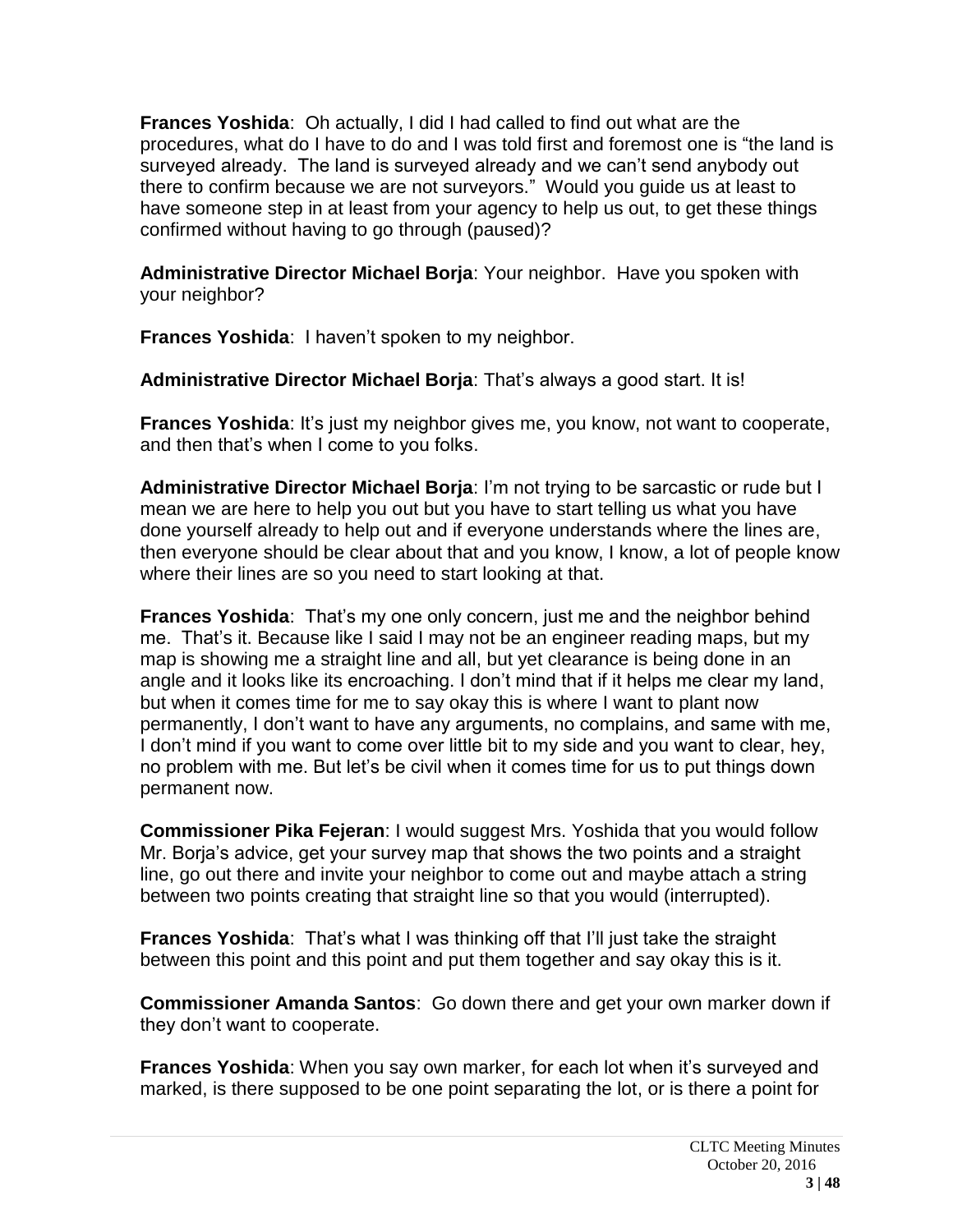**Frances Yoshida**: Oh actually, I did I had called to find out what are the procedures, what do I have to do and I was told first and foremost one is "the land is surveyed already. The land is surveyed already and we can't send anybody out there to confirm because we are not surveyors." Would you guide us at least to have someone step in at least from your agency to help us out, to get these things confirmed without having to go through (paused)?

**Administrative Director Michael Borja**: Your neighbor. Have you spoken with your neighbor?

**Frances Yoshida**: I haven't spoken to my neighbor.

**Administrative Director Michael Borja**: That's always a good start. It is!

**Frances Yoshida**: It's just my neighbor gives me, you know, not want to cooperate, and then that's when I come to you folks.

**Administrative Director Michael Borja**: I'm not trying to be sarcastic or rude but I mean we are here to help you out but you have to start telling us what you have done yourself already to help out and if everyone understands where the lines are, then everyone should be clear about that and you know, I know, a lot of people know where their lines are so you need to start looking at that.

**Frances Yoshida**: That's my one only concern, just me and the neighbor behind me. That's it. Because like I said I may not be an engineer reading maps, but my map is showing me a straight line and all, but yet clearance is being done in an angle and it looks like its encroaching. I don't mind that if it helps me clear my land, but when it comes time for me to say okay this is where I want to plant now permanently, I don't want to have any arguments, no complains, and same with me, I don't mind if you want to come over little bit to my side and you want to clear, hey, no problem with me. But let's be civil when it comes time for us to put things down permanent now.

**Commissioner Pika Fejeran**: I would suggest Mrs. Yoshida that you would follow Mr. Borja's advice, get your survey map that shows the two points and a straight line, go out there and invite your neighbor to come out and maybe attach a string between two points creating that straight line so that you would (interrupted).

**Frances Yoshida**: That's what I was thinking off that I'll just take the straight between this point and this point and put them together and say okay this is it.

**Commissioner Amanda Santos**: Go down there and get your own marker down if they don't want to cooperate.

**Frances Yoshida**: When you say own marker, for each lot when it's surveyed and marked, is there supposed to be one point separating the lot, or is there a point for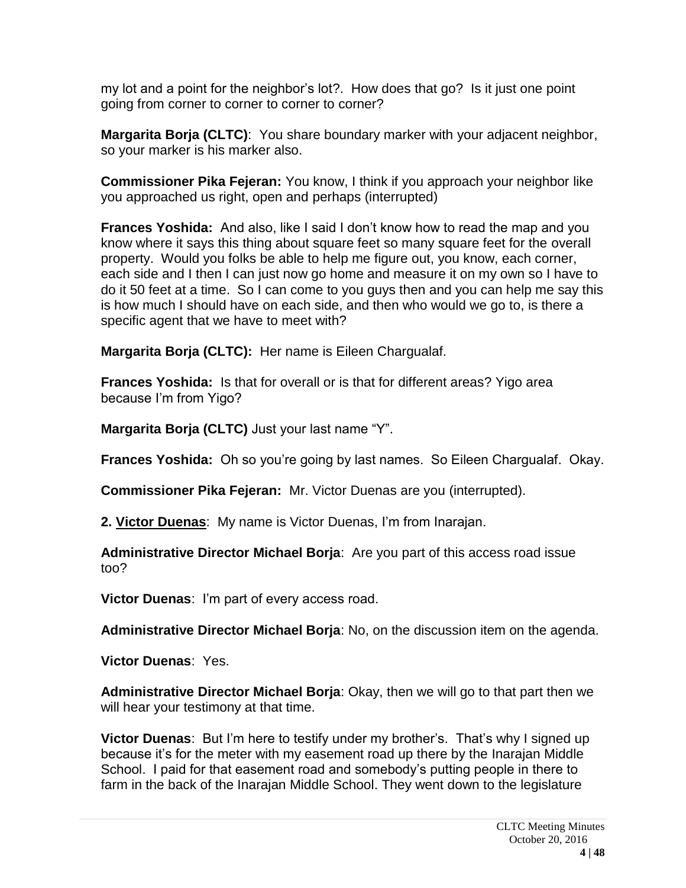my lot and a point for the neighbor's lot?. How does that go? Is it just one point going from corner to corner to corner to corner?

**Margarita Borja (CLTC)**: You share boundary marker with your adjacent neighbor, so your marker is his marker also.

**Commissioner Pika Fejeran:** You know, I think if you approach your neighbor like you approached us right, open and perhaps (interrupted)

**Frances Yoshida:** And also, like I said I don't know how to read the map and you know where it says this thing about square feet so many square feet for the overall property. Would you folks be able to help me figure out, you know, each corner, each side and I then I can just now go home and measure it on my own so I have to do it 50 feet at a time. So I can come to you guys then and you can help me say this is how much I should have on each side, and then who would we go to, is there a specific agent that we have to meet with?

**Margarita Borja (CLTC):** Her name is Eileen Chargualaf.

**Frances Yoshida:** Is that for overall or is that for different areas? Yigo area because I'm from Yigo?

**Margarita Borja (CLTC)** Just your last name "Y".

**Frances Yoshida:** Oh so you're going by last names. So Eileen Chargualaf. Okay.

**Commissioner Pika Fejeran:** Mr. Victor Duenas are you (interrupted).

**2. <u>Victor Duenas</u>**: My name is Victor Duenas, I'm from Inarajan.

**Administrative Director Michael Borja**: Are you part of this access road issue too?

**Victor Duenas**: I'm part of every access road.

**Administrative Director Michael Borja**: No, on the discussion item on the agenda.

**Victor Duenas**: Yes.

**Administrative Director Michael Borja**: Okay, then we will go to that part then we will hear your testimony at that time.

**Victor Duenas**: But I'm here to testify under my brother's. That's why I signed up because it's for the meter with my easement road up there by the Inarajan Middle School. I paid for that easement road and somebody's putting people in there to farm in the back of the Inarajan Middle School. They went down to the legislature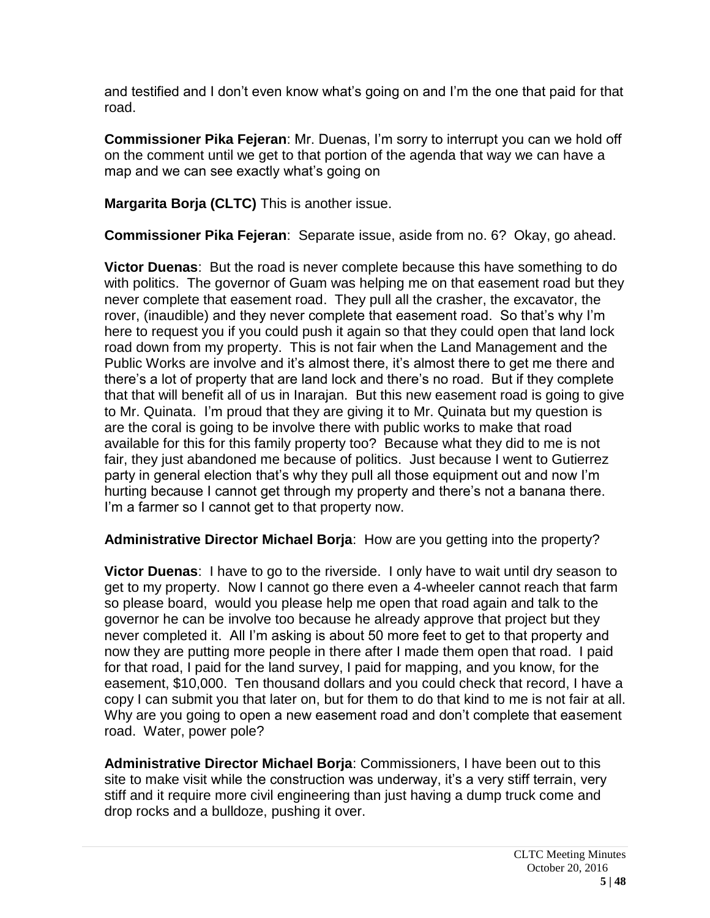and testified and I don't even know what's going on and I'm the one that paid for that road.

**Commissioner Pika Fejeran**: Mr. Duenas, I'm sorry to interrupt you can we hold off on the comment until we get to that portion of the agenda that way we can have a map and we can see exactly what's going on

**Margarita Borja (CLTC)** This is another issue.

**Commissioner Pika Fejeran**: Separate issue, aside from no. 6? Okay, go ahead.

**Victor Duenas**: But the road is never complete because this have something to do with politics. The governor of Guam was helping me on that easement road but they never complete that easement road. They pull all the crasher, the excavator, the rover, (inaudible) and they never complete that easement road. So that's why I'm here to request you if you could push it again so that they could open that land lock road down from my property. This is not fair when the Land Management and the Public Works are involve and it's almost there, it's almost there to get me there and there's a lot of property that are land lock and there's no road. But if they complete that that will benefit all of us in Inarajan. But this new easement road is going to give to Mr. Quinata. I'm proud that they are giving it to Mr. Quinata but my question is are the coral is going to be involve there with public works to make that road available for this for this family property too? Because what they did to me is not fair, they just abandoned me because of politics. Just because I went to Gutierrez party in general election that's why they pull all those equipment out and now I'm hurting because I cannot get through my property and there's not a banana there. I'm a farmer so I cannot get to that property now.

**Administrative Director Michael Borja**: How are you getting into the property?

**Victor Duenas**: I have to go to the riverside. I only have to wait until dry season to get to my property. Now I cannot go there even a 4-wheeler cannot reach that farm so please board, would you please help me open that road again and talk to the governor he can be involve too because he already approve that project but they never completed it. All I'm asking is about 50 more feet to get to that property and now they are putting more people in there after I made them open that road. I paid for that road, I paid for the land survey, I paid for mapping, and you know, for the easement, $10,000. Ten thousand dollars and you could check that record, I have a copy I can submit you that later on, but for them to do that kind to me is not fair at all. Why are you going to open a new easement road and don't complete that easement road. Water, power pole?

**Administrative Director Michael Borja**: Commissioners, I have been out to this site to make visit while the construction was underway, it's a very stiff terrain, very stiff and it require more civil engineering than just having a dump truck come and drop rocks and a bulldoze, pushing it over.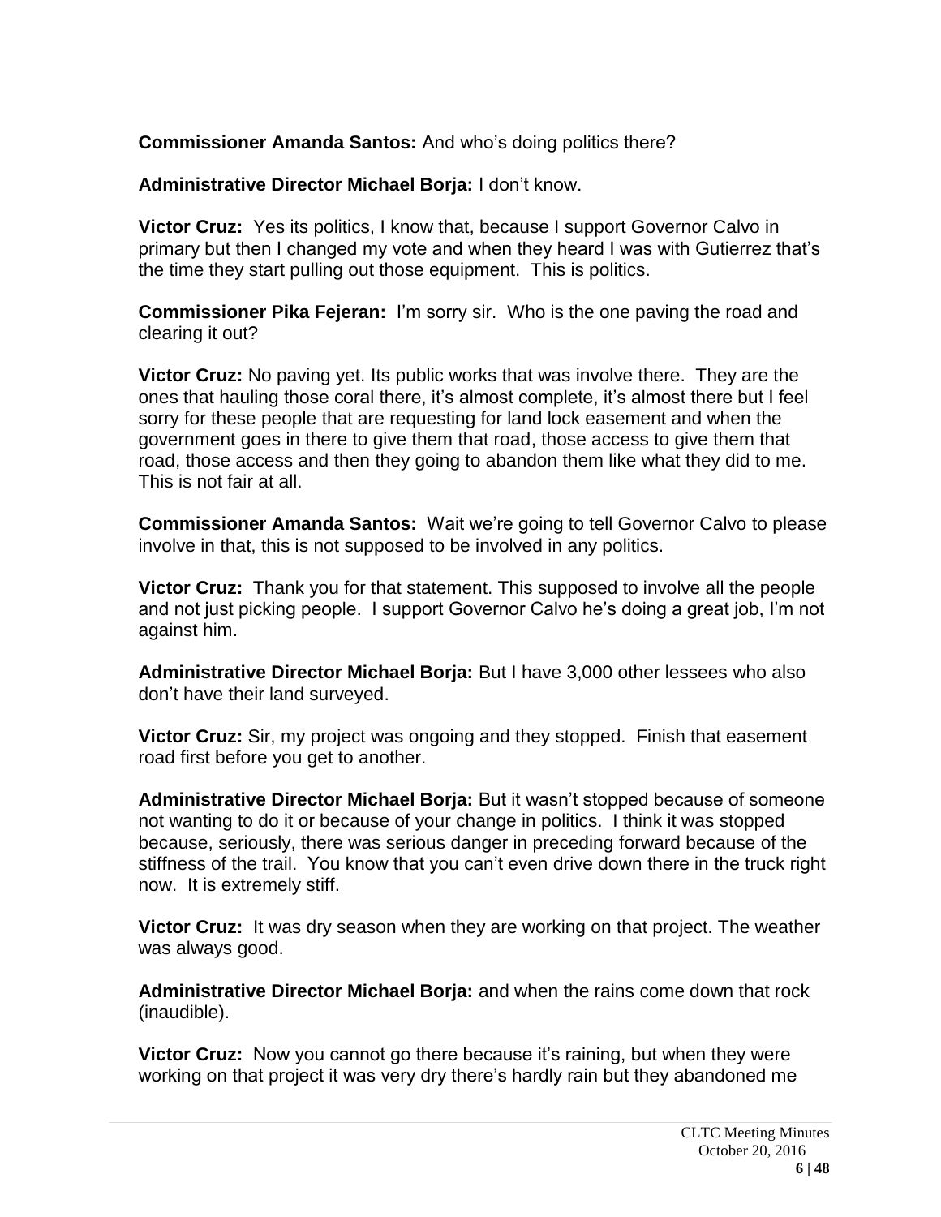**Commissioner Amanda Santos:** And who's doing politics there?

**Administrative Director Michael Borja:** I don't know.

**Victor Cruz:** Yes its politics, I know that, because I support Governor Calvo in primary but then I changed my vote and when they heard I was with Gutierrez that's the time they start pulling out those equipment. This is politics.

**Commissioner Pika Fejeran:** I'm sorry sir. Who is the one paving the road and clearing it out?

**Victor Cruz:** No paving yet. Its public works that was involve there. They are the ones that hauling those coral there, it's almost complete, it's almost there but I feel sorry for these people that are requesting for land lock easement and when the government goes in there to give them that road, those access to give them that road, those access and then they going to abandon them like what they did to me. This is not fair at all.

**Commissioner Amanda Santos:** Wait we're going to tell Governor Calvo to please involve in that, this is not supposed to be involved in any politics.

**Victor Cruz:** Thank you for that statement. This supposed to involve all the people and not just picking people. I support Governor Calvo he's doing a great job, I'm not against him.

**Administrative Director Michael Borja:** But I have 3,000 other lessees who also don't have their land surveyed.

**Victor Cruz:** Sir, my project was ongoing and they stopped. Finish that easement road first before you get to another.

**Administrative Director Michael Borja:** But it wasn't stopped because of someone not wanting to do it or because of your change in politics. I think it was stopped because, seriously, there was serious danger in preceding forward because of the stiffness of the trail. You know that you can't even drive down there in the truck right now. It is extremely stiff.

**Victor Cruz:** It was dry season when they are working on that project. The weather was always good.

**Administrative Director Michael Borja:** and when the rains come down that rock (inaudible).

**Victor Cruz:** Now you cannot go there because it's raining, but when they were working on that project it was very dry there's hardly rain but they abandoned me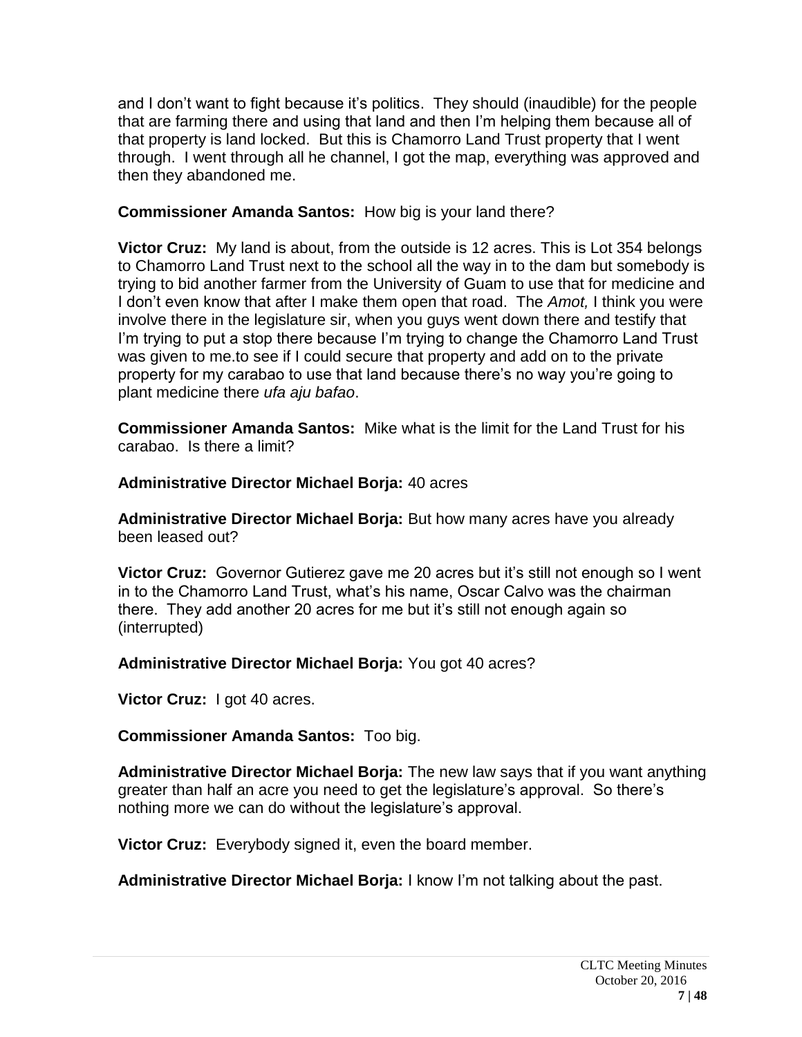and I don't want to fight because it's politics. They should (inaudible) for the people that are farming there and using that land and then I'm helping them because all of that property is land locked. But this is Chamorro Land Trust property that I went through. I went through all he channel, I got the map, everything was approved and then they abandoned me.

**Commissioner Amanda Santos:** How big is your land there?

**Victor Cruz:** My land is about, from the outside is 12 acres. This is Lot 354 belongs to Chamorro Land Trust next to the school all the way in to the dam but somebody is trying to bid another farmer from the University of Guam to use that for medicine and I don't even know that after I make them open that road. The *Amot,* I think you were involve there in the legislature sir, when you guys went down there and testify that I'm trying to put a stop there because I'm trying to change the Chamorro Land Trust was given to me.to see if I could secure that property and add on to the private property for my carabao to use that land because there's no way you're going to plant medicine there *ufa aju bafao*.

**Commissioner Amanda Santos:** Mike what is the limit for the Land Trust for his carabao. Is there a limit?

**Administrative Director Michael Borja:** 40 acres

**Administrative Director Michael Borja:** But how many acres have you already been leased out?

**Victor Cruz:** Governor Gutierez gave me 20 acres but it's still not enough so I went in to the Chamorro Land Trust, what's his name, Oscar Calvo was the chairman there. They add another 20 acres for me but it's still not enough again so (interrupted)

**Administrative Director Michael Borja:** You got 40 acres?

**Victor Cruz:** I got 40 acres.

**Commissioner Amanda Santos:** Too big.

**Administrative Director Michael Borja:** The new law says that if you want anything greater than half an acre you need to get the legislature's approval. So there's nothing more we can do without the legislature's approval.

**Victor Cruz:** Everybody signed it, even the board member.

**Administrative Director Michael Borja:** I know I'm not talking about the past.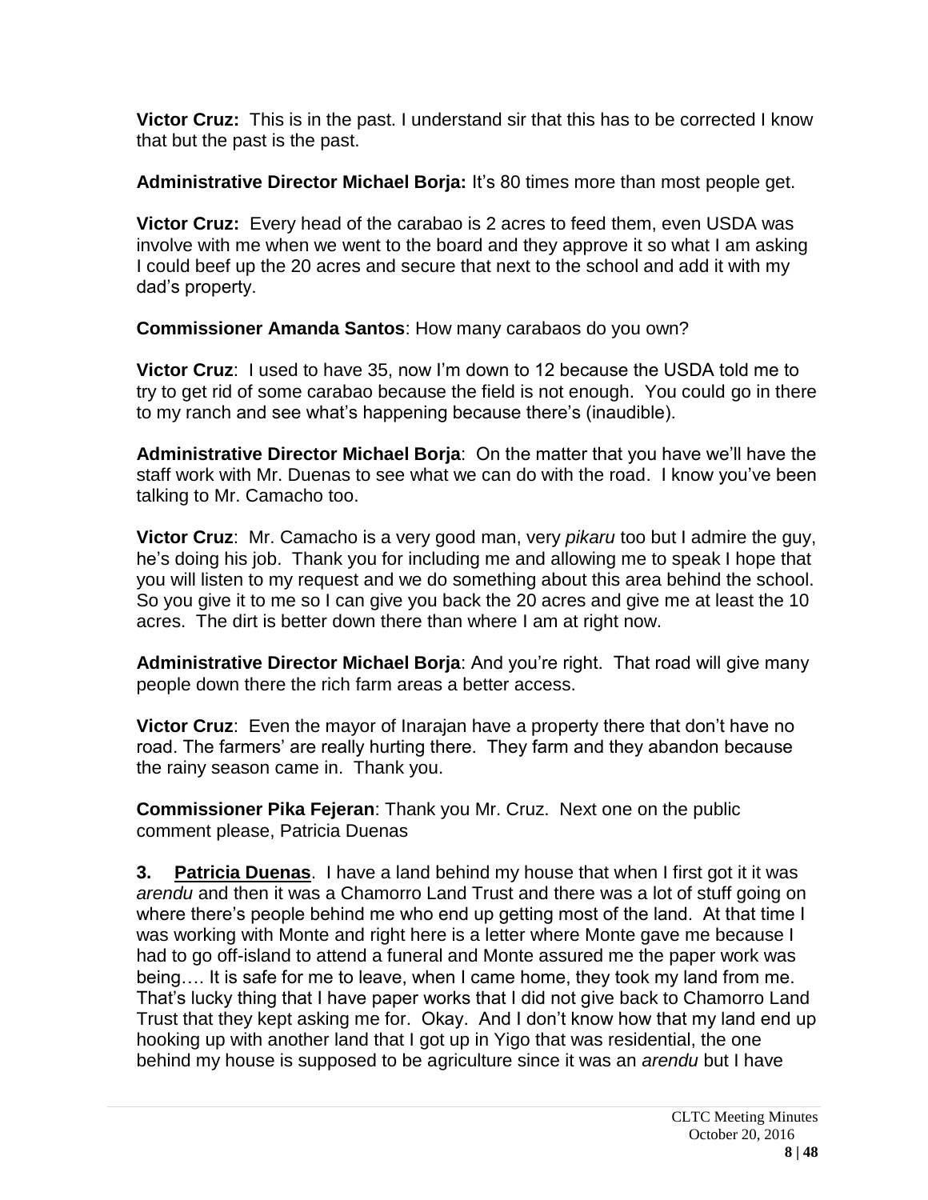**Victor Cruz:** This is in the past. I understand sir that this has to be corrected I know that but the past is the past.

**Administrative Director Michael Borja:** It's 80 times more than most people get.

**Victor Cruz:** Every head of the carabao is 2 acres to feed them, even USDA was involve with me when we went to the board and they approve it so what I am asking I could beef up the 20 acres and secure that next to the school and add it with my dad's property.

**Commissioner Amanda Santos**: How many carabaos do you own?

**Victor Cruz**: I used to have 35, now I'm down to 12 because the USDA told me to try to get rid of some carabao because the field is not enough. You could go in there to my ranch and see what's happening because there's (inaudible).

**Administrative Director Michael Borja**: On the matter that you have we'll have the staff work with Mr. Duenas to see what we can do with the road. I know you've been talking to Mr. Camacho too.

**Victor Cruz**: Mr. Camacho is a very good man, very *pikaru* too but I admire the guy, he's doing his job. Thank you for including me and allowing me to speak I hope that you will listen to my request and we do something about this area behind the school. So you give it to me so I can give you back the 20 acres and give me at least the 10 acres. The dirt is better down there than where I am at right now.

**Administrative Director Michael Borja**: And you're right. That road will give many people down there the rich farm areas a better access.

**Victor Cruz**: Even the mayor of Inarajan have a property there that don't have no road. The farmers' are really hurting there. They farm and they abandon because the rainy season came in. Thank you.

**Commissioner Pika Fejeran**: Thank you Mr. Cruz. Next one on the public comment please, Patricia Duenas

**3. Patricia Duenas**. I have a land behind my house that when I first got it it was *arendu* and then it was a Chamorro Land Trust and there was a lot of stuff going on where there's people behind me who end up getting most of the land. At that time I was working with Monte and right here is a letter where Monte gave me because I had to go off-island to attend a funeral and Monte assured me the paper work was being…. It is safe for me to leave, when I came home, they took my land from me. That's lucky thing that I have paper works that I did not give back to Chamorro Land Trust that they kept asking me for. Okay. And I don't know how that my land end up hooking up with another land that I got up in Yigo that was residential, the one behind my house is supposed to be agriculture since it was an *arendu* but I have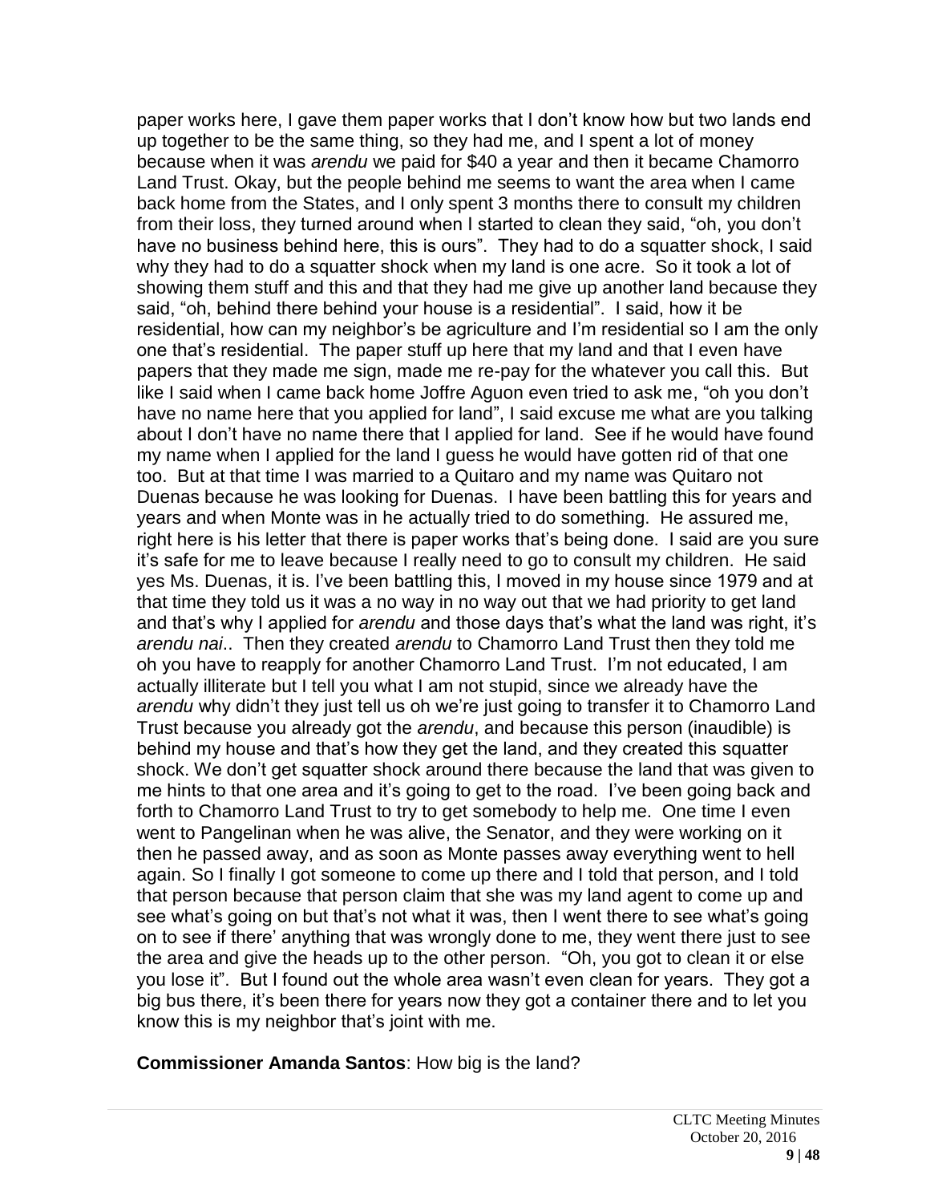paper works here, I gave them paper works that I don't know how but two lands end up together to be the same thing, so they had me, and I spent a lot of money because when it was *arendu* we paid for $40 a year and then it became Chamorro Land Trust. Okay, but the people behind me seems to want the area when I came back home from the States, and I only spent 3 months there to consult my children from their loss, they turned around when I started to clean they said, "oh, you don't have no business behind here, this is ours". They had to do a squatter shock, I said why they had to do a squatter shock when my land is one acre. So it took a lot of showing them stuff and this and that they had me give up another land because they said, "oh, behind there behind your house is a residential". I said, how it be residential, how can my neighbor's be agriculture and I'm residential so I am the only one that's residential. The paper stuff up here that my land and that I even have papers that they made me sign, made me re-pay for the whatever you call this. But like I said when I came back home Joffre Aguon even tried to ask me, "oh you don't have no name here that you applied for land", I said excuse me what are you talking about I don't have no name there that I applied for land. See if he would have found my name when I applied for the land I guess he would have gotten rid of that one too. But at that time I was married to a Quitaro and my name was Quitaro not Duenas because he was looking for Duenas. I have been battling this for years and years and when Monte was in he actually tried to do something. He assured me, right here is his letter that there is paper works that's being done. I said are you sure it's safe for me to leave because I really need to go to consult my children. He said yes Ms. Duenas, it is. I've been battling this, I moved in my house since 1979 and at that time they told us it was a no way in no way out that we had priority to get land and that's why I applied for *arendu* and those days that's what the land was right, it's *arendu nai*.. Then they created *arendu* to Chamorro Land Trust then they told me oh you have to reapply for another Chamorro Land Trust. I'm not educated, I am actually illiterate but I tell you what I am not stupid, since we already have the *arendu* why didn't they just tell us oh we're just going to transfer it to Chamorro Land Trust because you already got the *arendu*, and because this person (inaudible) is behind my house and that's how they get the land, and they created this squatter shock. We don't get squatter shock around there because the land that was given to me hints to that one area and it's going to get to the road. I've been going back and forth to Chamorro Land Trust to try to get somebody to help me. One time I even went to Pangelinan when he was alive, the Senator, and they were working on it then he passed away, and as soon as Monte passes away everything went to hell again. So I finally I got someone to come up there and I told that person, and I told that person because that person claim that she was my land agent to come up and see what's going on but that's not what it was, then I went there to see what's going on to see if there' anything that was wrongly done to me, they went there just to see the area and give the heads up to the other person. "Oh, you got to clean it or else you lose it". But I found out the whole area wasn't even clean for years. They got a big bus there, it's been there for years now they got a container there and to let you know this is my neighbor that's joint with me.

**Commissioner Amanda Santos**: How big is the land?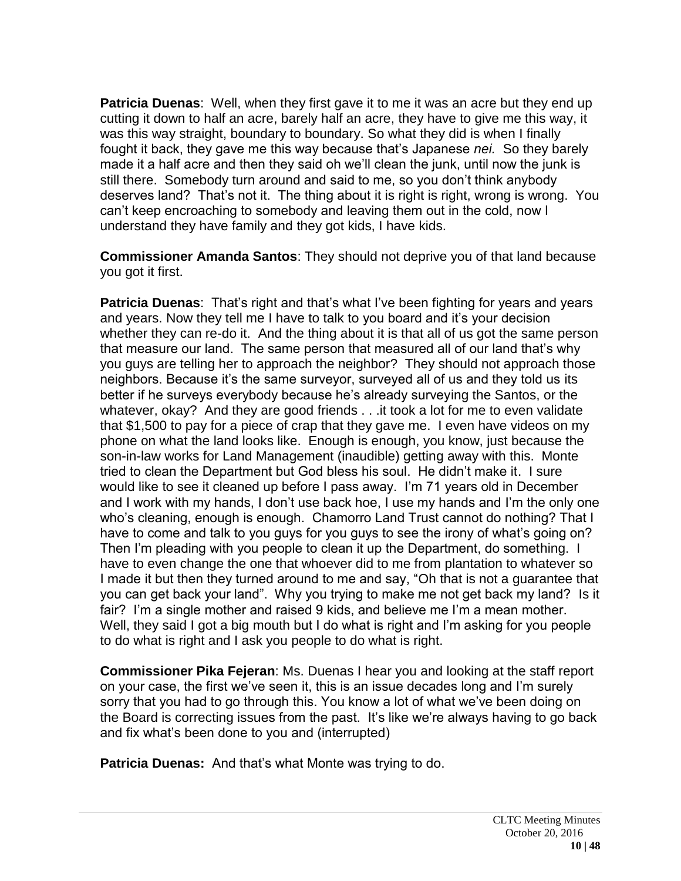**Patricia Duenas**: Well, when they first gave it to me it was an acre but they end up cutting it down to half an acre, barely half an acre, they have to give me this way, it was this way straight, boundary to boundary. So what they did is when I finally fought it back, they gave me this way because that's Japanese *nei.* So they barely made it a half acre and then they said oh we'll clean the junk, until now the junk is still there. Somebody turn around and said to me, so you don't think anybody deserves land? That's not it. The thing about it is right is right, wrong is wrong. You can't keep encroaching to somebody and leaving them out in the cold, now I understand they have family and they got kids, I have kids.

**Commissioner Amanda Santos**: They should not deprive you of that land because you got it first.

**Patricia Duenas**: That's right and that's what I've been fighting for years and years and years. Now they tell me I have to talk to you board and it's your decision whether they can re-do it. And the thing about it is that all of us got the same person that measure our land. The same person that measured all of our land that's why you guys are telling her to approach the neighbor? They should not approach those neighbors. Because it's the same surveyor, surveyed all of us and they told us its better if he surveys everybody because he's already surveying the Santos, or the whatever, okay? And they are good friends . . .it took a lot for me to even validate that $1,500 to pay for a piece of crap that they gave me. I even have videos on my phone on what the land looks like. Enough is enough, you know, just because the son-in-law works for Land Management (inaudible) getting away with this. Monte tried to clean the Department but God bless his soul. He didn't make it. I sure would like to see it cleaned up before I pass away. I'm 71 years old in December and I work with my hands, I don't use back hoe, I use my hands and I'm the only one who's cleaning, enough is enough. Chamorro Land Trust cannot do nothing? That I have to come and talk to you guys for you guys to see the irony of what's going on? Then I'm pleading with you people to clean it up the Department, do something. I have to even change the one that whoever did to me from plantation to whatever so I made it but then they turned around to me and say, "Oh that is not a guarantee that you can get back your land". Why you trying to make me not get back my land? Is it fair? I'm a single mother and raised 9 kids, and believe me I'm a mean mother. Well, they said I got a big mouth but I do what is right and I'm asking for you people to do what is right and I ask you people to do what is right.

**Commissioner Pika Fejeran**: Ms. Duenas I hear you and looking at the staff report on your case, the first we've seen it, this is an issue decades long and I'm surely sorry that you had to go through this. You know a lot of what we've been doing on the Board is correcting issues from the past. It's like we're always having to go back and fix what's been done to you and (interrupted)

**Patricia Duenas:** And that's what Monte was trying to do.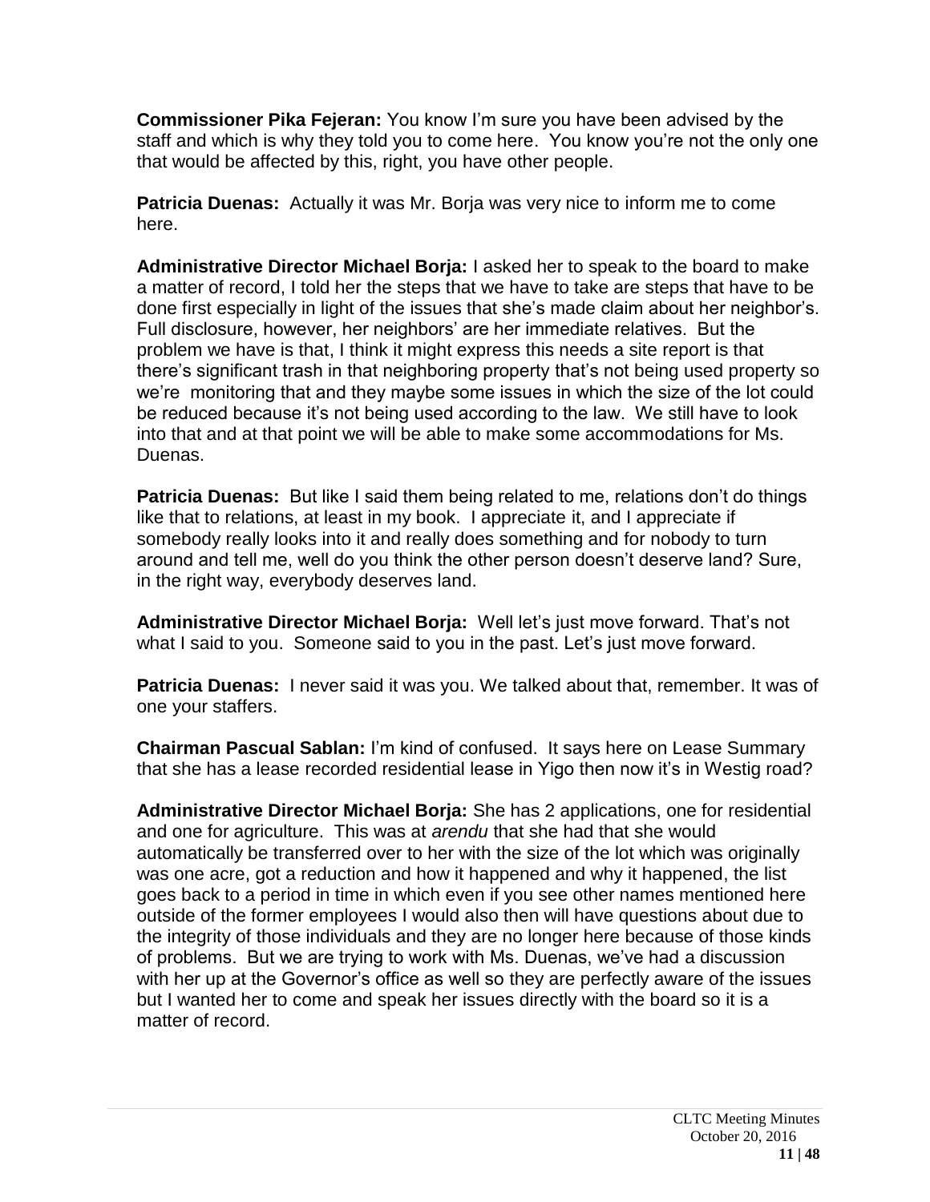**Commissioner Pika Fejeran:** You know I'm sure you have been advised by the staff and which is why they told you to come here. You know you're not the only one that would be affected by this, right, you have other people.

**Patricia Duenas:** Actually it was Mr. Borja was very nice to inform me to come here.

**Administrative Director Michael Borja:** I asked her to speak to the board to make a matter of record, I told her the steps that we have to take are steps that have to be done first especially in light of the issues that she's made claim about her neighbor's. Full disclosure, however, her neighbors' are her immediate relatives. But the problem we have is that, I think it might express this needs a site report is that there's significant trash in that neighboring property that's not being used property so we're monitoring that and they maybe some issues in which the size of the lot could be reduced because it's not being used according to the law. We still have to look into that and at that point we will be able to make some accommodations for Ms. Duenas.

**Patricia Duenas:** But like I said them being related to me, relations don't do things like that to relations, at least in my book. I appreciate it, and I appreciate if somebody really looks into it and really does something and for nobody to turn around and tell me, well do you think the other person doesn't deserve land? Sure, in the right way, everybody deserves land.

**Administrative Director Michael Borja:** Well let's just move forward. That's not what I said to you. Someone said to you in the past. Let's just move forward.

**Patricia Duenas:** I never said it was you. We talked about that, remember. It was of one your staffers.

**Chairman Pascual Sablan:** I'm kind of confused. It says here on Lease Summary that she has a lease recorded residential lease in Yigo then now it's in Westig road?

**Administrative Director Michael Borja:** She has 2 applications, one for residential and one for agriculture. This was at *arendu* that she had that she would automatically be transferred over to her with the size of the lot which was originally was one acre, got a reduction and how it happened and why it happened, the list goes back to a period in time in which even if you see other names mentioned here outside of the former employees I would also then will have questions about due to the integrity of those individuals and they are no longer here because of those kinds of problems. But we are trying to work with Ms. Duenas, we've had a discussion with her up at the Governor's office as well so they are perfectly aware of the issues but I wanted her to come and speak her issues directly with the board so it is a matter of record.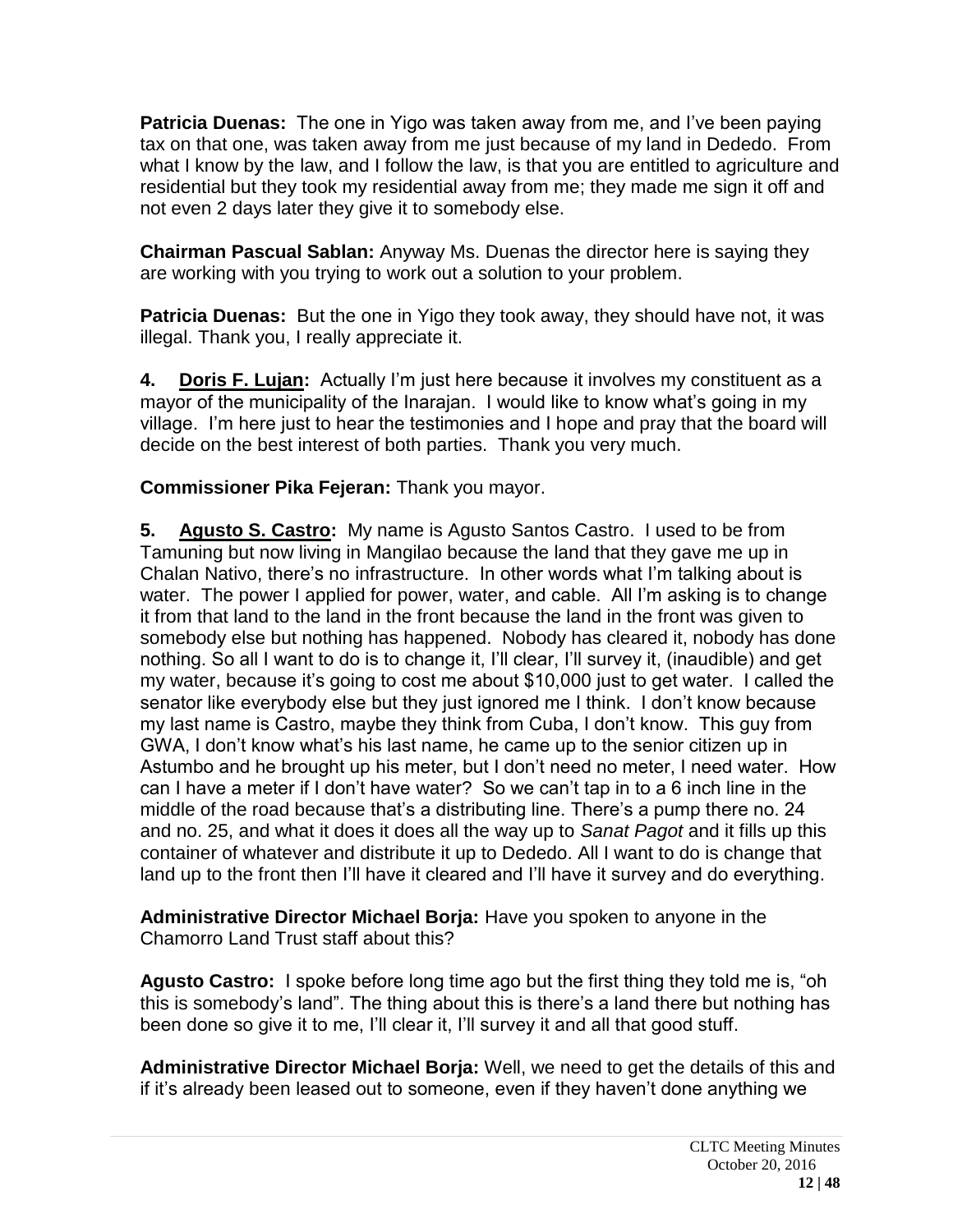**Patricia Duenas:** The one in Yigo was taken away from me, and I've been paying tax on that one, was taken away from me just because of my land in Dededo. From what I know by the law, and I follow the law, is that you are entitled to agriculture and residential but they took my residential away from me; they made me sign it off and not even 2 days later they give it to somebody else.

**Chairman Pascual Sablan:** Anyway Ms. Duenas the director here is saying they are working with you trying to work out a solution to your problem.

**Patricia Duenas:** But the one in Yigo they took away, they should have not, it was illegal. Thank you, I really appreciate it.

**4. <u>Doris F. Lujan</u>:** Actually I'm just here because it involves my constituent as a mayor of the municipality of the Inarajan. I would like to know what's going in my village. I'm here just to hear the testimonies and I hope and pray that the board will decide on the best interest of both parties. Thank you very much.

**Commissioner Pika Fejeran:** Thank you mayor.

**5. <u>Agusto S. Castro</u>:** My name is Agusto Santos Castro. I used to be from Tamuning but now living in Mangilao because the land that they gave me up in Chalan Nativo, there's no infrastructure. In other words what I'm talking about is water. The power I applied for power, water, and cable. All I'm asking is to change it from that land to the land in the front because the land in the front was given to somebody else but nothing has happened. Nobody has cleared it, nobody has done nothing. So all I want to do is to change it, I'll clear, I'll survey it, (inaudible) and get my water, because it's going to cost me about $10,000 just to get water. I called the senator like everybody else but they just ignored me I think. I don't know because my last name is Castro, maybe they think from Cuba, I don't know. This guy from GWA, I don't know what's his last name, he came up to the senior citizen up in Astumbo and he brought up his meter, but I don't need no meter, I need water. How can I have a meter if I don't have water? So we can't tap in to a 6 inch line in the middle of the road because that's a distributing line. There's a pump there no. 24 and no. 25, and what it does it does all the way up to *Sanat Pagot* and it fills up this container of whatever and distribute it up to Dededo. All I want to do is change that land up to the front then I'll have it cleared and I'll have it survey and do everything.

**Administrative Director Michael Borja:** Have you spoken to anyone in the Chamorro Land Trust staff about this?

**Agusto Castro:** I spoke before long time ago but the first thing they told me is, "oh this is somebody's land". The thing about this is there's a land there but nothing has been done so give it to me, I'll clear it, I'll survey it and all that good stuff.

**Administrative Director Michael Borja:** Well, we need to get the details of this and if it's already been leased out to someone, even if they haven't done anything we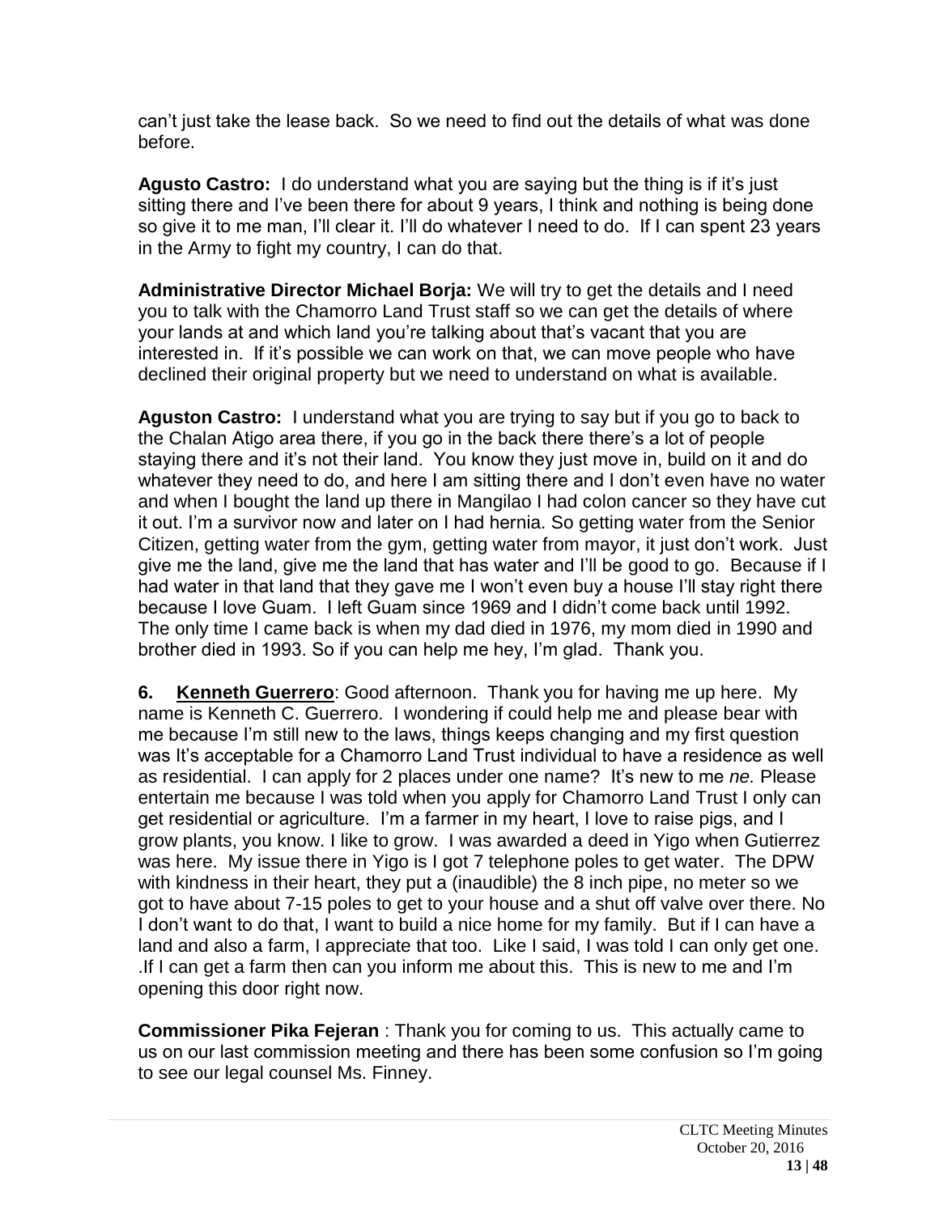can't just take the lease back. So we need to find out the details of what was done before.

**Agusto Castro:** I do understand what you are saying but the thing is if it's just sitting there and I've been there for about 9 years, I think and nothing is being done so give it to me man, I'll clear it. I'll do whatever I need to do. If I can spent 23 years in the Army to fight my country, I can do that.

**Administrative Director Michael Borja:** We will try to get the details and I need you to talk with the Chamorro Land Trust staff so we can get the details of where your lands at and which land you're talking about that's vacant that you are interested in. If it's possible we can work on that, we can move people who have declined their original property but we need to understand on what is available.

**Aguston Castro:** I understand what you are trying to say but if you go to back to the Chalan Atigo area there, if you go in the back there there's a lot of people staying there and it's not their land. You know they just move in, build on it and do whatever they need to do, and here I am sitting there and I don't even have no water and when I bought the land up there in Mangilao I had colon cancer so they have cut it out. I'm a survivor now and later on I had hernia. So getting water from the Senior Citizen, getting water from the gym, getting water from mayor, it just don't work. Just give me the land, give me the land that has water and I'll be good to go. Because if I had water in that land that they gave me I won't even buy a house I'll stay right there because I love Guam. I left Guam since 1969 and I didn't come back until 1992. The only time I came back is when my dad died in 1976, my mom died in 1990 and brother died in 1993. So if you can help me hey, I'm glad. Thank you.

**6. <u>Kenneth Guerrero</u>**: Good afternoon. Thank you for having me up here. My name is Kenneth C. Guerrero. I wondering if could help me and please bear with me because I'm still new to the laws, things keeps changing and my first question was It's acceptable for a Chamorro Land Trust individual to have a residence as well as residential. I can apply for 2 places under one name? It's new to me *ne.* Please entertain me because I was told when you apply for Chamorro Land Trust I only can get residential or agriculture. I'm a farmer in my heart, I love to raise pigs, and I grow plants, you know. I like to grow. I was awarded a deed in Yigo when Gutierrez was here. My issue there in Yigo is I got 7 telephone poles to get water. The DPW with kindness in their heart, they put a (inaudible) the 8 inch pipe, no meter so we got to have about 7-15 poles to get to your house and a shut off valve over there. No I don't want to do that, I want to build a nice home for my family. But if I can have a land and also a farm, I appreciate that too. Like I said, I was told I can only get one. .If I can get a farm then can you inform me about this. This is new to me and I'm opening this door right now.

**Commissioner Pika Fejeran** : Thank you for coming to us. This actually came to us on our last commission meeting and there has been some confusion so I'm going to see our legal counsel Ms. Finney.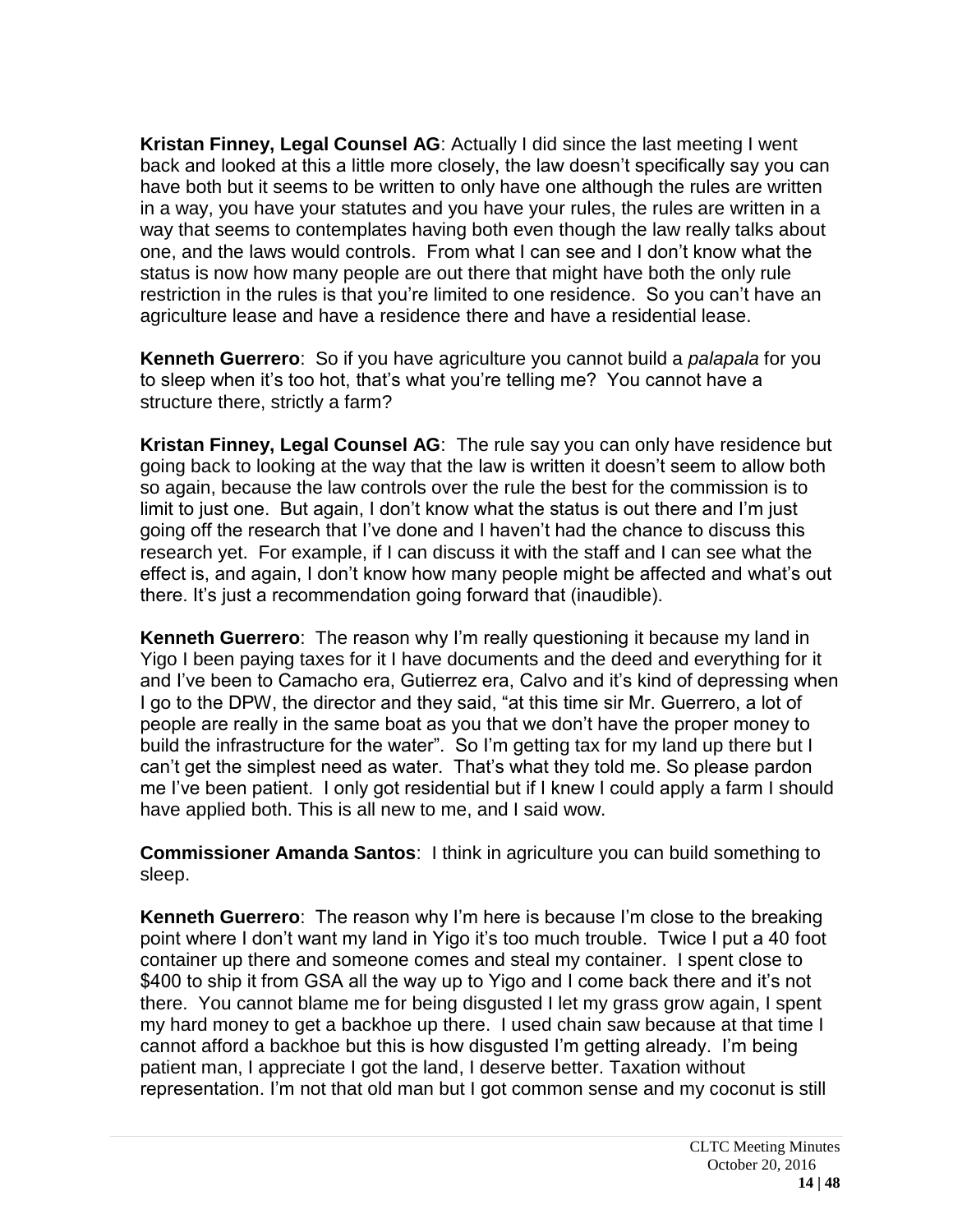**Kristan Finney, Legal Counsel AG**: Actually I did since the last meeting I went back and looked at this a little more closely, the law doesn't specifically say you can have both but it seems to be written to only have one although the rules are written in a way, you have your statutes and you have your rules, the rules are written in a way that seems to contemplates having both even though the law really talks about one, and the laws would controls. From what I can see and I don't know what the status is now how many people are out there that might have both the only rule restriction in the rules is that you're limited to one residence. So you can't have an agriculture lease and have a residence there and have a residential lease.

**Kenneth Guerrero**: So if you have agriculture you cannot build a *palapala* for you to sleep when it's too hot, that's what you're telling me? You cannot have a structure there, strictly a farm?

**Kristan Finney, Legal Counsel AG**: The rule say you can only have residence but going back to looking at the way that the law is written it doesn't seem to allow both so again, because the law controls over the rule the best for the commission is to limit to just one. But again, I don't know what the status is out there and I'm just going off the research that I've done and I haven't had the chance to discuss this research yet. For example, if I can discuss it with the staff and I can see what the effect is, and again, I don't know how many people might be affected and what's out there. It's just a recommendation going forward that (inaudible).

**Kenneth Guerrero**: The reason why I'm really questioning it because my land in Yigo I been paying taxes for it I have documents and the deed and everything for it and I've been to Camacho era, Gutierrez era, Calvo and it's kind of depressing when I go to the DPW, the director and they said, "at this time sir Mr. Guerrero, a lot of people are really in the same boat as you that we don't have the proper money to build the infrastructure for the water". So I'm getting tax for my land up there but I can't get the simplest need as water. That's what they told me. So please pardon me I've been patient. I only got residential but if I knew I could apply a farm I should have applied both. This is all new to me, and I said wow.

**Commissioner Amanda Santos**: I think in agriculture you can build something to sleep.

**Kenneth Guerrero**: The reason why I'm here is because I'm close to the breaking point where I don't want my land in Yigo it's too much trouble. Twice I put a 40 foot container up there and someone comes and steal my container. I spent close to $400 to ship it from GSA all the way up to Yigo and I come back there and it's not there. You cannot blame me for being disgusted I let my grass grow again, I spent my hard money to get a backhoe up there. I used chain saw because at that time I cannot afford a backhoe but this is how disgusted I'm getting already. I'm being patient man, I appreciate I got the land, I deserve better. Taxation without representation. I'm not that old man but I got common sense and my coconut is still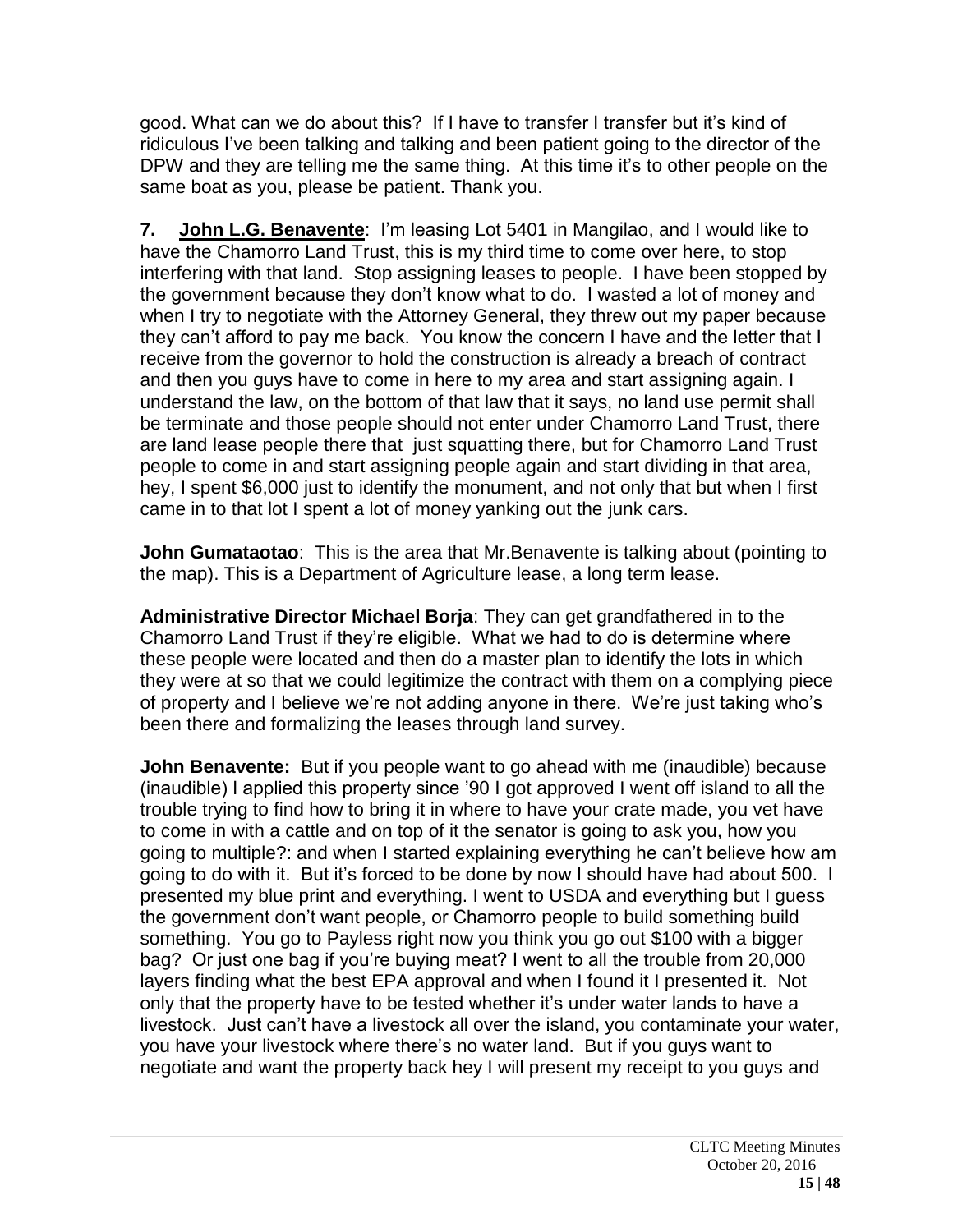good. What can we do about this? If I have to transfer I transfer but it's kind of ridiculous I've been talking and talking and been patient going to the director of the DPW and they are telling me the same thing. At this time it's to other people on the same boat as you, please be patient. Thank you.

**7. John L.G. Benavente**: I'm leasing Lot 5401 in Mangilao, and I would like to have the Chamorro Land Trust, this is my third time to come over here, to stop interfering with that land. Stop assigning leases to people. I have been stopped by the government because they don't know what to do. I wasted a lot of money and when I try to negotiate with the Attorney General, they threw out my paper because they can't afford to pay me back. You know the concern I have and the letter that I receive from the governor to hold the construction is already a breach of contract and then you guys have to come in here to my area and start assigning again. I understand the law, on the bottom of that law that it says, no land use permit shall be terminate and those people should not enter under Chamorro Land Trust, there are land lease people there that just squatting there, but for Chamorro Land Trust people to come in and start assigning people again and start dividing in that area, hey, I spent $6,000 just to identify the monument, and not only that but when I first came in to that lot I spent a lot of money yanking out the junk cars.

**John Gumataotao**: This is the area that Mr.Benavente is talking about (pointing to the map). This is a Department of Agriculture lease, a long term lease.

**Administrative Director Michael Borja**: They can get grandfathered in to the Chamorro Land Trust if they're eligible. What we had to do is determine where these people were located and then do a master plan to identify the lots in which they were at so that we could legitimize the contract with them on a complying piece of property and I believe we're not adding anyone in there. We're just taking who's been there and formalizing the leases through land survey.

**John Benavente:** But if you people want to go ahead with me (inaudible) because (inaudible) I applied this property since '90 I got approved I went off island to all the trouble trying to find how to bring it in where to have your crate made, you vet have to come in with a cattle and on top of it the senator is going to ask you, how you going to multiple?: and when I started explaining everything he can't believe how am going to do with it. But it's forced to be done by now I should have had about 500. I presented my blue print and everything. I went to USDA and everything but I guess the government don't want people, or Chamorro people to build something build something. You go to Payless right now you think you go out $100 with a bigger bag? Or just one bag if you're buying meat? I went to all the trouble from 20,000 layers finding what the best EPA approval and when I found it I presented it. Not only that the property have to be tested whether it's under water lands to have a livestock. Just can't have a livestock all over the island, you contaminate your water, you have your livestock where there's no water land. But if you guys want to negotiate and want the property back hey I will present my receipt to you guys and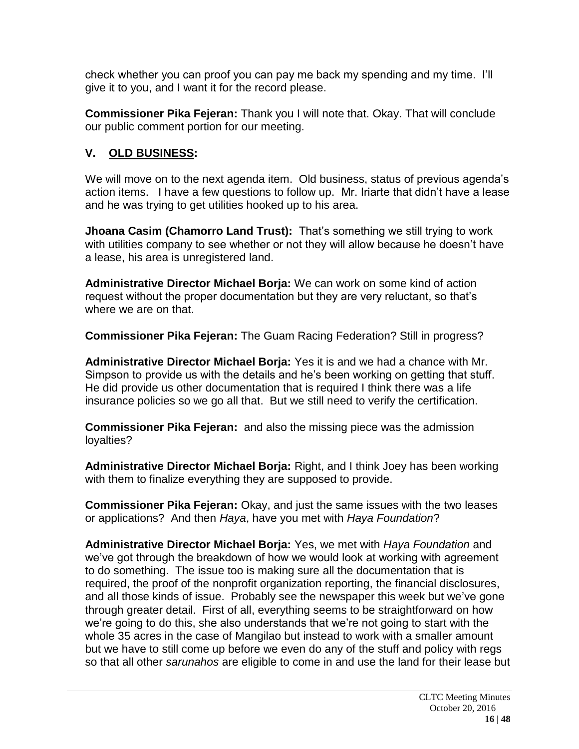check whether you can proof you can pay me back my spending and my time. I'll give it to you, and I want it for the record please.

**Commissioner Pika Fejeran:** Thank you I will note that. Okay. That will conclude our public comment portion for our meeting.

## V. OLD BUSINESS:

We will move on to the next agenda item. Old business, status of previous agenda's action items. I have a few questions to follow up. Mr. Iriarte that didn't have a lease and he was trying to get utilities hooked up to his area.

**Jhoana Casim (Chamorro Land Trust):** That's something we still trying to work with utilities company to see whether or not they will allow because he doesn't have a lease, his area is unregistered land.

**Administrative Director Michael Borja:** We can work on some kind of action request without the proper documentation but they are very reluctant, so that's where we are on that.

**Commissioner Pika Fejeran:** The Guam Racing Federation? Still in progress?

**Administrative Director Michael Borja:** Yes it is and we had a chance with Mr. Simpson to provide us with the details and he's been working on getting that stuff. He did provide us other documentation that is required I think there was a life insurance policies so we go all that. But we still need to verify the certification.

**Commissioner Pika Fejeran:** and also the missing piece was the admission loyalties?

**Administrative Director Michael Borja:** Right, and I think Joey has been working with them to finalize everything they are supposed to provide.

**Commissioner Pika Fejeran:** Okay, and just the same issues with the two leases or applications? And then *Haya*, have you met with *Haya Foundation*?

**Administrative Director Michael Borja:** Yes, we met with *Haya Foundation* and we've got through the breakdown of how we would look at working with agreement to do something. The issue too is making sure all the documentation that is required, the proof of the nonprofit organization reporting, the financial disclosures, and all those kinds of issue. Probably see the newspaper this week but we've gone through greater detail. First of all, everything seems to be straightforward on how we're going to do this, she also understands that we're not going to start with the whole 35 acres in the case of Mangilao but instead to work with a smaller amount but we have to still come up before we even do any of the stuff and policy with regs so that all other *sarunahos* are eligible to come in and use the land for their lease but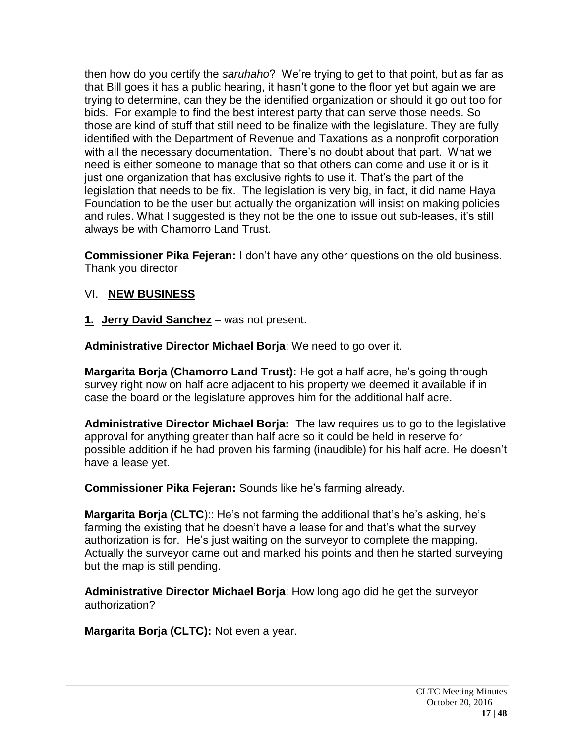then how do you certify the *saruhaho*? We're trying to get to that point, but as far as that Bill goes it has a public hearing, it hasn't gone to the floor yet but again we are trying to determine, can they be the identified organization or should it go out too for bids. For example to find the best interest party that can serve those needs. So those are kind of stuff that still need to be finalize with the legislature. They are fully identified with the Department of Revenue and Taxations as a nonprofit corporation with all the necessary documentation. There's no doubt about that part. What we need is either someone to manage that so that others can come and use it or is it just one organization that has exclusive rights to use it. That's the part of the legislation that needs to be fix. The legislation is very big, in fact, it did name Haya Foundation to be the user but actually the organization will insist on making policies and rules. What I suggested is they not be the one to issue out sub-leases, it's still always be with Chamorro Land Trust.

**Commissioner Pika Fejeran:** I don't have any other questions on the old business. Thank you director

## VI. **NEW BUSINESS**

**1. Jerry David Sanchez** – was not present.

**Administrative Director Michael Borja**: We need to go over it.

**Margarita Borja (Chamorro Land Trust):** He got a half acre, he's going through survey right now on half acre adjacent to his property we deemed it available if in case the board or the legislature approves him for the additional half acre.

**Administrative Director Michael Borja:** The law requires us to go to the legislative approval for anything greater than half acre so it could be held in reserve for possible addition if he had proven his farming (inaudible) for his half acre. He doesn't have a lease yet.

**Commissioner Pika Fejeran:** Sounds like he's farming already.

**Margarita Borja (CLTC**):: He's not farming the additional that's he's asking, he's farming the existing that he doesn't have a lease for and that's what the survey authorization is for. He's just waiting on the surveyor to complete the mapping. Actually the surveyor came out and marked his points and then he started surveying but the map is still pending.

**Administrative Director Michael Borja**: How long ago did he get the surveyor authorization?

**Margarita Borja (CLTC):** Not even a year.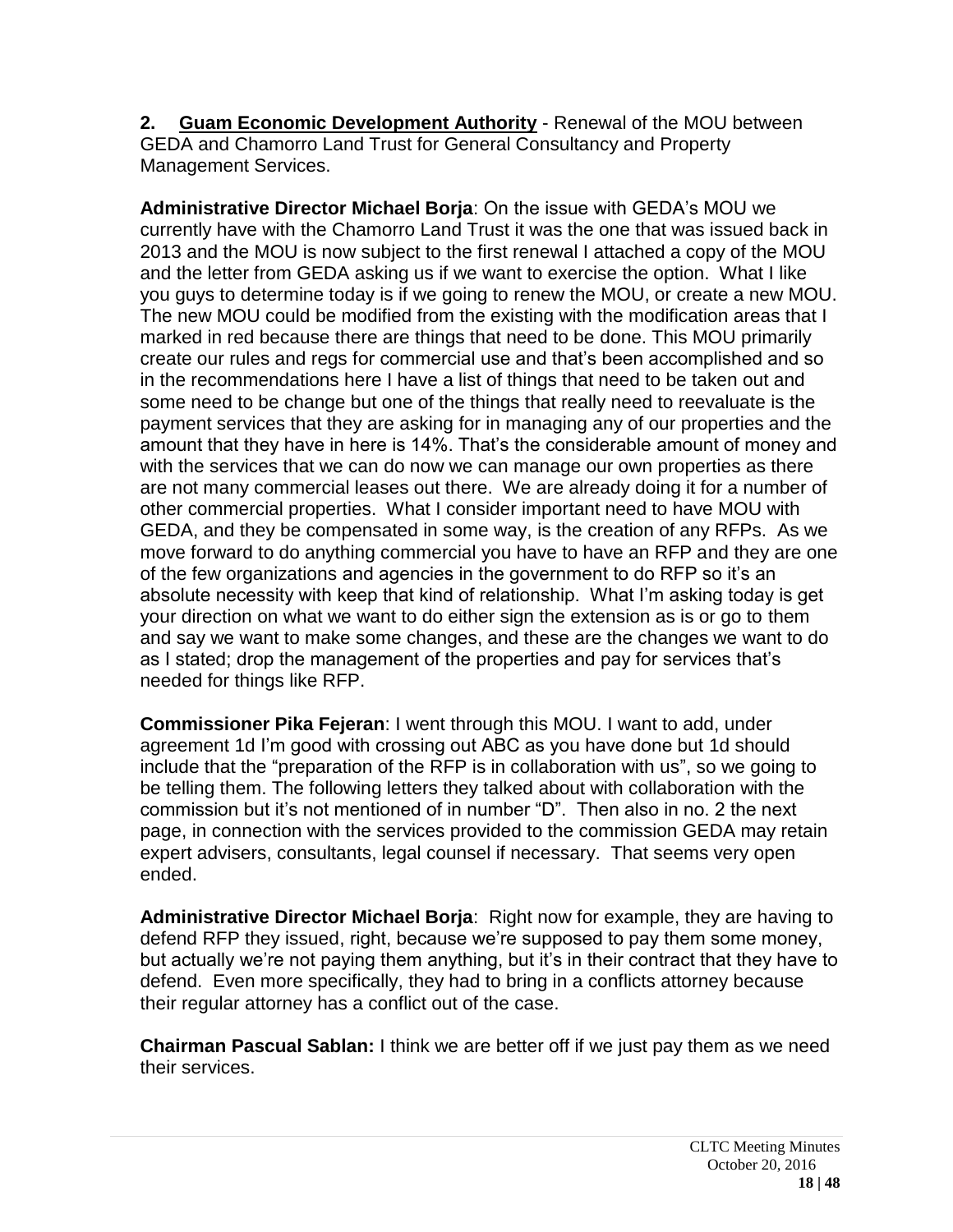**2. <u>Guam Economic Development Authority</u>** - Renewal of the MOU between GEDA and Chamorro Land Trust for General Consultancy and Property Management Services.

**Administrative Director Michael Borja**: On the issue with GEDA's MOU we currently have with the Chamorro Land Trust it was the one that was issued back in 2013 and the MOU is now subject to the first renewal I attached a copy of the MOU and the letter from GEDA asking us if we want to exercise the option. What I like you guys to determine today is if we going to renew the MOU, or create a new MOU. The new MOU could be modified from the existing with the modification areas that I marked in red because there are things that need to be done. This MOU primarily create our rules and regs for commercial use and that's been accomplished and so in the recommendations here I have a list of things that need to be taken out and some need to be change but one of the things that really need to reevaluate is the payment services that they are asking for in managing any of our properties and the amount that they have in here is 14%. That's the considerable amount of money and with the services that we can do now we can manage our own properties as there are not many commercial leases out there. We are already doing it for a number of other commercial properties. What I consider important need to have MOU with GEDA, and they be compensated in some way, is the creation of any RFPs. As we move forward to do anything commercial you have to have an RFP and they are one of the few organizations and agencies in the government to do RFP so it's an absolute necessity with keep that kind of relationship. What I'm asking today is get your direction on what we want to do either sign the extension as is or go to them and say we want to make some changes, and these are the changes we want to do as I stated; drop the management of the properties and pay for services that's needed for things like RFP.

**Commissioner Pika Fejeran**: I went through this MOU. I want to add, under agreement 1d I'm good with crossing out ABC as you have done but 1d should include that the "preparation of the RFP is in collaboration with us", so we going to be telling them. The following letters they talked about with collaboration with the commission but it's not mentioned of in number "D". Then also in no. 2 the next page, in connection with the services provided to the commission GEDA may retain expert advisers, consultants, legal counsel if necessary. That seems very open ended.

**Administrative Director Michael Borja**: Right now for example, they are having to defend RFP they issued, right, because we're supposed to pay them some money, but actually we're not paying them anything, but it's in their contract that they have to defend. Even more specifically, they had to bring in a conflicts attorney because their regular attorney has a conflict out of the case.

**Chairman Pascual Sablan:** I think we are better off if we just pay them as we need their services.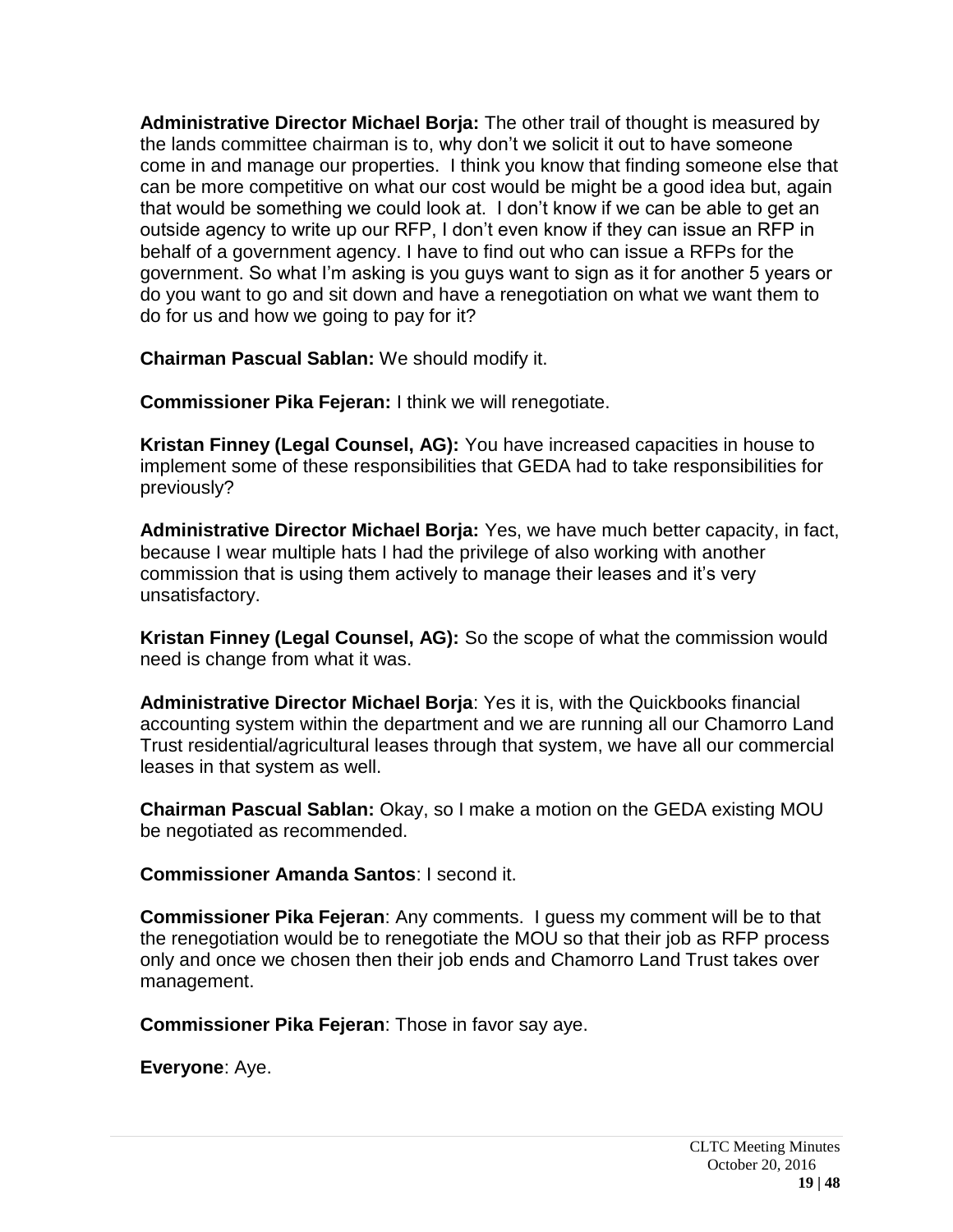**Administrative Director Michael Borja:** The other trail of thought is measured by the lands committee chairman is to, why don't we solicit it out to have someone come in and manage our properties. I think you know that finding someone else that can be more competitive on what our cost would be might be a good idea but, again that would be something we could look at. I don't know if we can be able to get an outside agency to write up our RFP, I don't even know if they can issue an RFP in behalf of a government agency. I have to find out who can issue a RFPs for the government. So what I'm asking is you guys want to sign as it for another 5 years or do you want to go and sit down and have a renegotiation on what we want them to do for us and how we going to pay for it?

**Chairman Pascual Sablan:** We should modify it.

**Commissioner Pika Fejeran:** I think we will renegotiate.

**Kristan Finney (Legal Counsel, AG):** You have increased capacities in house to implement some of these responsibilities that GEDA had to take responsibilities for previously?

**Administrative Director Michael Borja:** Yes, we have much better capacity, in fact, because I wear multiple hats I had the privilege of also working with another commission that is using them actively to manage their leases and it's very unsatisfactory.

**Kristan Finney (Legal Counsel, AG):** So the scope of what the commission would need is change from what it was.

**Administrative Director Michael Borja**: Yes it is, with the Quickbooks financial accounting system within the department and we are running all our Chamorro Land Trust residential/agricultural leases through that system, we have all our commercial leases in that system as well.

**Chairman Pascual Sablan:** Okay, so I make a motion on the GEDA existing MOU be negotiated as recommended.

**Commissioner Amanda Santos**: I second it.

**Commissioner Pika Fejeran**: Any comments. I guess my comment will be to that the renegotiation would be to renegotiate the MOU so that their job as RFP process only and once we chosen then their job ends and Chamorro Land Trust takes over management.

**Commissioner Pika Fejeran**: Those in favor say aye.

**Everyone**: Aye.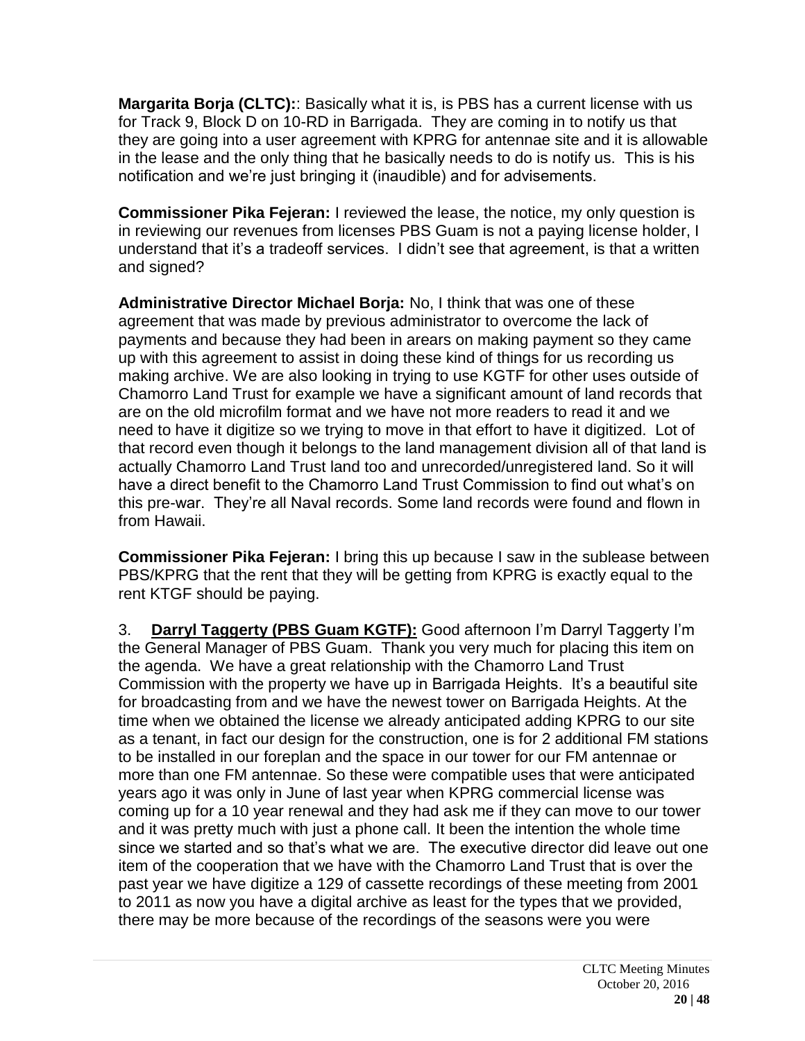**Margarita Borja (CLTC):**: Basically what it is, is PBS has a current license with us for Track 9, Block D on 10-RD in Barrigada. They are coming in to notify us that they are going into a user agreement with KPRG for antennae site and it is allowable in the lease and the only thing that he basically needs to do is notify us. This is his notification and we're just bringing it (inaudible) and for advisements.

**Commissioner Pika Fejeran:** I reviewed the lease, the notice, my only question is in reviewing our revenues from licenses PBS Guam is not a paying license holder, I understand that it's a tradeoff services. I didn't see that agreement, is that a written and signed?

**Administrative Director Michael Borja:** No, I think that was one of these agreement that was made by previous administrator to overcome the lack of payments and because they had been in arears on making payment so they came up with this agreement to assist in doing these kind of things for us recording us making archive. We are also looking in trying to use KGTF for other uses outside of Chamorro Land Trust for example we have a significant amount of land records that are on the old microfilm format and we have not more readers to read it and we need to have it digitize so we trying to move in that effort to have it digitized. Lot of that record even though it belongs to the land management division all of that land is actually Chamorro Land Trust land too and unrecorded/unregistered land. So it will have a direct benefit to the Chamorro Land Trust Commission to find out what's on this pre-war. They're all Naval records. Some land records were found and flown in from Hawaii.

**Commissioner Pika Fejeran:** I bring this up because I saw in the sublease between PBS/KPRG that the rent that they will be getting from KPRG is exactly equal to the rent KTGF should be paying.

3. **Darryl Taggerty (PBS Guam KGTF):** Good afternoon I'm Darryl Taggerty I'm the General Manager of PBS Guam. Thank you very much for placing this item on the agenda. We have a great relationship with the Chamorro Land Trust Commission with the property we have up in Barrigada Heights. It's a beautiful site for broadcasting from and we have the newest tower on Barrigada Heights. At the time when we obtained the license we already anticipated adding KPRG to our site as a tenant, in fact our design for the construction, one is for 2 additional FM stations to be installed in our foreplan and the space in our tower for our FM antennae or more than one FM antennae. So these were compatible uses that were anticipated years ago it was only in June of last year when KPRG commercial license was coming up for a 10 year renewal and they had ask me if they can move to our tower and it was pretty much with just a phone call. It been the intention the whole time since we started and so that's what we are. The executive director did leave out one item of the cooperation that we have with the Chamorro Land Trust that is over the past year we have digitize a 129 of cassette recordings of these meeting from 2001 to 2011 as now you have a digital archive as least for the types that we provided, there may be more because of the recordings of the seasons were you were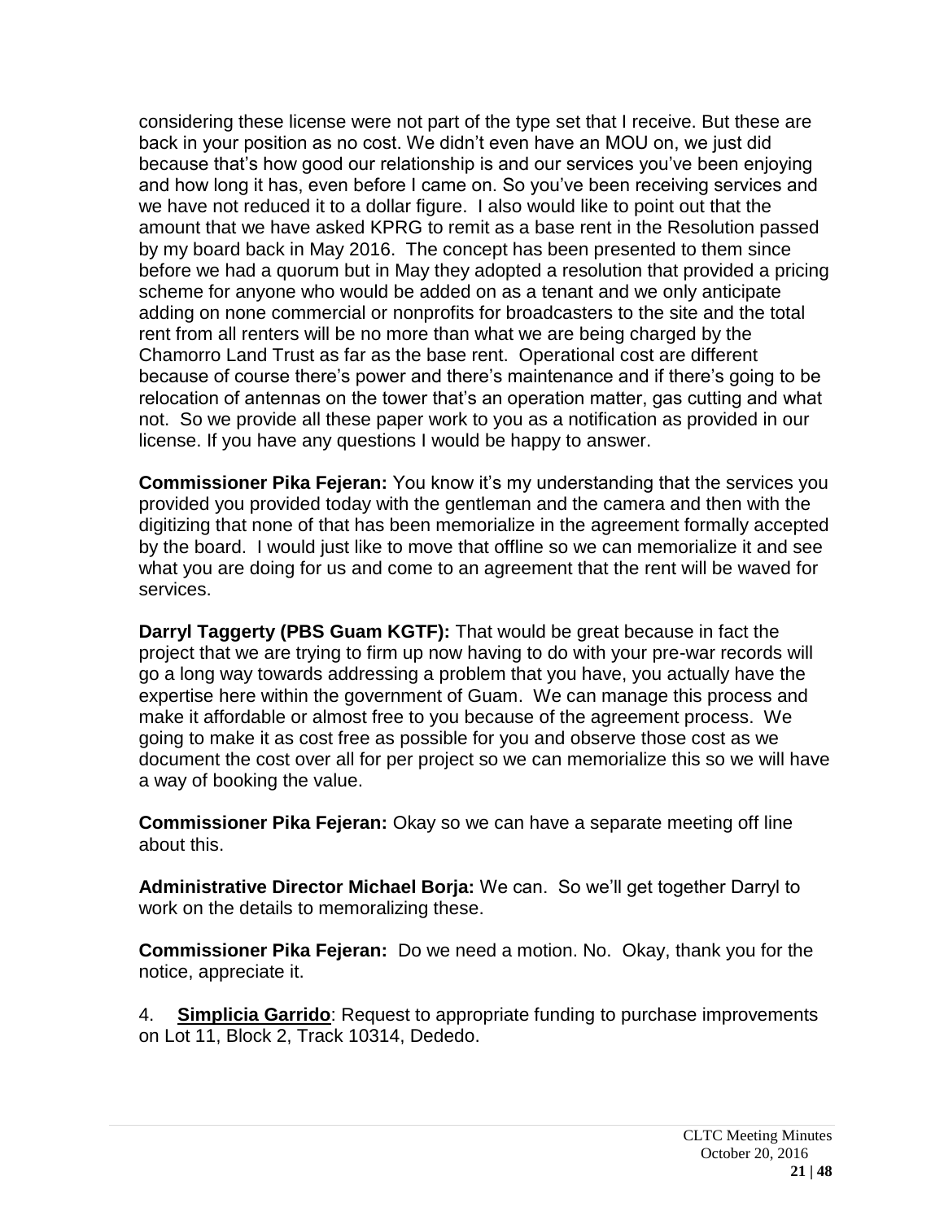considering these license were not part of the type set that I receive. But these are back in your position as no cost. We didn't even have an MOU on, we just did because that's how good our relationship is and our services you've been enjoying and how long it has, even before I came on. So you've been receiving services and we have not reduced it to a dollar figure. I also would like to point out that the amount that we have asked KPRG to remit as a base rent in the Resolution passed by my board back in May 2016. The concept has been presented to them since before we had a quorum but in May they adopted a resolution that provided a pricing scheme for anyone who would be added on as a tenant and we only anticipate adding on none commercial or nonprofits for broadcasters to the site and the total rent from all renters will be no more than what we are being charged by the Chamorro Land Trust as far as the base rent. Operational cost are different because of course there's power and there's maintenance and if there's going to be relocation of antennas on the tower that's an operation matter, gas cutting and what not. So we provide all these paper work to you as a notification as provided in our license. If you have any questions I would be happy to answer.

**Commissioner Pika Fejeran:** You know it's my understanding that the services you provided you provided today with the gentleman and the camera and then with the digitizing that none of that has been memorialize in the agreement formally accepted by the board. I would just like to move that offline so we can memorialize it and see what you are doing for us and come to an agreement that the rent will be waved for services.

**Darryl Taggerty (PBS Guam KGTF):** That would be great because in fact the project that we are trying to firm up now having to do with your pre-war records will go a long way towards addressing a problem that you have, you actually have the expertise here within the government of Guam. We can manage this process and make it affordable or almost free to you because of the agreement process. We going to make it as cost free as possible for you and observe those cost as we document the cost over all for per project so we can memorialize this so we will have a way of booking the value.

**Commissioner Pika Fejeran:** Okay so we can have a separate meeting off line about this.

**Administrative Director Michael Borja:** We can. So we'll get together Darryl to work on the details to memoralizing these.

**Commissioner Pika Fejeran:** Do we need a motion. No. Okay, thank you for the notice, appreciate it.

4. **Simplicia Garrido**: Request to appropriate funding to purchase improvements on Lot 11, Block 2, Track 10314, Dededo.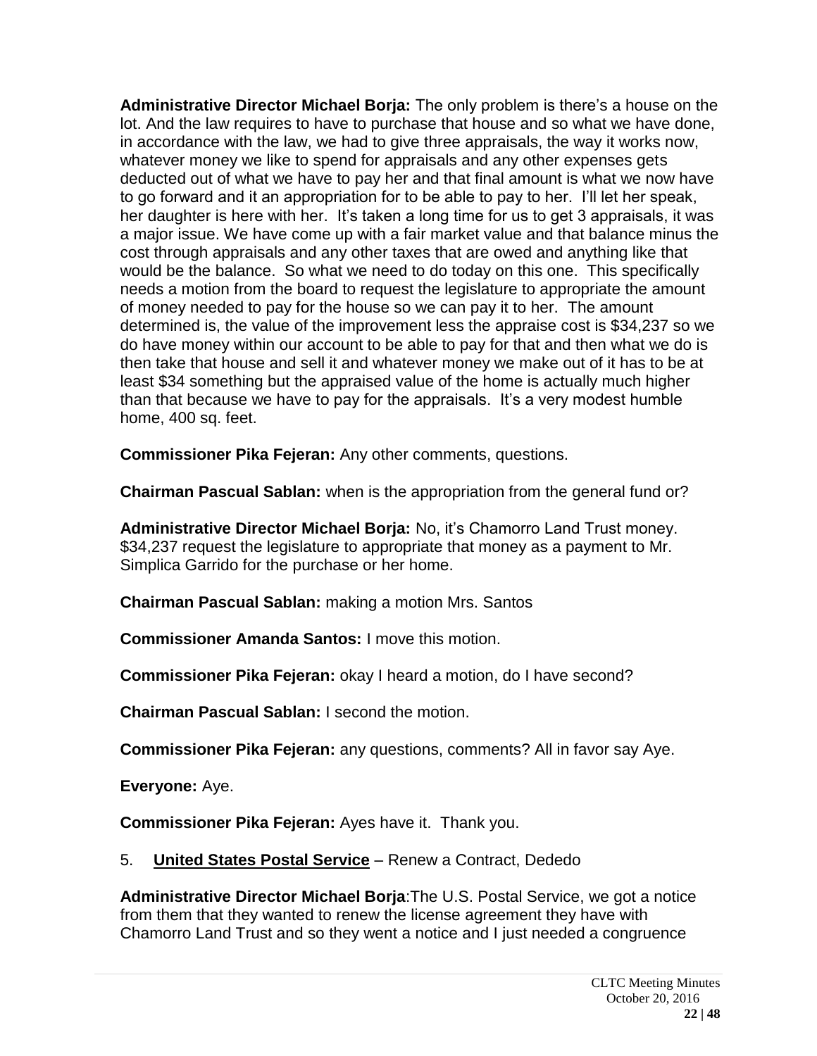**Administrative Director Michael Borja:** The only problem is there's a house on the lot. And the law requires to have to purchase that house and so what we have done, in accordance with the law, we had to give three appraisals, the way it works now, whatever money we like to spend for appraisals and any other expenses gets deducted out of what we have to pay her and that final amount is what we now have to go forward and it an appropriation for to be able to pay to her. I'll let her speak, her daughter is here with her. It's taken a long time for us to get 3 appraisals, it was a major issue. We have come up with a fair market value and that balance minus the cost through appraisals and any other taxes that are owed and anything like that would be the balance. So what we need to do today on this one. This specifically needs a motion from the board to request the legislature to appropriate the amount of money needed to pay for the house so we can pay it to her. The amount determined is, the value of the improvement less the appraise cost is $34,237 so we do have money within our account to be able to pay for that and then what we do is then take that house and sell it and whatever money we make out of it has to be at least $34 something but the appraised value of the home is actually much higher than that because we have to pay for the appraisals. It's a very modest humble home, 400 sq. feet.

**Commissioner Pika Fejeran:** Any other comments, questions.

**Chairman Pascual Sablan:** when is the appropriation from the general fund or?

**Administrative Director Michael Borja:** No, it's Chamorro Land Trust money. $34,237 request the legislature to appropriate that money as a payment to Mr. Simplica Garrido for the purchase or her home.

**Chairman Pascual Sablan:** making a motion Mrs. Santos

**Commissioner Amanda Santos:** I move this motion.

**Commissioner Pika Fejeran:** okay I heard a motion, do I have second?

**Chairman Pascual Sablan:** I second the motion.

**Commissioner Pika Fejeran:** any questions, comments? All in favor say Aye.

**Everyone:** Aye.

**Commissioner Pika Fejeran:** Ayes have it. Thank you.

5. **United States Postal Service** – Renew a Contract, Dededo

**Administrative Director Michael Borja**:The U.S. Postal Service, we got a notice from them that they wanted to renew the license agreement they have with Chamorro Land Trust and so they went a notice and I just needed a congruence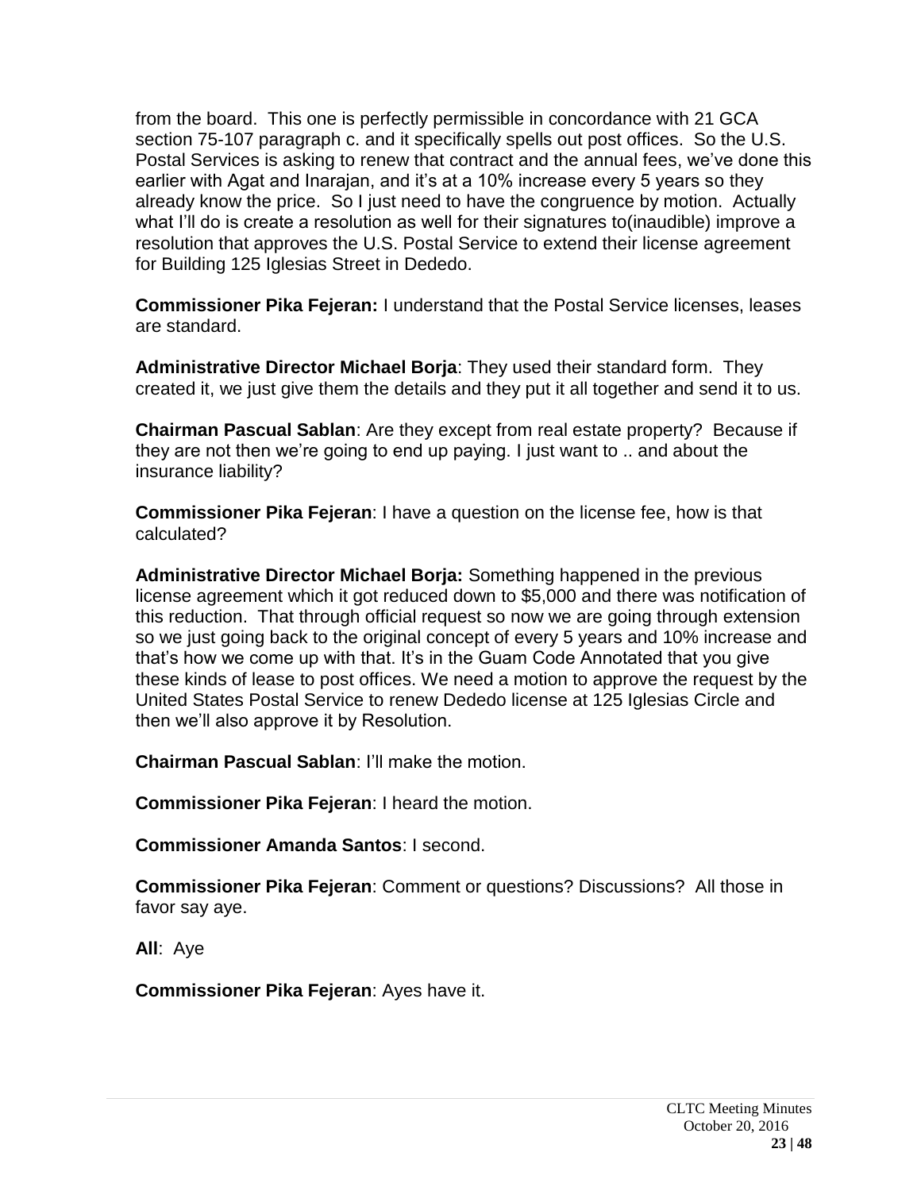from the board. This one is perfectly permissible in concordance with 21 GCA section 75-107 paragraph c. and it specifically spells out post offices. So the U.S. Postal Services is asking to renew that contract and the annual fees, we've done this earlier with Agat and Inarajan, and it's at a 10% increase every 5 years so they already know the price. So I just need to have the congruence by motion. Actually what I'll do is create a resolution as well for their signatures to(inaudible) improve a resolution that approves the U.S. Postal Service to extend their license agreement for Building 125 Iglesias Street in Dededo.

**Commissioner Pika Fejeran:** I understand that the Postal Service licenses, leases are standard.

**Administrative Director Michael Borja**: They used their standard form. They created it, we just give them the details and they put it all together and send it to us.

**Chairman Pascual Sablan**: Are they except from real estate property? Because if they are not then we're going to end up paying. I just want to .. and about the insurance liability?

**Commissioner Pika Fejeran**: I have a question on the license fee, how is that calculated?

**Administrative Director Michael Borja:** Something happened in the previous license agreement which it got reduced down to $5,000 and there was notification of this reduction. That through official request so now we are going through extension so we just going back to the original concept of every 5 years and 10% increase and that's how we come up with that. It's in the Guam Code Annotated that you give these kinds of lease to post offices. We need a motion to approve the request by the United States Postal Service to renew Dededo license at 125 Iglesias Circle and then we'll also approve it by Resolution.

**Chairman Pascual Sablan**: I'll make the motion.

**Commissioner Pika Fejeran**: I heard the motion.

**Commissioner Amanda Santos**: I second.

**Commissioner Pika Fejeran**: Comment or questions? Discussions? All those in favor say aye.

**All**: Aye

**Commissioner Pika Fejeran**: Ayes have it.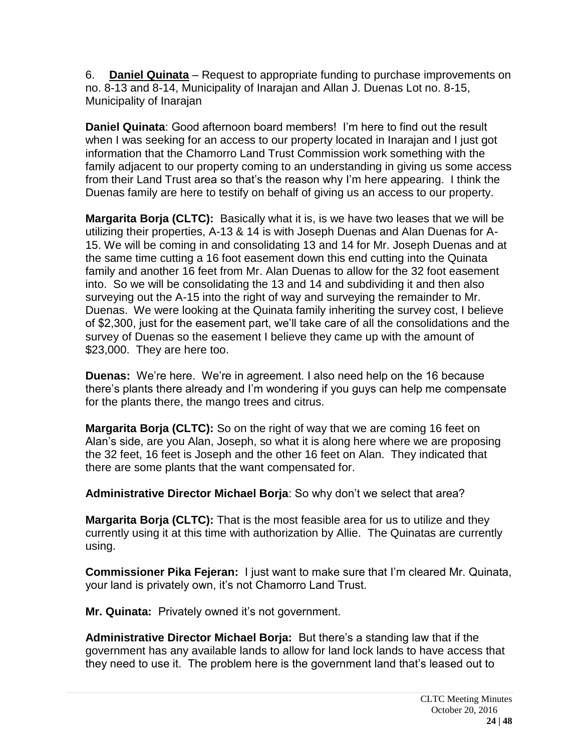6. **Daniel Quinata** – Request to appropriate funding to purchase improvements on no. 8-13 and 8-14, Municipality of Inarajan and Allan J. Duenas Lot no. 8-15, Municipality of Inarajan

**Daniel Quinata**: Good afternoon board members! I'm here to find out the result when I was seeking for an access to our property located in Inarajan and I just got information that the Chamorro Land Trust Commission work something with the family adjacent to our property coming to an understanding in giving us some access from their Land Trust area so that's the reason why I'm here appearing. I think the Duenas family are here to testify on behalf of giving us an access to our property.

**Margarita Borja (CLTC):** Basically what it is, is we have two leases that we will be utilizing their properties, A-13 & 14 is with Joseph Duenas and Alan Duenas for A-15. We will be coming in and consolidating 13 and 14 for Mr. Joseph Duenas and at the same time cutting a 16 foot easement down this end cutting into the Quinata family and another 16 feet from Mr. Alan Duenas to allow for the 32 foot easement into. So we will be consolidating the 13 and 14 and subdividing it and then also surveying out the A-15 into the right of way and surveying the remainder to Mr. Duenas. We were looking at the Quinata family inheriting the survey cost, I believe of $2,300, just for the easement part, we'll take care of all the consolidations and the survey of Duenas so the easement I believe they came up with the amount of $23,000. They are here too.

**Duenas:** We're here. We're in agreement. I also need help on the 16 because there's plants there already and I'm wondering if you guys can help me compensate for the plants there, the mango trees and citrus.

**Margarita Borja (CLTC):** So on the right of way that we are coming 16 feet on Alan's side, are you Alan, Joseph, so what it is along here where we are proposing the 32 feet, 16 feet is Joseph and the other 16 feet on Alan. They indicated that there are some plants that the want compensated for.

**Administrative Director Michael Borja**: So why don't we select that area?

**Margarita Borja (CLTC):** That is the most feasible area for us to utilize and they currently using it at this time with authorization by Allie. The Quinatas are currently using.

**Commissioner Pika Fejeran:** I just want to make sure that I'm cleared Mr. Quinata, your land is privately own, it's not Chamorro Land Trust.

**Mr. Quinata:** Privately owned it's not government.

**Administrative Director Michael Borja:** But there's a standing law that if the government has any available lands to allow for land lock lands to have access that they need to use it. The problem here is the government land that's leased out to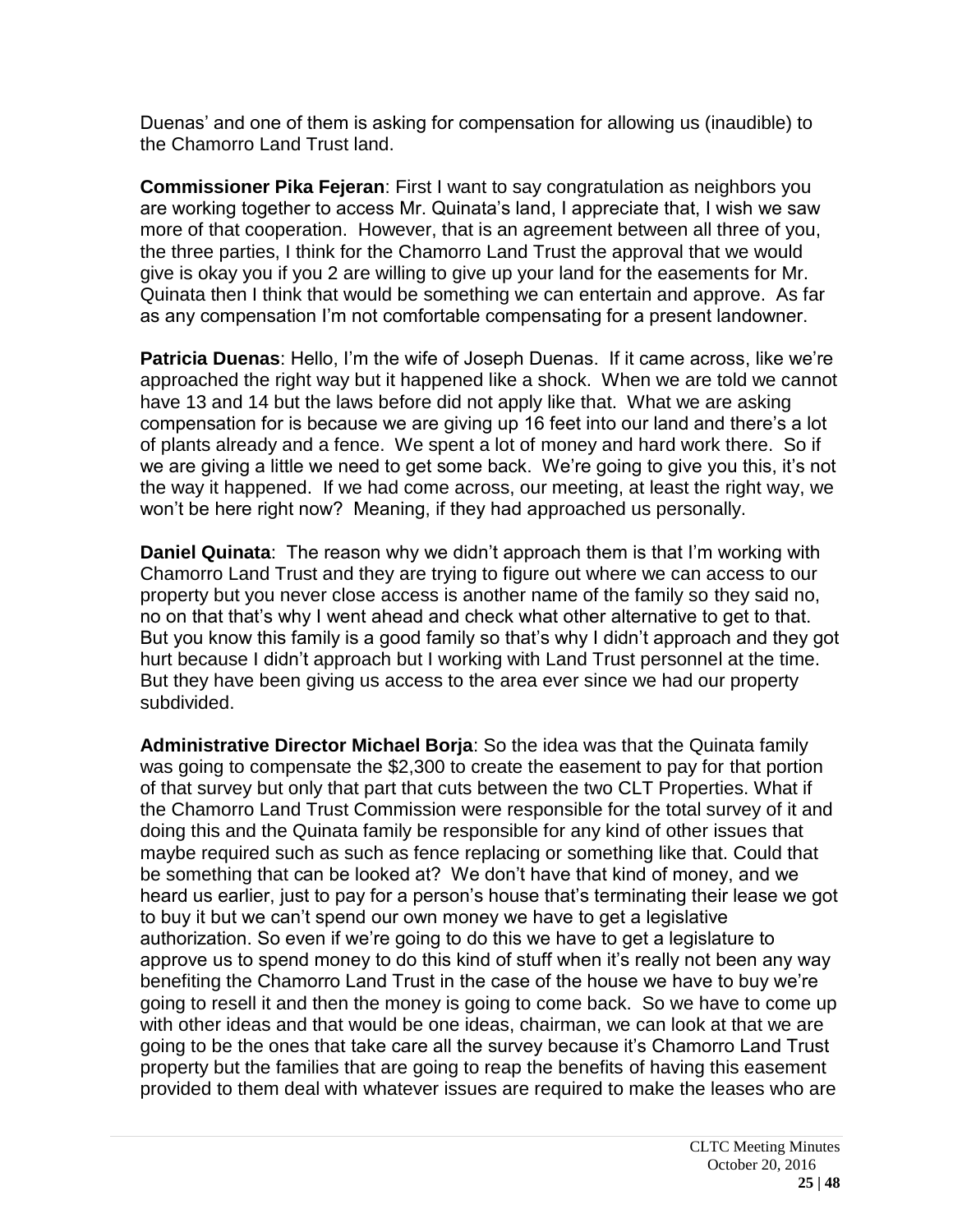Duenas' and one of them is asking for compensation for allowing us (inaudible) to the Chamorro Land Trust land.

**Commissioner Pika Fejeran**: First I want to say congratulation as neighbors you are working together to access Mr. Quinata's land, I appreciate that, I wish we saw more of that cooperation. However, that is an agreement between all three of you, the three parties, I think for the Chamorro Land Trust the approval that we would give is okay you if you 2 are willing to give up your land for the easements for Mr. Quinata then I think that would be something we can entertain and approve. As far as any compensation I'm not comfortable compensating for a present landowner.

**Patricia Duenas**: Hello, I'm the wife of Joseph Duenas. If it came across, like we're approached the right way but it happened like a shock. When we are told we cannot have 13 and 14 but the laws before did not apply like that. What we are asking compensation for is because we are giving up 16 feet into our land and there's a lot of plants already and a fence. We spent a lot of money and hard work there. So if we are giving a little we need to get some back. We're going to give you this, it's not the way it happened. If we had come across, our meeting, at least the right way, we won't be here right now? Meaning, if they had approached us personally.

**Daniel Quinata**: The reason why we didn't approach them is that I'm working with Chamorro Land Trust and they are trying to figure out where we can access to our property but you never close access is another name of the family so they said no, no on that that's why I went ahead and check what other alternative to get to that. But you know this family is a good family so that's why I didn't approach and they got hurt because I didn't approach but I working with Land Trust personnel at the time. But they have been giving us access to the area ever since we had our property subdivided.

**Administrative Director Michael Borja**: So the idea was that the Quinata family was going to compensate the $2,300 to create the easement to pay for that portion of that survey but only that part that cuts between the two CLT Properties. What if the Chamorro Land Trust Commission were responsible for the total survey of it and doing this and the Quinata family be responsible for any kind of other issues that maybe required such as such as fence replacing or something like that. Could that be something that can be looked at? We don't have that kind of money, and we heard us earlier, just to pay for a person's house that's terminating their lease we got to buy it but we can't spend our own money we have to get a legislative authorization. So even if we're going to do this we have to get a legislature to approve us to spend money to do this kind of stuff when it's really not been any way benefiting the Chamorro Land Trust in the case of the house we have to buy we're going to resell it and then the money is going to come back. So we have to come up with other ideas and that would be one ideas, chairman, we can look at that we are going to be the ones that take care all the survey because it's Chamorro Land Trust property but the families that are going to reap the benefits of having this easement provided to them deal with whatever issues are required to make the leases who are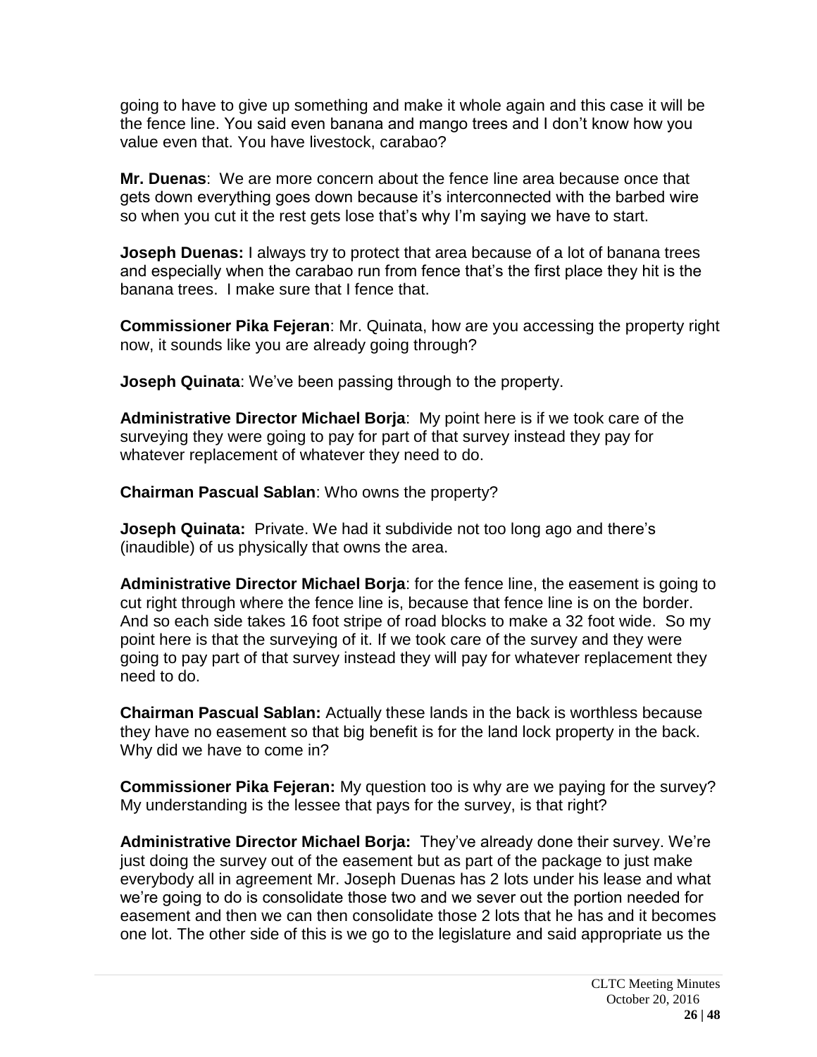going to have to give up something and make it whole again and this case it will be the fence line. You said even banana and mango trees and I don't know how you value even that. You have livestock, carabao?

**Mr. Duenas**: We are more concern about the fence line area because once that gets down everything goes down because it's interconnected with the barbed wire so when you cut it the rest gets lose that's why I'm saying we have to start.

**Joseph Duenas:** I always try to protect that area because of a lot of banana trees and especially when the carabao run from fence that's the first place they hit is the banana trees. I make sure that I fence that.

**Commissioner Pika Fejeran**: Mr. Quinata, how are you accessing the property right now, it sounds like you are already going through?

**Joseph Quinata**: We've been passing through to the property.

**Administrative Director Michael Borja**: My point here is if we took care of the surveying they were going to pay for part of that survey instead they pay for whatever replacement of whatever they need to do.

**Chairman Pascual Sablan**: Who owns the property?

**Joseph Quinata:** Private. We had it subdivide not too long ago and there's (inaudible) of us physically that owns the area.

**Administrative Director Michael Borja**: for the fence line, the easement is going to cut right through where the fence line is, because that fence line is on the border. And so each side takes 16 foot stripe of road blocks to make a 32 foot wide. So my point here is that the surveying of it. If we took care of the survey and they were going to pay part of that survey instead they will pay for whatever replacement they need to do.

**Chairman Pascual Sablan:** Actually these lands in the back is worthless because they have no easement so that big benefit is for the land lock property in the back. Why did we have to come in?

**Commissioner Pika Fejeran:** My question too is why are we paying for the survey? My understanding is the lessee that pays for the survey, is that right?

**Administrative Director Michael Borja:** They've already done their survey. We're just doing the survey out of the easement but as part of the package to just make everybody all in agreement Mr. Joseph Duenas has 2 lots under his lease and what we're going to do is consolidate those two and we sever out the portion needed for easement and then we can then consolidate those 2 lots that he has and it becomes one lot. The other side of this is we go to the legislature and said appropriate us the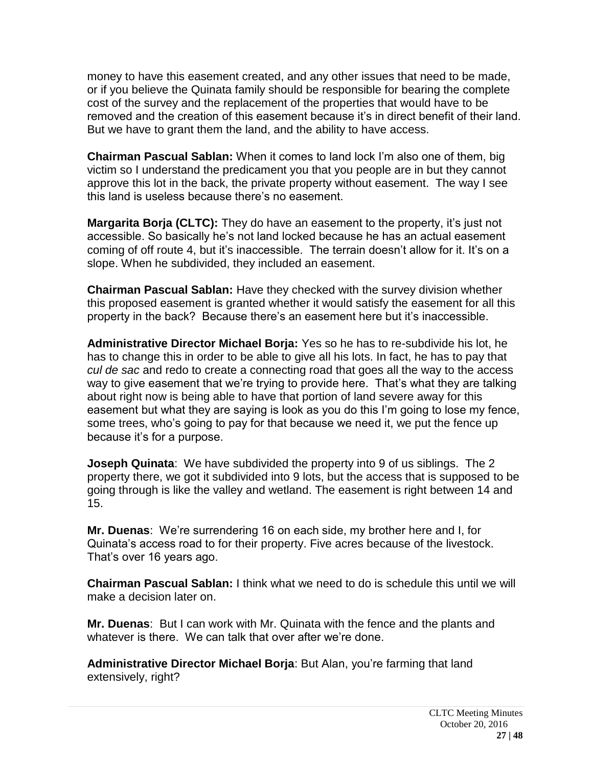money to have this easement created, and any other issues that need to be made, or if you believe the Quinata family should be responsible for bearing the complete cost of the survey and the replacement of the properties that would have to be removed and the creation of this easement because it's in direct benefit of their land. But we have to grant them the land, and the ability to have access.

**Chairman Pascual Sablan:** When it comes to land lock I'm also one of them, big victim so I understand the predicament you that you people are in but they cannot approve this lot in the back, the private property without easement. The way I see this land is useless because there's no easement.

**Margarita Borja (CLTC):** They do have an easement to the property, it's just not accessible. So basically he's not land locked because he has an actual easement coming of off route 4, but it's inaccessible. The terrain doesn't allow for it. It's on a slope. When he subdivided, they included an easement.

**Chairman Pascual Sablan:** Have they checked with the survey division whether this proposed easement is granted whether it would satisfy the easement for all this property in the back? Because there's an easement here but it's inaccessible.

**Administrative Director Michael Borja:** Yes so he has to re-subdivide his lot, he has to change this in order to be able to give all his lots. In fact, he has to pay that *cul de sac* and redo to create a connecting road that goes all the way to the access way to give easement that we're trying to provide here. That's what they are talking about right now is being able to have that portion of land severe away for this easement but what they are saying is look as you do this I'm going to lose my fence, some trees, who's going to pay for that because we need it, we put the fence up because it's for a purpose.

**Joseph Quinata**: We have subdivided the property into 9 of us siblings. The 2 property there, we got it subdivided into 9 lots, but the access that is supposed to be going through is like the valley and wetland. The easement is right between 14 and 15.

**Mr. Duenas**: We're surrendering 16 on each side, my brother here and I, for Quinata's access road to for their property. Five acres because of the livestock. That's over 16 years ago.

**Chairman Pascual Sablan:** I think what we need to do is schedule this until we will make a decision later on.

**Mr. Duenas**: But I can work with Mr. Quinata with the fence and the plants and whatever is there. We can talk that over after we're done.

**Administrative Director Michael Borja**: But Alan, you're farming that land extensively, right?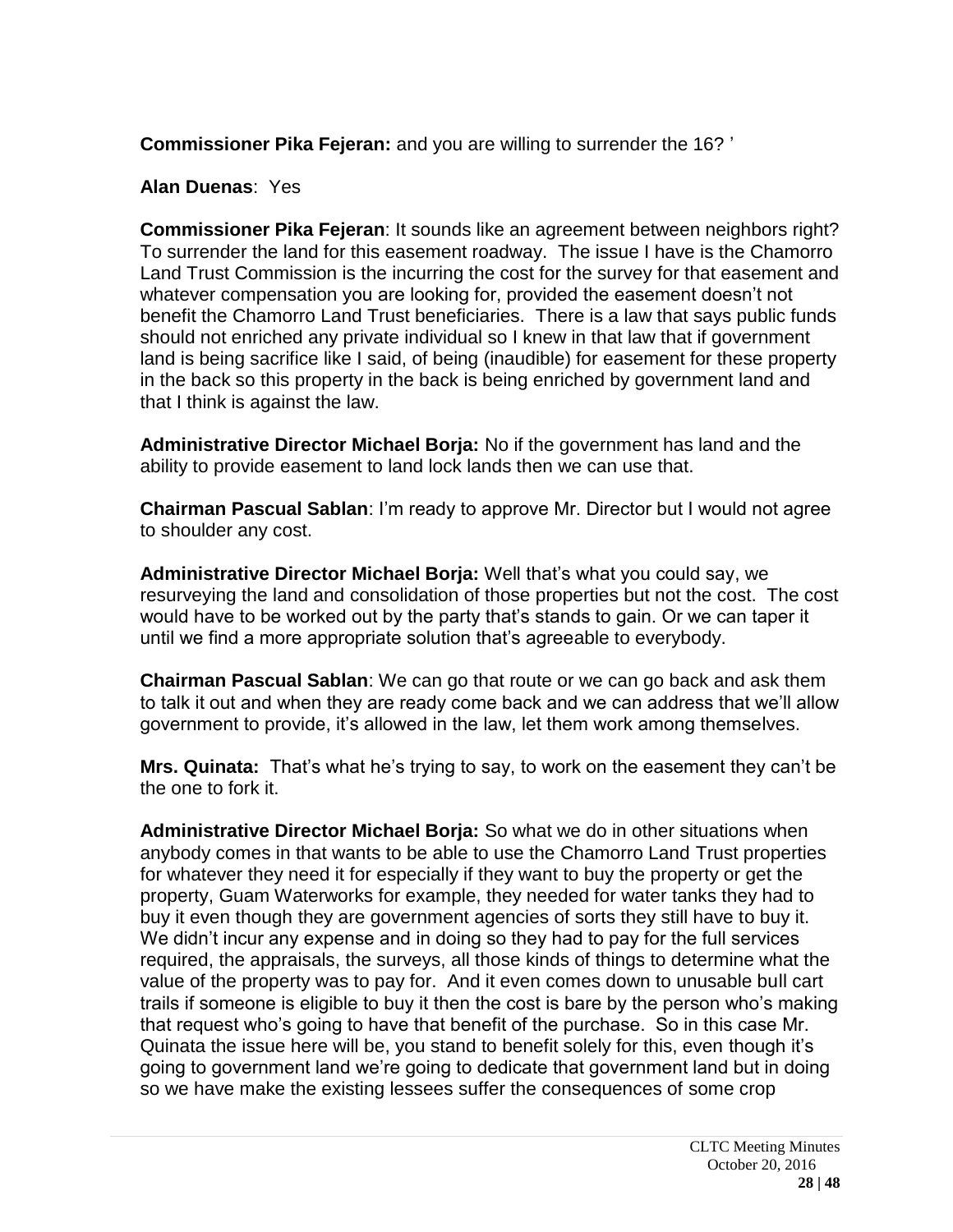**Commissioner Pika Fejeran:** and you are willing to surrender the 16? '

**Alan Duenas**: Yes

**Commissioner Pika Fejeran**: It sounds like an agreement between neighbors right? To surrender the land for this easement roadway. The issue I have is the Chamorro Land Trust Commission is the incurring the cost for the survey for that easement and whatever compensation you are looking for, provided the easement doesn't not benefit the Chamorro Land Trust beneficiaries. There is a law that says public funds should not enriched any private individual so I knew in that law that if government land is being sacrifice like I said, of being (inaudible) for easement for these property in the back so this property in the back is being enriched by government land and that I think is against the law.

**Administrative Director Michael Borja:** No if the government has land and the ability to provide easement to land lock lands then we can use that.

**Chairman Pascual Sablan**: I'm ready to approve Mr. Director but I would not agree to shoulder any cost.

**Administrative Director Michael Borja:** Well that's what you could say, we resurveying the land and consolidation of those properties but not the cost. The cost would have to be worked out by the party that's stands to gain. Or we can taper it until we find a more appropriate solution that's agreeable to everybody.

**Chairman Pascual Sablan**: We can go that route or we can go back and ask them to talk it out and when they are ready come back and we can address that we'll allow government to provide, it's allowed in the law, let them work among themselves.

**Mrs. Quinata:** That's what he's trying to say, to work on the easement they can't be the one to fork it.

**Administrative Director Michael Borja:** So what we do in other situations when anybody comes in that wants to be able to use the Chamorro Land Trust properties for whatever they need it for especially if they want to buy the property or get the property, Guam Waterworks for example, they needed for water tanks they had to buy it even though they are government agencies of sorts they still have to buy it. We didn't incur any expense and in doing so they had to pay for the full services required, the appraisals, the surveys, all those kinds of things to determine what the value of the property was to pay for. And it even comes down to unusable bull cart trails if someone is eligible to buy it then the cost is bare by the person who's making that request who's going to have that benefit of the purchase. So in this case Mr. Quinata the issue here will be, you stand to benefit solely for this, even though it's going to government land we're going to dedicate that government land but in doing so we have make the existing lessees suffer the consequences of some crop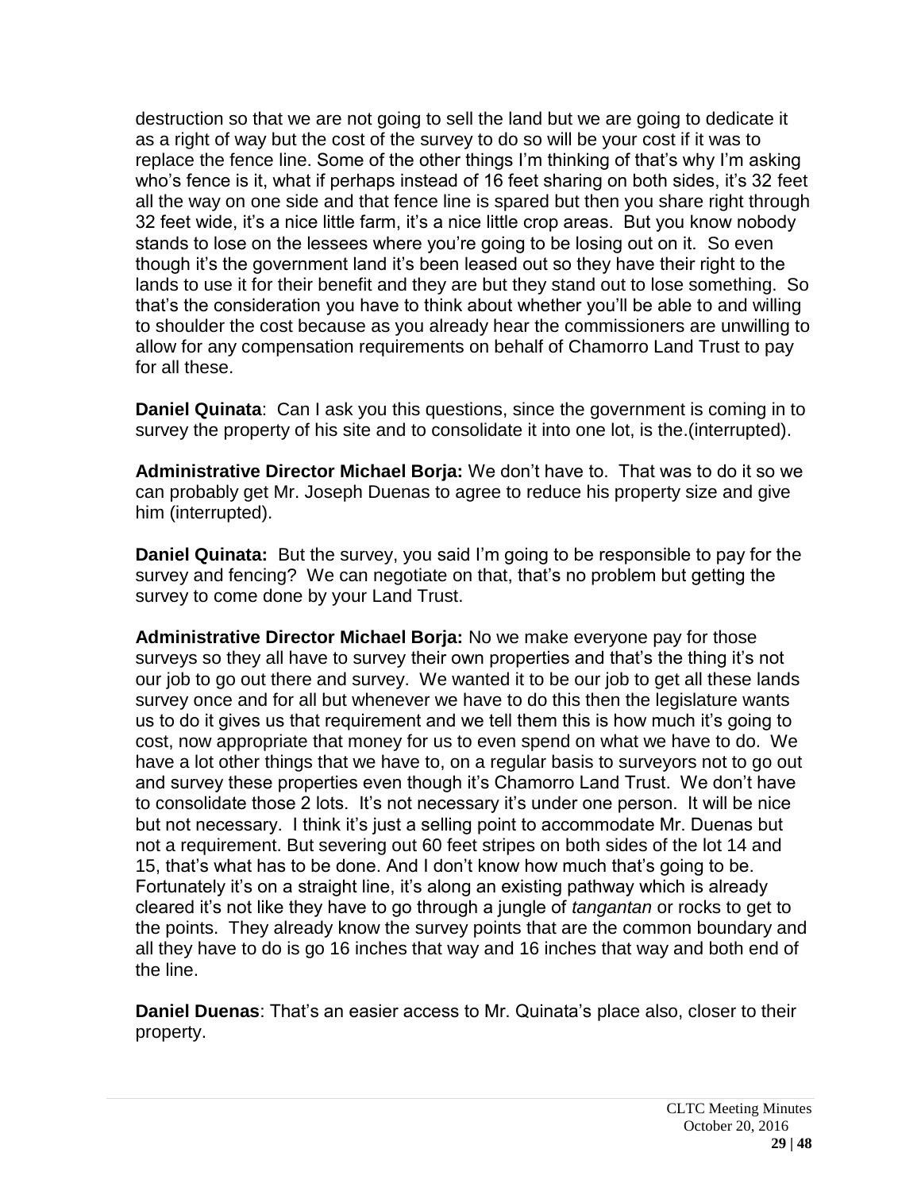destruction so that we are not going to sell the land but we are going to dedicate it as a right of way but the cost of the survey to do so will be your cost if it was to replace the fence line. Some of the other things I'm thinking of that's why I'm asking who's fence is it, what if perhaps instead of 16 feet sharing on both sides, it's 32 feet all the way on one side and that fence line is spared but then you share right through 32 feet wide, it's a nice little farm, it's a nice little crop areas. But you know nobody stands to lose on the lessees where you're going to be losing out on it. So even though it's the government land it's been leased out so they have their right to the lands to use it for their benefit and they are but they stand out to lose something. So that's the consideration you have to think about whether you'll be able to and willing to shoulder the cost because as you already hear the commissioners are unwilling to allow for any compensation requirements on behalf of Chamorro Land Trust to pay for all these.

**Daniel Quinata**: Can I ask you this questions, since the government is coming in to survey the property of his site and to consolidate it into one lot, is the.(interrupted).

**Administrative Director Michael Borja:** We don't have to. That was to do it so we can probably get Mr. Joseph Duenas to agree to reduce his property size and give him (interrupted).

**Daniel Quinata:** But the survey, you said I'm going to be responsible to pay for the survey and fencing? We can negotiate on that, that's no problem but getting the survey to come done by your Land Trust.

**Administrative Director Michael Borja:** No we make everyone pay for those surveys so they all have to survey their own properties and that's the thing it's not our job to go out there and survey. We wanted it to be our job to get all these lands survey once and for all but whenever we have to do this then the legislature wants us to do it gives us that requirement and we tell them this is how much it's going to cost, now appropriate that money for us to even spend on what we have to do. We have a lot other things that we have to, on a regular basis to surveyors not to go out and survey these properties even though it's Chamorro Land Trust. We don't have to consolidate those 2 lots. It's not necessary it's under one person. It will be nice but not necessary. I think it's just a selling point to accommodate Mr. Duenas but not a requirement. But severing out 60 feet stripes on both sides of the lot 14 and 15, that's what has to be done. And I don't know how much that's going to be. Fortunately it's on a straight line, it's along an existing pathway which is already cleared it's not like they have to go through a jungle of *tangantan* or rocks to get to the points. They already know the survey points that are the common boundary and all they have to do is go 16 inches that way and 16 inches that way and both end of the line.

**Daniel Duenas**: That's an easier access to Mr. Quinata's place also, closer to their property.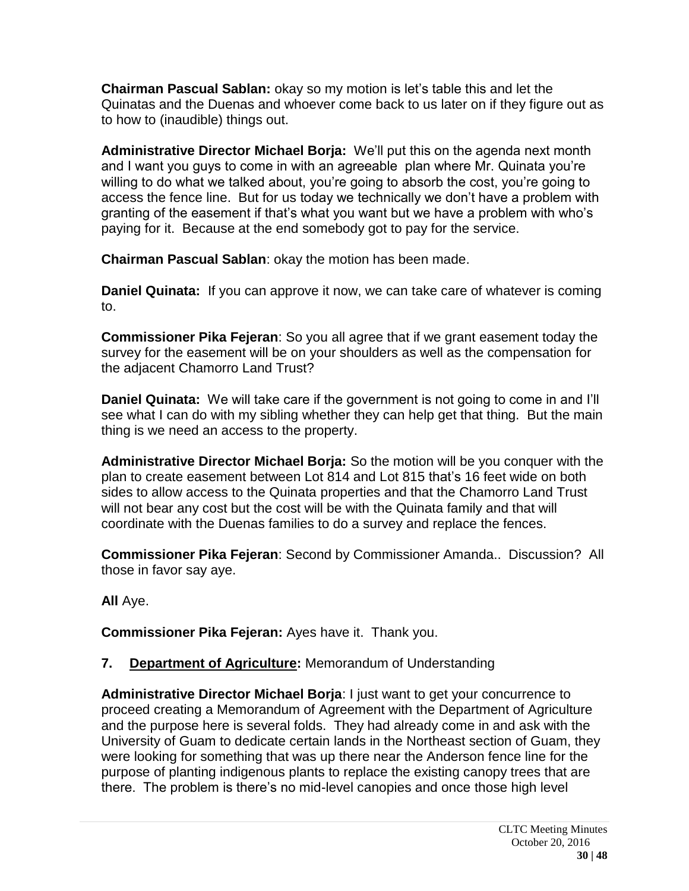**Chairman Pascual Sablan:** okay so my motion is let's table this and let the Quinatas and the Duenas and whoever come back to us later on if they figure out as to how to (inaudible) things out.

**Administrative Director Michael Borja:** We'll put this on the agenda next month and I want you guys to come in with an agreeable plan where Mr. Quinata you're willing to do what we talked about, you're going to absorb the cost, you're going to access the fence line. But for us today we technically we don't have a problem with granting of the easement if that's what you want but we have a problem with who's paying for it. Because at the end somebody got to pay for the service.

**Chairman Pascual Sablan**: okay the motion has been made.

**Daniel Quinata:** If you can approve it now, we can take care of whatever is coming to.

**Commissioner Pika Fejeran**: So you all agree that if we grant easement today the survey for the easement will be on your shoulders as well as the compensation for the adjacent Chamorro Land Trust?

**Daniel Quinata:** We will take care if the government is not going to come in and I'll see what I can do with my sibling whether they can help get that thing. But the main thing is we need an access to the property.

**Administrative Director Michael Borja:** So the motion will be you conquer with the plan to create easement between Lot 814 and Lot 815 that's 16 feet wide on both sides to allow access to the Quinata properties and that the Chamorro Land Trust will not bear any cost but the cost will be with the Quinata family and that will coordinate with the Duenas families to do a survey and replace the fences.

**Commissioner Pika Fejeran**: Second by Commissioner Amanda.. Discussion? All those in favor say aye.

**All** Aye.

**Commissioner Pika Fejeran:** Ayes have it. Thank you.

**7. Department of Agriculture:** Memorandum of Understanding

**Administrative Director Michael Borja**: I just want to get your concurrence to proceed creating a Memorandum of Agreement with the Department of Agriculture and the purpose here is several folds. They had already come in and ask with the University of Guam to dedicate certain lands in the Northeast section of Guam, they were looking for something that was up there near the Anderson fence line for the purpose of planting indigenous plants to replace the existing canopy trees that are there. The problem is there's no mid-level canopies and once those high level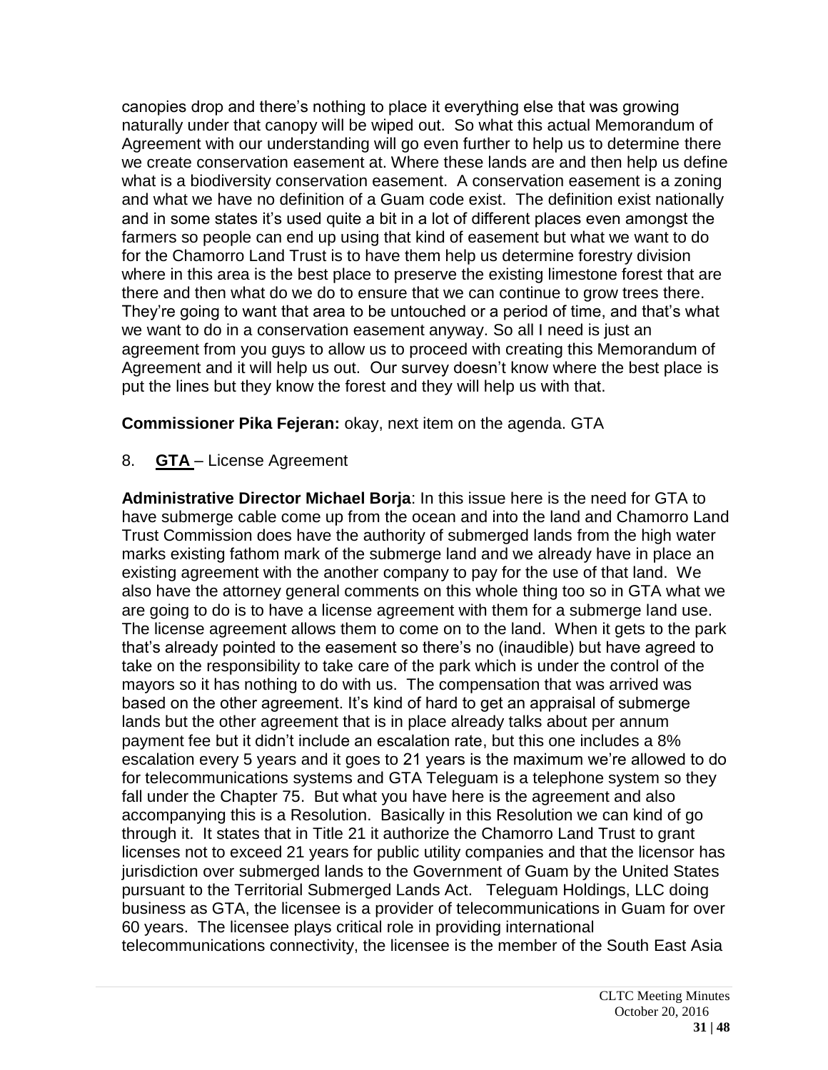canopies drop and there's nothing to place it everything else that was growing naturally under that canopy will be wiped out. So what this actual Memorandum of Agreement with our understanding will go even further to help us to determine there we create conservation easement at. Where these lands are and then help us define what is a biodiversity conservation easement. A conservation easement is a zoning and what we have no definition of a Guam code exist. The definition exist nationally and in some states it's used quite a bit in a lot of different places even amongst the farmers so people can end up using that kind of easement but what we want to do for the Chamorro Land Trust is to have them help us determine forestry division where in this area is the best place to preserve the existing limestone forest that are there and then what do we do to ensure that we can continue to grow trees there. They're going to want that area to be untouched or a period of time, and that's what we want to do in a conservation easement anyway. So all I need is just an agreement from you guys to allow us to proceed with creating this Memorandum of Agreement and it will help us out. Our survey doesn't know where the best place is put the lines but they know the forest and they will help us with that.

**Commissioner Pika Fejeran:** okay, next item on the agenda. GTA

8. **GTA** – License Agreement

**Administrative Director Michael Borja**: In this issue here is the need for GTA to have submerge cable come up from the ocean and into the land and Chamorro Land Trust Commission does have the authority of submerged lands from the high water marks existing fathom mark of the submerge land and we already have in place an existing agreement with the another company to pay for the use of that land. We also have the attorney general comments on this whole thing too so in GTA what we are going to do is to have a license agreement with them for a submerge land use. The license agreement allows them to come on to the land. When it gets to the park that's already pointed to the easement so there's no (inaudible) but have agreed to take on the responsibility to take care of the park which is under the control of the mayors so it has nothing to do with us. The compensation that was arrived was based on the other agreement. It's kind of hard to get an appraisal of submerge lands but the other agreement that is in place already talks about per annum payment fee but it didn't include an escalation rate, but this one includes a 8% escalation every 5 years and it goes to 21 years is the maximum we're allowed to do for telecommunications systems and GTA Teleguam is a telephone system so they fall under the Chapter 75. But what you have here is the agreement and also accompanying this is a Resolution. Basically in this Resolution we can kind of go through it. It states that in Title 21 it authorize the Chamorro Land Trust to grant licenses not to exceed 21 years for public utility companies and that the licensor has jurisdiction over submerged lands to the Government of Guam by the United States pursuant to the Territorial Submerged Lands Act. Teleguam Holdings, LLC doing business as GTA, the licensee is a provider of telecommunications in Guam for over 60 years. The licensee plays critical role in providing international telecommunications connectivity, the licensee is the member of the South East Asia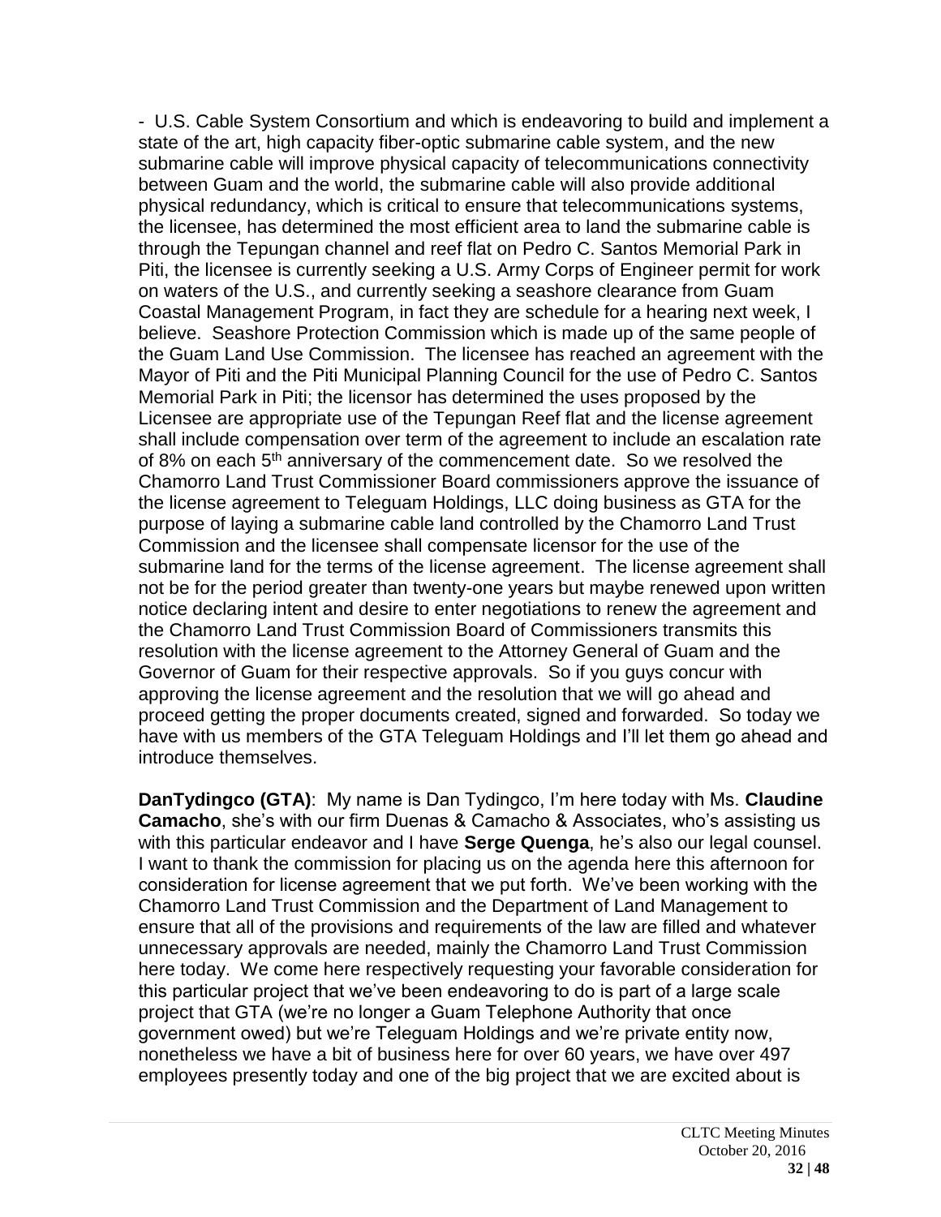- U.S. Cable System Consortium and which is endeavoring to build and implement a state of the art, high capacity fiber-optic submarine cable system, and the new submarine cable will improve physical capacity of telecommunications connectivity between Guam and the world, the submarine cable will also provide additional physical redundancy, which is critical to ensure that telecommunications systems, the licensee, has determined the most efficient area to land the submarine cable is through the Tepungan channel and reef flat on Pedro C. Santos Memorial Park in Piti, the licensee is currently seeking a U.S. Army Corps of Engineer permit for work on waters of the U.S., and currently seeking a seashore clearance from Guam Coastal Management Program, in fact they are schedule for a hearing next week, I believe. Seashore Protection Commission which is made up of the same people of the Guam Land Use Commission. The licensee has reached an agreement with the Mayor of Piti and the Piti Municipal Planning Council for the use of Pedro C. Santos Memorial Park in Piti; the licensor has determined the uses proposed by the Licensee are appropriate use of the Tepungan Reef flat and the license agreement shall include compensation over term of the agreement to include an escalation rate of 8% on each 5th anniversary of the commencement date. So we resolved the Chamorro Land Trust Commissioner Board commissioners approve the issuance of the license agreement to Teleguam Holdings, LLC doing business as GTA for the purpose of laying a submarine cable land controlled by the Chamorro Land Trust Commission and the licensee shall compensate licensor for the use of the submarine land for the terms of the license agreement. The license agreement shall not be for the period greater than twenty-one years but maybe renewed upon written notice declaring intent and desire to enter negotiations to renew the agreement and the Chamorro Land Trust Commission Board of Commissioners transmits this resolution with the license agreement to the Attorney General of Guam and the Governor of Guam for their respective approvals. So if you guys concur with approving the license agreement and the resolution that we will go ahead and proceed getting the proper documents created, signed and forwarded. So today we have with us members of the GTA Teleguam Holdings and I'll let them go ahead and introduce themselves.

**DanTydingco (GTA)**: My name is Dan Tydingco, I'm here today with Ms. **Claudine Camacho**, she's with our firm Duenas & Camacho & Associates, who's assisting us with this particular endeavor and I have **Serge Quenga**, he's also our legal counsel. I want to thank the commission for placing us on the agenda here this afternoon for consideration for license agreement that we put forth. We've been working with the Chamorro Land Trust Commission and the Department of Land Management to ensure that all of the provisions and requirements of the law are filled and whatever unnecessary approvals are needed, mainly the Chamorro Land Trust Commission here today. We come here respectively requesting your favorable consideration for this particular project that we've been endeavoring to do is part of a large scale project that GTA (we're no longer a Guam Telephone Authority that once government owed) but we're Teleguam Holdings and we're private entity now, nonetheless we have a bit of business here for over 60 years, we have over 497 employees presently today and one of the big project that we are excited about is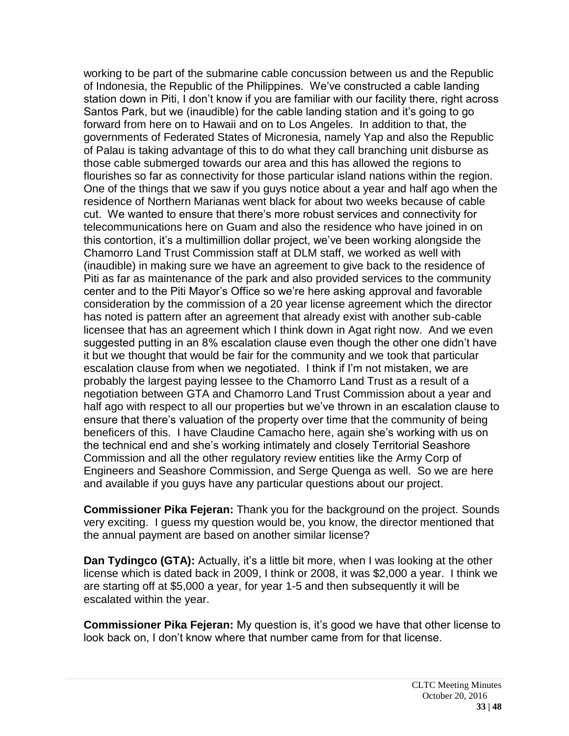working to be part of the submarine cable concussion between us and the Republic of Indonesia, the Republic of the Philippines. We've constructed a cable landing station down in Piti, I don't know if you are familiar with our facility there, right across Santos Park, but we (inaudible) for the cable landing station and it's going to go forward from here on to Hawaii and on to Los Angeles. In addition to that, the governments of Federated States of Micronesia, namely Yap and also the Republic of Palau is taking advantage of this to do what they call branching unit disburse as those cable submerged towards our area and this has allowed the regions to flourishes so far as connectivity for those particular island nations within the region. One of the things that we saw if you guys notice about a year and half ago when the residence of Northern Marianas went black for about two weeks because of cable cut. We wanted to ensure that there's more robust services and connectivity for telecommunications here on Guam and also the residence who have joined in on this contortion, it's a multimillion dollar project, we've been working alongside the Chamorro Land Trust Commission staff at DLM staff, we worked as well with (inaudible) in making sure we have an agreement to give back to the residence of Piti as far as maintenance of the park and also provided services to the community center and to the Piti Mayor's Office so we're here asking approval and favorable consideration by the commission of a 20 year license agreement which the director has noted is pattern after an agreement that already exist with another sub-cable licensee that has an agreement which I think down in Agat right now. And we even suggested putting in an 8% escalation clause even though the other one didn't have it but we thought that would be fair for the community and we took that particular escalation clause from when we negotiated. I think if I'm not mistaken, we are probably the largest paying lessee to the Chamorro Land Trust as a result of a negotiation between GTA and Chamorro Land Trust Commission about a year and half ago with respect to all our properties but we've thrown in an escalation clause to ensure that there's valuation of the property over time that the community of being beneficers of this. I have Claudine Camacho here, again she's working with us on the technical end and she's working intimately and closely Territorial Seashore Commission and all the other regulatory review entities like the Army Corp of Engineers and Seashore Commission, and Serge Quenga as well. So we are here and available if you guys have any particular questions about our project.

**Commissioner Pika Fejeran:** Thank you for the background on the project. Sounds very exciting. I guess my question would be, you know, the director mentioned that the annual payment are based on another similar license?

**Dan Tydingco (GTA):** Actually, it's a little bit more, when I was looking at the other license which is dated back in 2009, I think or 2008, it was $2,000 a year. I think we are starting off at $5,000 a year, for year 1-5 and then subsequently it will be escalated within the year.

**Commissioner Pika Fejeran:** My question is, it's good we have that other license to look back on, I don't know where that number came from for that license.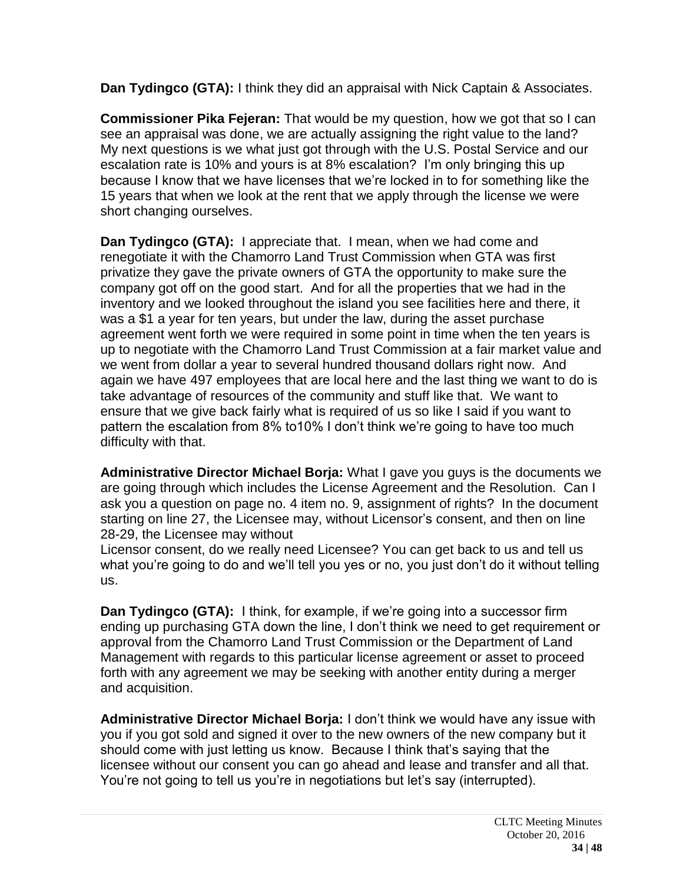**Dan Tydingco (GTA):** I think they did an appraisal with Nick Captain & Associates.

**Commissioner Pika Fejeran:** That would be my question, how we got that so I can see an appraisal was done, we are actually assigning the right value to the land? My next questions is we what just got through with the U.S. Postal Service and our escalation rate is 10% and yours is at 8% escalation? I'm only bringing this up because I know that we have licenses that we're locked in to for something like the 15 years that when we look at the rent that we apply through the license we were short changing ourselves.

**Dan Tydingco (GTA):** I appreciate that. I mean, when we had come and renegotiate it with the Chamorro Land Trust Commission when GTA was first privatize they gave the private owners of GTA the opportunity to make sure the company got off on the good start. And for all the properties that we had in the inventory and we looked throughout the island you see facilities here and there, it was a $1 a year for ten years, but under the law, during the asset purchase agreement went forth we were required in some point in time when the ten years is up to negotiate with the Chamorro Land Trust Commission at a fair market value and we went from dollar a year to several hundred thousand dollars right now. And again we have 497 employees that are local here and the last thing we want to do is take advantage of resources of the community and stuff like that. We want to ensure that we give back fairly what is required of us so like I said if you want to pattern the escalation from 8% to10% I don't think we're going to have too much difficulty with that.

**Administrative Director Michael Borja:** What I gave you guys is the documents we are going through which includes the License Agreement and the Resolution. Can I ask you a question on page no. 4 item no. 9, assignment of rights? In the document starting on line 27, the Licensee may, without Licensor's consent, and then on line 28-29, the Licensee may without
Licensor consent, do we really need Licensee? You can get back to us and tell us what you're going to do and we'll tell you yes or no, you just don't do it without telling us.

**Dan Tydingco (GTA):** I think, for example, if we're going into a successor firm ending up purchasing GTA down the line, I don't think we need to get requirement or approval from the Chamorro Land Trust Commission or the Department of Land Management with regards to this particular license agreement or asset to proceed forth with any agreement we may be seeking with another entity during a merger and acquisition.

**Administrative Director Michael Borja:** I don't think we would have any issue with you if you got sold and signed it over to the new owners of the new company but it should come with just letting us know. Because I think that's saying that the licensee without our consent you can go ahead and lease and transfer and all that. You're not going to tell us you're in negotiations but let's say (interrupted).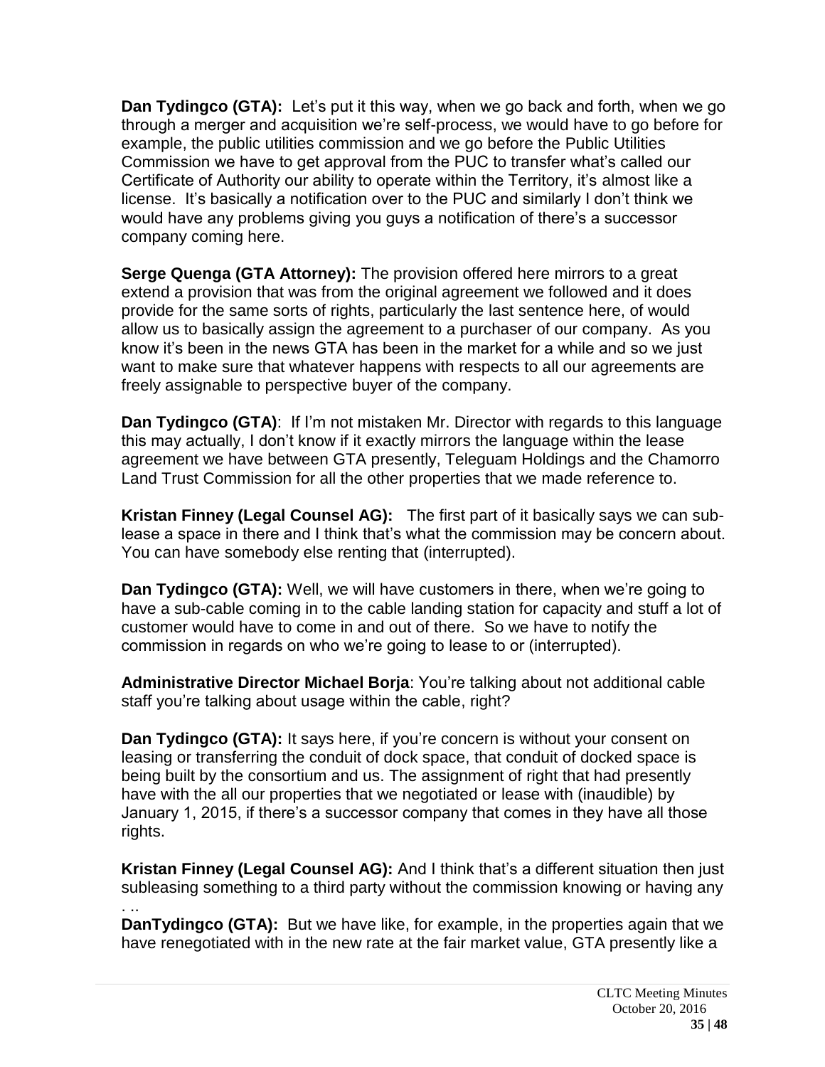**Dan Tydingco (GTA):** Let's put it this way, when we go back and forth, when we go through a merger and acquisition we're self-process, we would have to go before for example, the public utilities commission and we go before the Public Utilities Commission we have to get approval from the PUC to transfer what's called our Certificate of Authority our ability to operate within the Territory, it's almost like a license. It's basically a notification over to the PUC and similarly I don't think we would have any problems giving you guys a notification of there's a successor company coming here.

**Serge Quenga (GTA Attorney):** The provision offered here mirrors to a great extend a provision that was from the original agreement we followed and it does provide for the same sorts of rights, particularly the last sentence here, of would allow us to basically assign the agreement to a purchaser of our company. As you know it's been in the news GTA has been in the market for a while and so we just want to make sure that whatever happens with respects to all our agreements are freely assignable to perspective buyer of the company.

**Dan Tydingco (GTA)**: If I'm not mistaken Mr. Director with regards to this language this may actually, I don't know if it exactly mirrors the language within the lease agreement we have between GTA presently, Teleguam Holdings and the Chamorro Land Trust Commission for all the other properties that we made reference to.

**Kristan Finney (Legal Counsel AG):** The first part of it basically says we can sub-lease a space in there and I think that's what the commission may be concern about. You can have somebody else renting that (interrupted).

**Dan Tydingco (GTA):** Well, we will have customers in there, when we're going to have a sub-cable coming in to the cable landing station for capacity and stuff a lot of customer would have to come in and out of there. So we have to notify the commission in regards on who we're going to lease to or (interrupted).

**Administrative Director Michael Borja**: You're talking about not additional cable staff you're talking about usage within the cable, right?

**Dan Tydingco (GTA):** It says here, if you're concern is without your consent on leasing or transferring the conduit of dock space, that conduit of docked space is being built by the consortium and us. The assignment of right that had presently have with the all our properties that we negotiated or lease with (inaudible) by January 1, 2015, if there's a successor company that comes in they have all those rights.

**Kristan Finney (Legal Counsel AG):** And I think that's a different situation then just subleasing something to a third party without the commission knowing or having any . ..

**DanTydingco (GTA):** But we have like, for example, in the properties again that we have renegotiated with in the new rate at the fair market value, GTA presently like a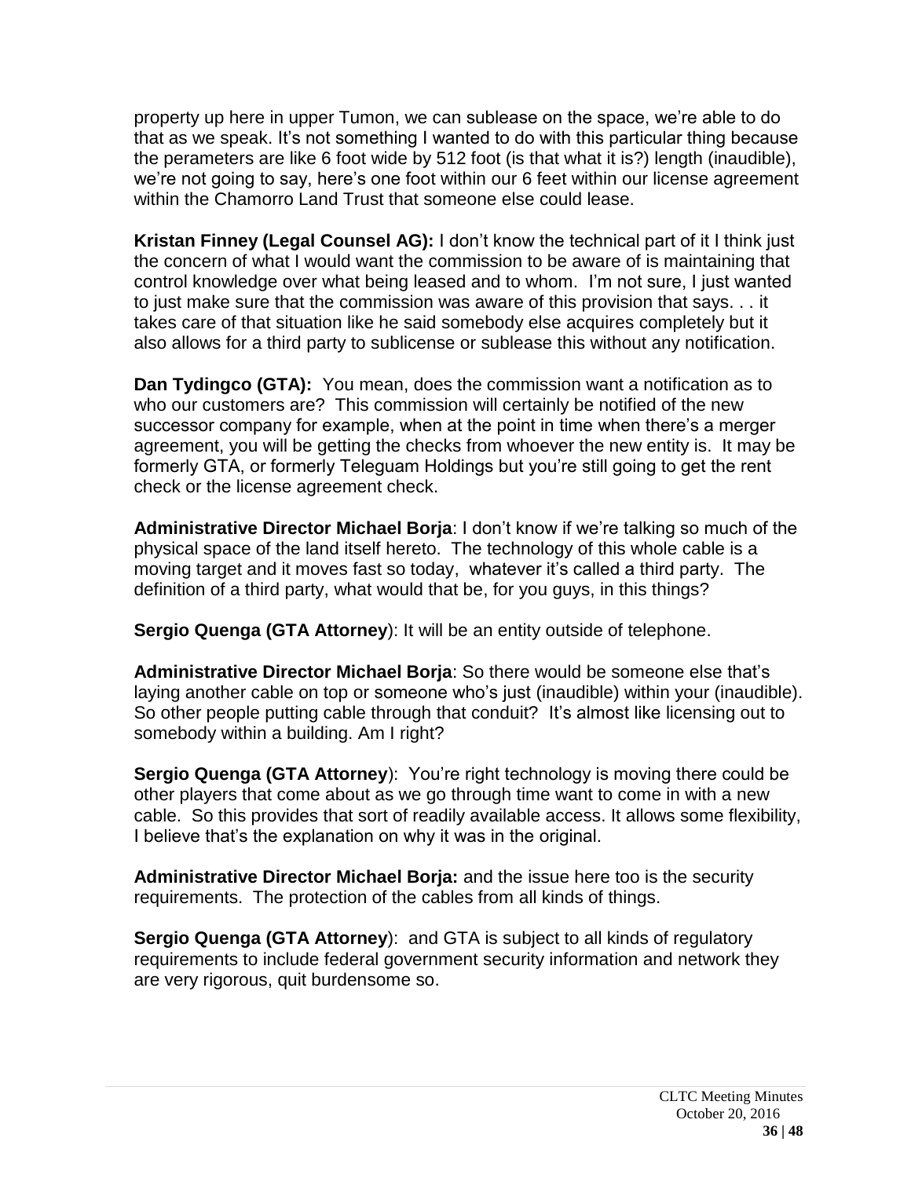property up here in upper Tumon, we can sublease on the space, we're able to do that as we speak. It's not something I wanted to do with this particular thing because the perameters are like 6 foot wide by 512 foot (is that what it is?) length (inaudible), we're not going to say, here's one foot within our 6 feet within our license agreement within the Chamorro Land Trust that someone else could lease.

**Kristan Finney (Legal Counsel AG):** I don't know the technical part of it I think just the concern of what I would want the commission to be aware of is maintaining that control knowledge over what being leased and to whom. I'm not sure, I just wanted to just make sure that the commission was aware of this provision that says. . . it takes care of that situation like he said somebody else acquires completely but it also allows for a third party to sublicense or sublease this without any notification.

**Dan Tydingco (GTA):** You mean, does the commission want a notification as to who our customers are? This commission will certainly be notified of the new successor company for example, when at the point in time when there's a merger agreement, you will be getting the checks from whoever the new entity is. It may be formerly GTA, or formerly Teleguam Holdings but you're still going to get the rent check or the license agreement check.

**Administrative Director Michael Borja**: I don't know if we're talking so much of the physical space of the land itself hereto. The technology of this whole cable is a moving target and it moves fast so today, whatever it's called a third party. The definition of a third party, what would that be, for you guys, in this things?

**Sergio Quenga (GTA Attorney**): It will be an entity outside of telephone.

**Administrative Director Michael Borja**: So there would be someone else that's laying another cable on top or someone who's just (inaudible) within your (inaudible). So other people putting cable through that conduit? It's almost like licensing out to somebody within a building. Am I right?

**Sergio Quenga (GTA Attorney**): You're right technology is moving there could be other players that come about as we go through time want to come in with a new cable. So this provides that sort of readily available access. It allows some flexibility, I believe that's the explanation on why it was in the original.

**Administrative Director Michael Borja:** and the issue here too is the security requirements. The protection of the cables from all kinds of things.

**Sergio Quenga (GTA Attorney**): and GTA is subject to all kinds of regulatory requirements to include federal government security information and network they are very rigorous, quit burdensome so.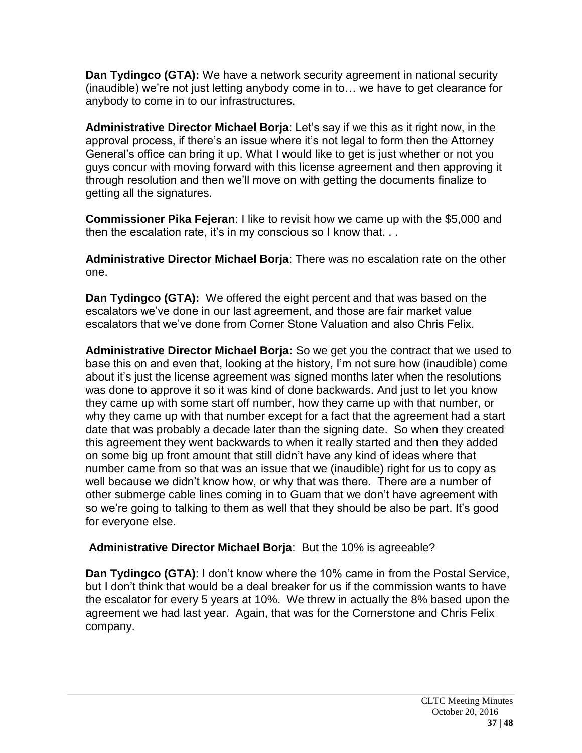**Dan Tydingco (GTA):** We have a network security agreement in national security (inaudible) we're not just letting anybody come in to… we have to get clearance for anybody to come in to our infrastructures.

**Administrative Director Michael Borja**: Let's say if we this as it right now, in the approval process, if there's an issue where it's not legal to form then the Attorney General's office can bring it up. What I would like to get is just whether or not you guys concur with moving forward with this license agreement and then approving it through resolution and then we'll move on with getting the documents finalize to getting all the signatures.

**Commissioner Pika Fejeran**: I like to revisit how we came up with the $5,000 and then the escalation rate, it's in my conscious so I know that. . .

**Administrative Director Michael Borja**: There was no escalation rate on the other one.

**Dan Tydingco (GTA):** We offered the eight percent and that was based on the escalators we've done in our last agreement, and those are fair market value escalators that we've done from Corner Stone Valuation and also Chris Felix.

**Administrative Director Michael Borja:** So we get you the contract that we used to base this on and even that, looking at the history, I'm not sure how (inaudible) come about it's just the license agreement was signed months later when the resolutions was done to approve it so it was kind of done backwards. And just to let you know they came up with some start off number, how they came up with that number, or why they came up with that number except for a fact that the agreement had a start date that was probably a decade later than the signing date. So when they created this agreement they went backwards to when it really started and then they added on some big up front amount that still didn't have any kind of ideas where that number came from so that was an issue that we (inaudible) right for us to copy as well because we didn't know how, or why that was there. There are a number of other submerge cable lines coming in to Guam that we don't have agreement with so we're going to talking to them as well that they should be also be part. It's good for everyone else.

**Administrative Director Michael Borja**: But the 10% is agreeable?

**Dan Tydingco (GTA)**: I don't know where the 10% came in from the Postal Service, but I don't think that would be a deal breaker for us if the commission wants to have the escalator for every 5 years at 10%. We threw in actually the 8% based upon the agreement we had last year. Again, that was for the Cornerstone and Chris Felix company.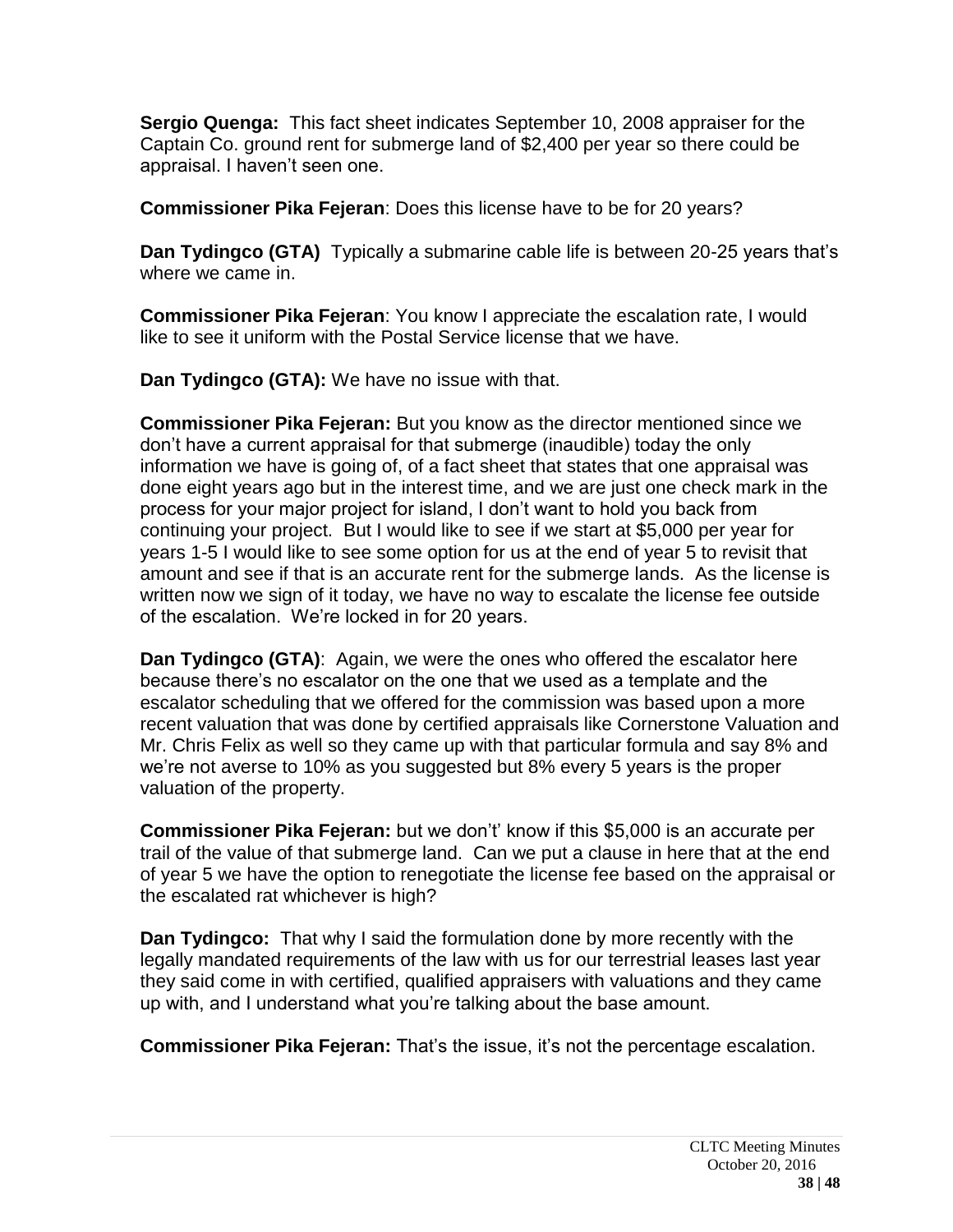**Sergio Quenga:** This fact sheet indicates September 10, 2008 appraiser for the Captain Co. ground rent for submerge land of $2,400 per year so there could be appraisal. I haven't seen one.

**Commissioner Pika Fejeran**: Does this license have to be for 20 years?

**Dan Tydingco (GTA)** Typically a submarine cable life is between 20-25 years that's where we came in.

**Commissioner Pika Fejeran**: You know I appreciate the escalation rate, I would like to see it uniform with the Postal Service license that we have.

**Dan Tydingco (GTA):** We have no issue with that.

**Commissioner Pika Fejeran:** But you know as the director mentioned since we don't have a current appraisal for that submerge (inaudible) today the only information we have is going of, of a fact sheet that states that one appraisal was done eight years ago but in the interest time, and we are just one check mark in the process for your major project for island, I don't want to hold you back from continuing your project. But I would like to see if we start at $5,000 per year for years 1-5 I would like to see some option for us at the end of year 5 to revisit that amount and see if that is an accurate rent for the submerge lands. As the license is written now we sign of it today, we have no way to escalate the license fee outside of the escalation. We're locked in for 20 years.

**Dan Tydingco (GTA)**: Again, we were the ones who offered the escalator here because there's no escalator on the one that we used as a template and the escalator scheduling that we offered for the commission was based upon a more recent valuation that was done by certified appraisals like Cornerstone Valuation and Mr. Chris Felix as well so they came up with that particular formula and say 8% and we're not averse to 10% as you suggested but 8% every 5 years is the proper valuation of the property.

**Commissioner Pika Fejeran:** but we don't' know if this $5,000 is an accurate per trail of the value of that submerge land. Can we put a clause in here that at the end of year 5 we have the option to renegotiate the license fee based on the appraisal or the escalated rat whichever is high?

**Dan Tydingco:** That why I said the formulation done by more recently with the legally mandated requirements of the law with us for our terrestrial leases last year they said come in with certified, qualified appraisers with valuations and they came up with, and I understand what you're talking about the base amount.

**Commissioner Pika Fejeran:** That's the issue, it's not the percentage escalation.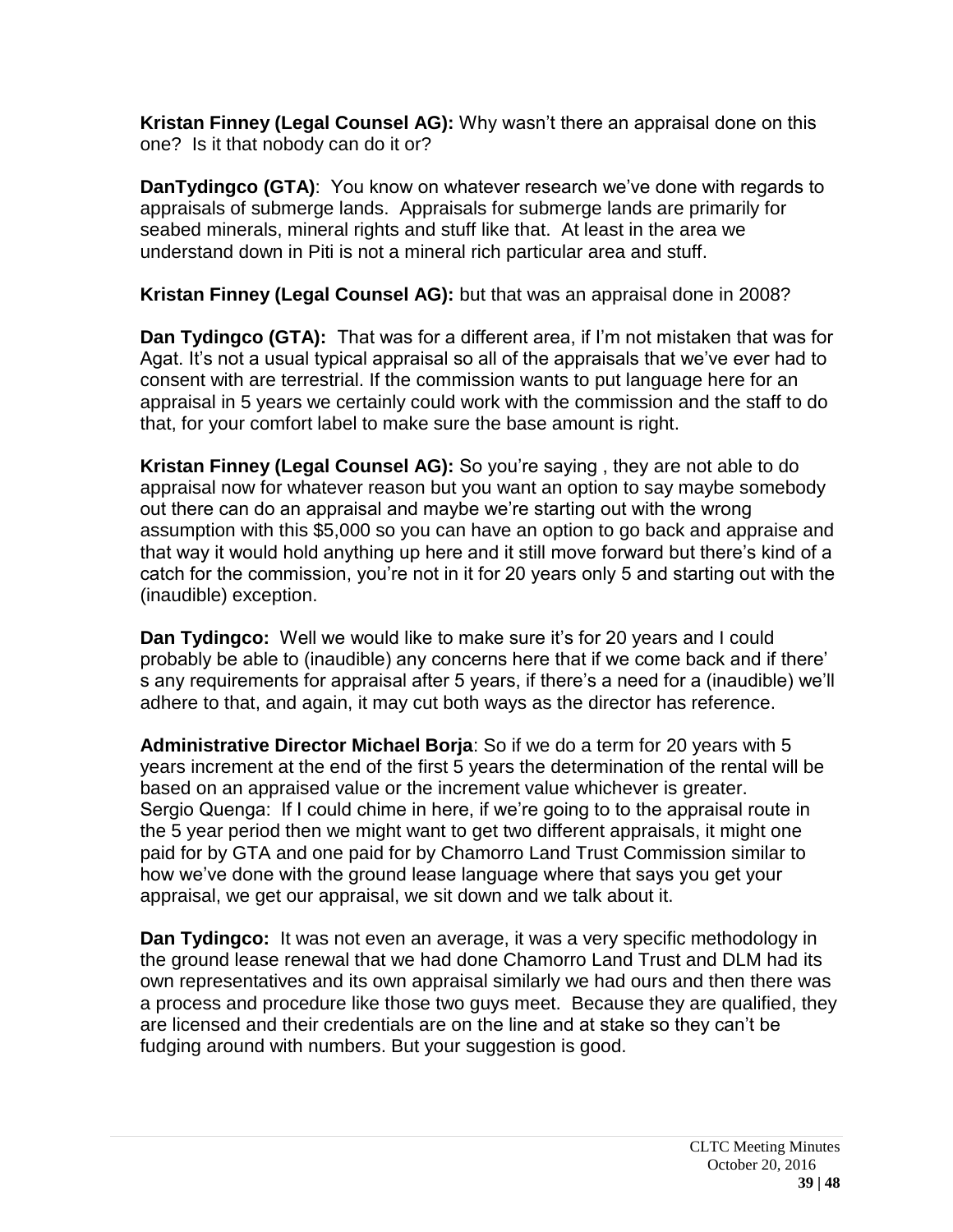**Kristan Finney (Legal Counsel AG):** Why wasn't there an appraisal done on this one? Is it that nobody can do it or?

**DanTydingco (GTA)**: You know on whatever research we've done with regards to appraisals of submerge lands. Appraisals for submerge lands are primarily for seabed minerals, mineral rights and stuff like that. At least in the area we understand down in Piti is not a mineral rich particular area and stuff.

**Kristan Finney (Legal Counsel AG):** but that was an appraisal done in 2008?

**Dan Tydingco (GTA):** That was for a different area, if I'm not mistaken that was for Agat. It's not a usual typical appraisal so all of the appraisals that we've ever had to consent with are terrestrial. If the commission wants to put language here for an appraisal in 5 years we certainly could work with the commission and the staff to do that, for your comfort label to make sure the base amount is right.

**Kristan Finney (Legal Counsel AG):** So you're saying , they are not able to do appraisal now for whatever reason but you want an option to say maybe somebody out there can do an appraisal and maybe we're starting out with the wrong assumption with this $5,000 so you can have an option to go back and appraise and that way it would hold anything up here and it still move forward but there's kind of a catch for the commission, you're not in it for 20 years only 5 and starting out with the (inaudible) exception.

**Dan Tydingco:** Well we would like to make sure it's for 20 years and I could probably be able to (inaudible) any concerns here that if we come back and if there' s any requirements for appraisal after 5 years, if there's a need for a (inaudible) we'll adhere to that, and again, it may cut both ways as the director has reference.

**Administrative Director Michael Borja**: So if we do a term for 20 years with 5 years increment at the end of the first 5 years the determination of the rental will be based on an appraised value or the increment value whichever is greater.
Sergio Quenga: If I could chime in here, if we're going to to the appraisal route in the 5 year period then we might want to get two different appraisals, it might one paid for by GTA and one paid for by Chamorro Land Trust Commission similar to how we've done with the ground lease language where that says you get your appraisal, we get our appraisal, we sit down and we talk about it.

**Dan Tydingco:** It was not even an average, it was a very specific methodology in the ground lease renewal that we had done Chamorro Land Trust and DLM had its own representatives and its own appraisal similarly we had ours and then there was a process and procedure like those two guys meet. Because they are qualified, they are licensed and their credentials are on the line and at stake so they can't be fudging around with numbers. But your suggestion is good.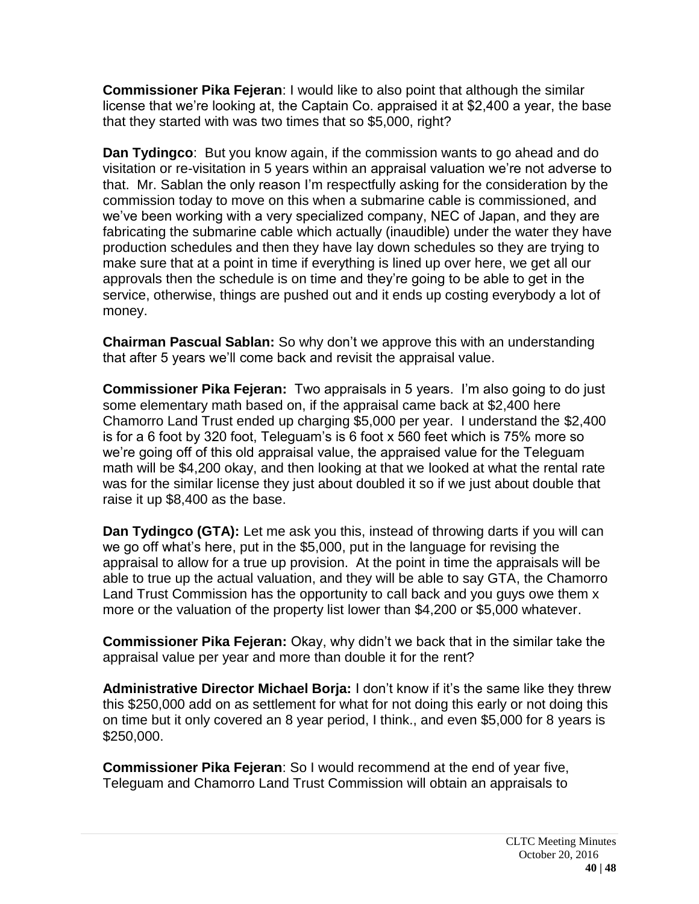**Commissioner Pika Fejeran**: I would like to also point that although the similar license that we're looking at, the Captain Co. appraised it at $2,400 a year, the base that they started with was two times that so $5,000, right?

**Dan Tydingco**: But you know again, if the commission wants to go ahead and do visitation or re-visitation in 5 years within an appraisal valuation we're not adverse to that. Mr. Sablan the only reason I'm respectfully asking for the consideration by the commission today to move on this when a submarine cable is commissioned, and we've been working with a very specialized company, NEC of Japan, and they are fabricating the submarine cable which actually (inaudible) under the water they have production schedules and then they have lay down schedules so they are trying to make sure that at a point in time if everything is lined up over here, we get all our approvals then the schedule is on time and they're going to be able to get in the service, otherwise, things are pushed out and it ends up costing everybody a lot of money.

**Chairman Pascual Sablan:** So why don't we approve this with an understanding that after 5 years we'll come back and revisit the appraisal value.

**Commissioner Pika Fejeran:** Two appraisals in 5 years. I'm also going to do just some elementary math based on, if the appraisal came back at $2,400 here Chamorro Land Trust ended up charging $5,000 per year. I understand the $2,400 is for a 6 foot by 320 foot, Teleguam's is 6 foot x 560 feet which is 75% more so we're going off of this old appraisal value, the appraised value for the Teleguam math will be $4,200 okay, and then looking at that we looked at what the rental rate was for the similar license they just about doubled it so if we just about double that raise it up $8,400 as the base.

**Dan Tydingco (GTA):** Let me ask you this, instead of throwing darts if you will can we go off what's here, put in the $5,000, put in the language for revising the appraisal to allow for a true up provision. At the point in time the appraisals will be able to true up the actual valuation, and they will be able to say GTA, the Chamorro Land Trust Commission has the opportunity to call back and you guys owe them x more or the valuation of the property list lower than $4,200 or $5,000 whatever.

**Commissioner Pika Fejeran:** Okay, why didn't we back that in the similar take the appraisal value per year and more than double it for the rent?

**Administrative Director Michael Borja:** I don't know if it's the same like they threw this $250,000 add on as settlement for what for not doing this early or not doing this on time but it only covered an 8 year period, I think., and even $5,000 for 8 years is $250,000.

**Commissioner Pika Fejeran**: So I would recommend at the end of year five, Teleguam and Chamorro Land Trust Commission will obtain an appraisals to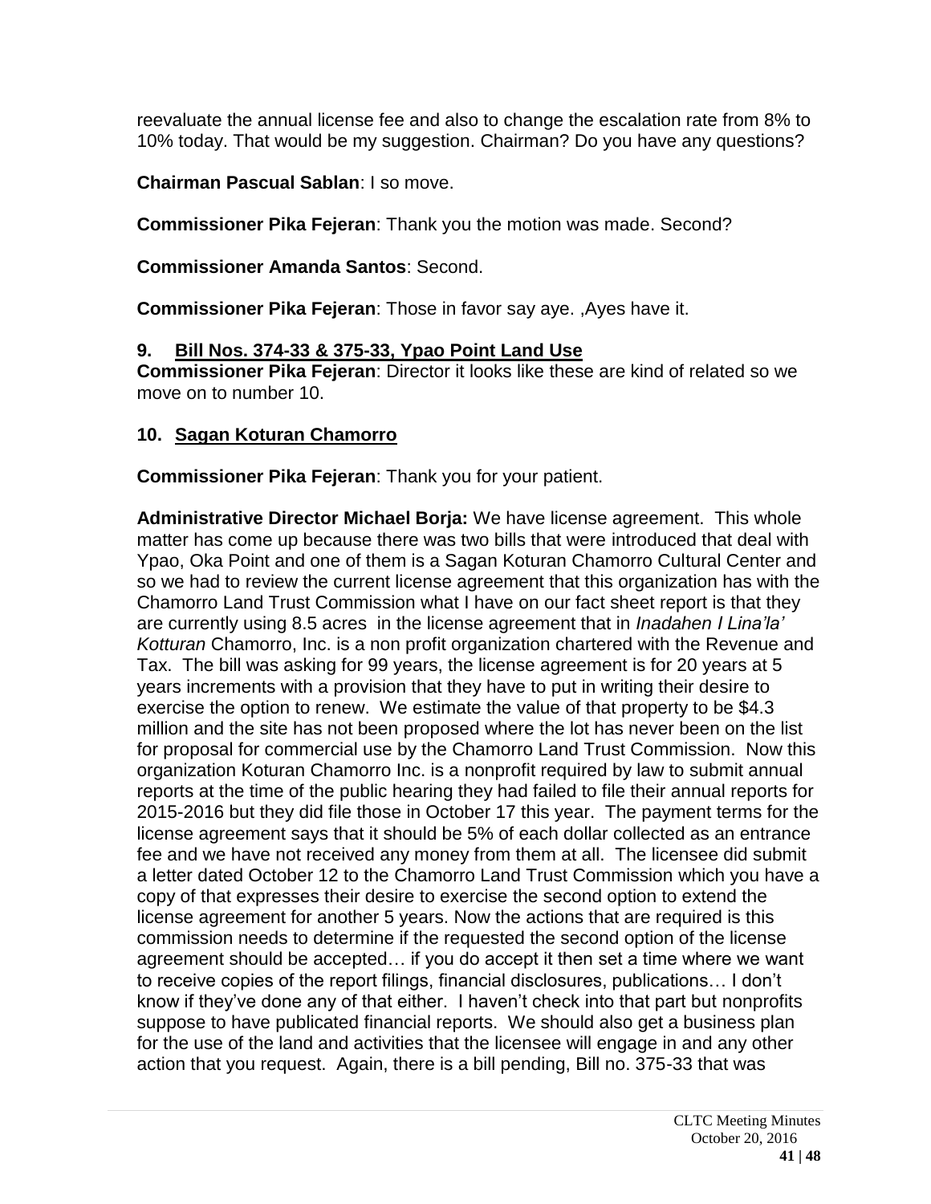reevaluate the annual license fee and also to change the escalation rate from 8% to 10% today. That would be my suggestion. Chairman? Do you have any questions?

**Chairman Pascual Sablan**: I so move.

**Commissioner Pika Fejeran**: Thank you the motion was made. Second?

**Commissioner Amanda Santos**: Second.

**Commissioner Pika Fejeran**: Those in favor say aye. ,Ayes have it.

### 9. Bill Nos. 374-33 & 375-33, Ypao Point Land Use

**Commissioner Pika Fejeran**: Director it looks like these are kind of related so we move on to number 10.

### 10. Sagan Koturan Chamorro

**Commissioner Pika Fejeran**: Thank you for your patient.

**Administrative Director Michael Borja:** We have license agreement. This whole matter has come up because there was two bills that were introduced that deal with Ypao, Oka Point and one of them is a Sagan Koturan Chamorro Cultural Center and so we had to review the current license agreement that this organization has with the Chamorro Land Trust Commission what I have on our fact sheet report is that they are currently using 8.5 acres in the license agreement that in *Inadahen I Lina'la' Kotturan* Chamorro, Inc. is a non profit organization chartered with the Revenue and Tax. The bill was asking for 99 years, the license agreement is for 20 years at 5 years increments with a provision that they have to put in writing their desire to exercise the option to renew. We estimate the value of that property to be $4.3 million and the site has not been proposed where the lot has never been on the list for proposal for commercial use by the Chamorro Land Trust Commission. Now this organization Koturan Chamorro Inc. is a nonprofit required by law to submit annual reports at the time of the public hearing they had failed to file their annual reports for 2015-2016 but they did file those in October 17 this year. The payment terms for the license agreement says that it should be 5% of each dollar collected as an entrance fee and we have not received any money from them at all. The licensee did submit a letter dated October 12 to the Chamorro Land Trust Commission which you have a copy of that expresses their desire to exercise the second option to extend the license agreement for another 5 years. Now the actions that are required is this commission needs to determine if the requested the second option of the license agreement should be accepted… if you do accept it then set a time where we want to receive copies of the report filings, financial disclosures, publications… I don't know if they've done any of that either. I haven't check into that part but nonprofits suppose to have publicated financial reports. We should also get a business plan for the use of the land and activities that the licensee will engage in and any other action that you request. Again, there is a bill pending, Bill no. 375-33 that was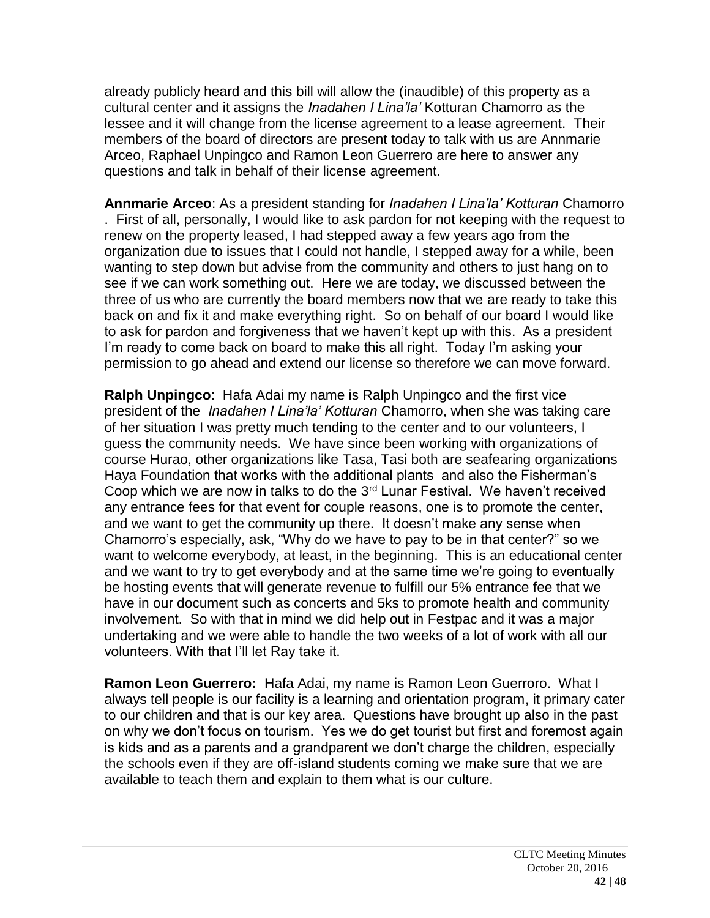already publicly heard and this bill will allow the (inaudible) of this property as a cultural center and it assigns the *Inadahen I Lina'la'* Kotturan Chamorro as the lessee and it will change from the license agreement to a lease agreement. Their members of the board of directors are present today to talk with us are Annmarie Arceo, Raphael Unpingco and Ramon Leon Guerrero are here to answer any questions and talk in behalf of their license agreement.

**Annmarie Arceo**: As a president standing for *Inadahen I Lina'la' Kotturan* Chamorro . First of all, personally, I would like to ask pardon for not keeping with the request to renew on the property leased, I had stepped away a few years ago from the organization due to issues that I could not handle, I stepped away for a while, been wanting to step down but advise from the community and others to just hang on to see if we can work something out. Here we are today, we discussed between the three of us who are currently the board members now that we are ready to take this back on and fix it and make everything right. So on behalf of our board I would like to ask for pardon and forgiveness that we haven't kept up with this. As a president I'm ready to come back on board to make this all right. Today I'm asking your permission to go ahead and extend our license so therefore we can move forward.

**Ralph Unpingco**: Hafa Adai my name is Ralph Unpingco and the first vice president of the *Inadahen I Lina'la' Kotturan* Chamorro, when she was taking care of her situation I was pretty much tending to the center and to our volunteers, I guess the community needs. We have since been working with organizations of course Hurao, other organizations like Tasa, Tasi both are seafearing organizations Haya Foundation that works with the additional plants and also the Fisherman's Coop which we are now in talks to do the 3rd Lunar Festival. We haven't received any entrance fees for that event for couple reasons, one is to promote the center, and we want to get the community up there. It doesn't make any sense when Chamorro's especially, ask, "Why do we have to pay to be in that center?" so we want to welcome everybody, at least, in the beginning. This is an educational center and we want to try to get everybody and at the same time we're going to eventually be hosting events that will generate revenue to fulfill our 5% entrance fee that we have in our document such as concerts and 5ks to promote health and community involvement. So with that in mind we did help out in Festpac and it was a major undertaking and we were able to handle the two weeks of a lot of work with all our volunteers. With that I'll let Ray take it.

**Ramon Leon Guerrero:** Hafa Adai, my name is Ramon Leon Guerroro. What I always tell people is our facility is a learning and orientation program, it primary cater to our children and that is our key area. Questions have brought up also in the past on why we don't focus on tourism. Yes we do get tourist but first and foremost again is kids and as a parents and a grandparent we don't charge the children, especially the schools even if they are off-island students coming we make sure that we are available to teach them and explain to them what is our culture.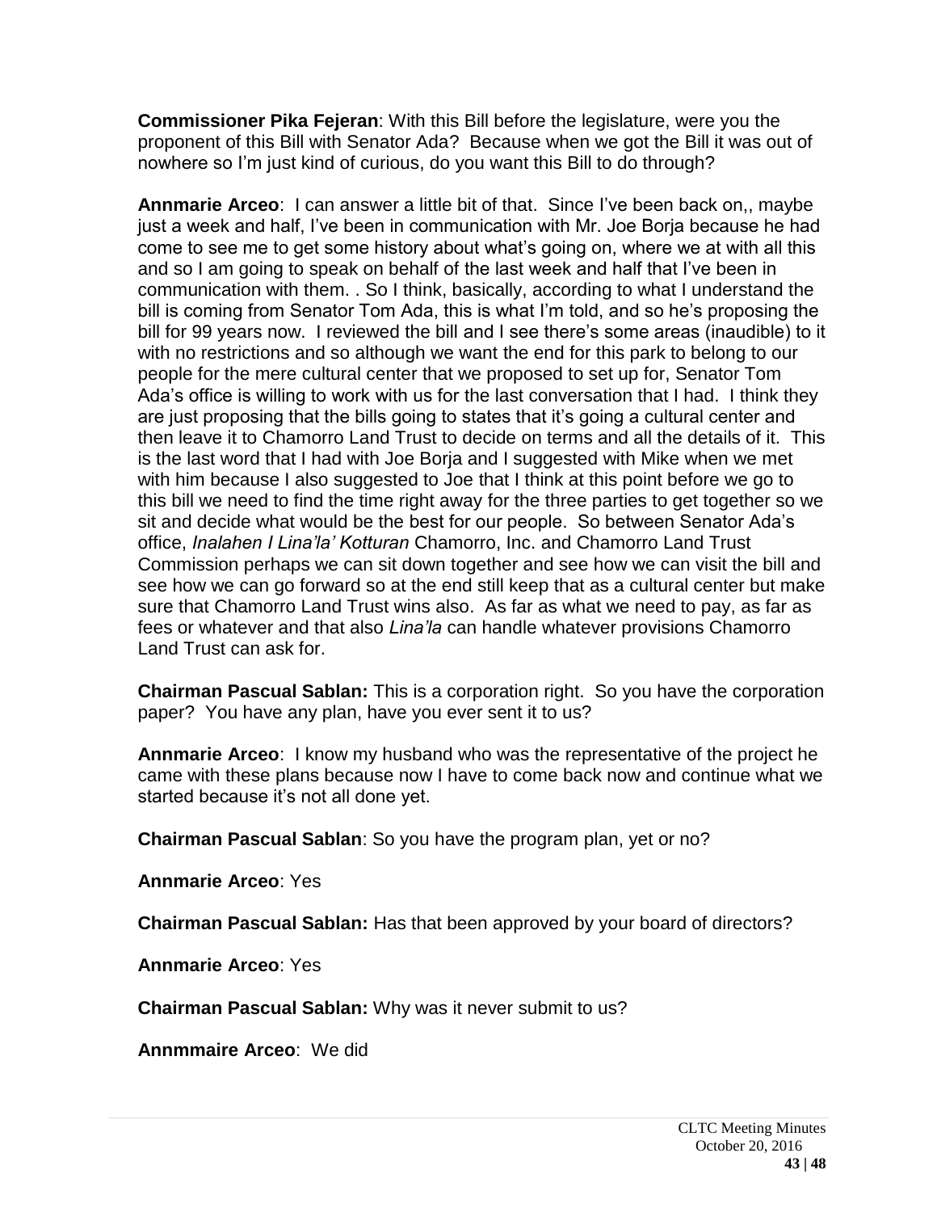**Commissioner Pika Fejeran**: With this Bill before the legislature, were you the proponent of this Bill with Senator Ada? Because when we got the Bill it was out of nowhere so I'm just kind of curious, do you want this Bill to do through?

**Annmarie Arceo**: I can answer a little bit of that. Since I've been back on,, maybe just a week and half, I've been in communication with Mr. Joe Borja because he had come to see me to get some history about what's going on, where we at with all this and so I am going to speak on behalf of the last week and half that I've been in communication with them. . So I think, basically, according to what I understand the bill is coming from Senator Tom Ada, this is what I'm told, and so he's proposing the bill for 99 years now. I reviewed the bill and I see there's some areas (inaudible) to it with no restrictions and so although we want the end for this park to belong to our people for the mere cultural center that we proposed to set up for, Senator Tom Ada's office is willing to work with us for the last conversation that I had. I think they are just proposing that the bills going to states that it's going a cultural center and then leave it to Chamorro Land Trust to decide on terms and all the details of it. This is the last word that I had with Joe Borja and I suggested with Mike when we met with him because I also suggested to Joe that I think at this point before we go to this bill we need to find the time right away for the three parties to get together so we sit and decide what would be the best for our people. So between Senator Ada's office, *Inalahen I Lina'la' Kotturan* Chamorro, Inc. and Chamorro Land Trust Commission perhaps we can sit down together and see how we can visit the bill and see how we can go forward so at the end still keep that as a cultural center but make sure that Chamorro Land Trust wins also. As far as what we need to pay, as far as fees or whatever and that also *Lina'la* can handle whatever provisions Chamorro Land Trust can ask for.

**Chairman Pascual Sablan:** This is a corporation right. So you have the corporation paper? You have any plan, have you ever sent it to us?

**Annmarie Arceo**: I know my husband who was the representative of the project he came with these plans because now I have to come back now and continue what we started because it's not all done yet.

**Chairman Pascual Sablan**: So you have the program plan, yet or no?

**Annmarie Arceo**: Yes

**Chairman Pascual Sablan:** Has that been approved by your board of directors?

**Annmarie Arceo**: Yes

**Chairman Pascual Sablan:** Why was it never submit to us?

**Annmmaire Arceo**: We did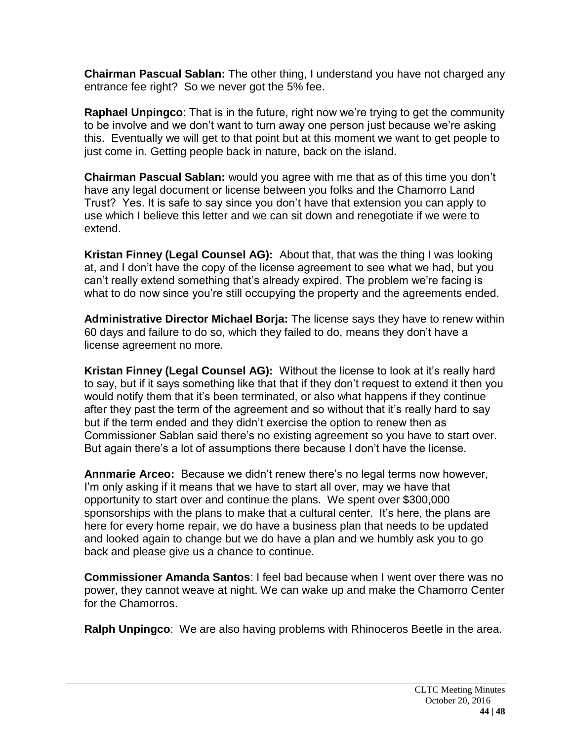**Chairman Pascual Sablan:** The other thing, I understand you have not charged any entrance fee right? So we never got the 5% fee.

**Raphael Unpingco**: That is in the future, right now we're trying to get the community to be involve and we don't want to turn away one person just because we're asking this. Eventually we will get to that point but at this moment we want to get people to just come in. Getting people back in nature, back on the island.

**Chairman Pascual Sablan:** would you agree with me that as of this time you don't have any legal document or license between you folks and the Chamorro Land Trust? Yes. It is safe to say since you don't have that extension you can apply to use which I believe this letter and we can sit down and renegotiate if we were to extend.

**Kristan Finney (Legal Counsel AG):** About that, that was the thing I was looking at, and I don't have the copy of the license agreement to see what we had, but you can't really extend something that's already expired. The problem we're facing is what to do now since you're still occupying the property and the agreements ended.

**Administrative Director Michael Borja:** The license says they have to renew within 60 days and failure to do so, which they failed to do, means they don't have a license agreement no more.

**Kristan Finney (Legal Counsel AG):** Without the license to look at it's really hard to say, but if it says something like that that if they don't request to extend it then you would notify them that it's been terminated, or also what happens if they continue after they past the term of the agreement and so without that it's really hard to say but if the term ended and they didn't exercise the option to renew then as Commissioner Sablan said there's no existing agreement so you have to start over. But again there's a lot of assumptions there because I don't have the license.

**Annmarie Arceo:** Because we didn't renew there's no legal terms now however, I'm only asking if it means that we have to start all over, may we have that opportunity to start over and continue the plans. We spent over $300,000 sponsorships with the plans to make that a cultural center. It's here, the plans are here for every home repair, we do have a business plan that needs to be updated and looked again to change but we do have a plan and we humbly ask you to go back and please give us a chance to continue.

**Commissioner Amanda Santos**: I feel bad because when I went over there was no power, they cannot weave at night. We can wake up and make the Chamorro Center for the Chamorros.

**Ralph Unpingco**: We are also having problems with Rhinoceros Beetle in the area.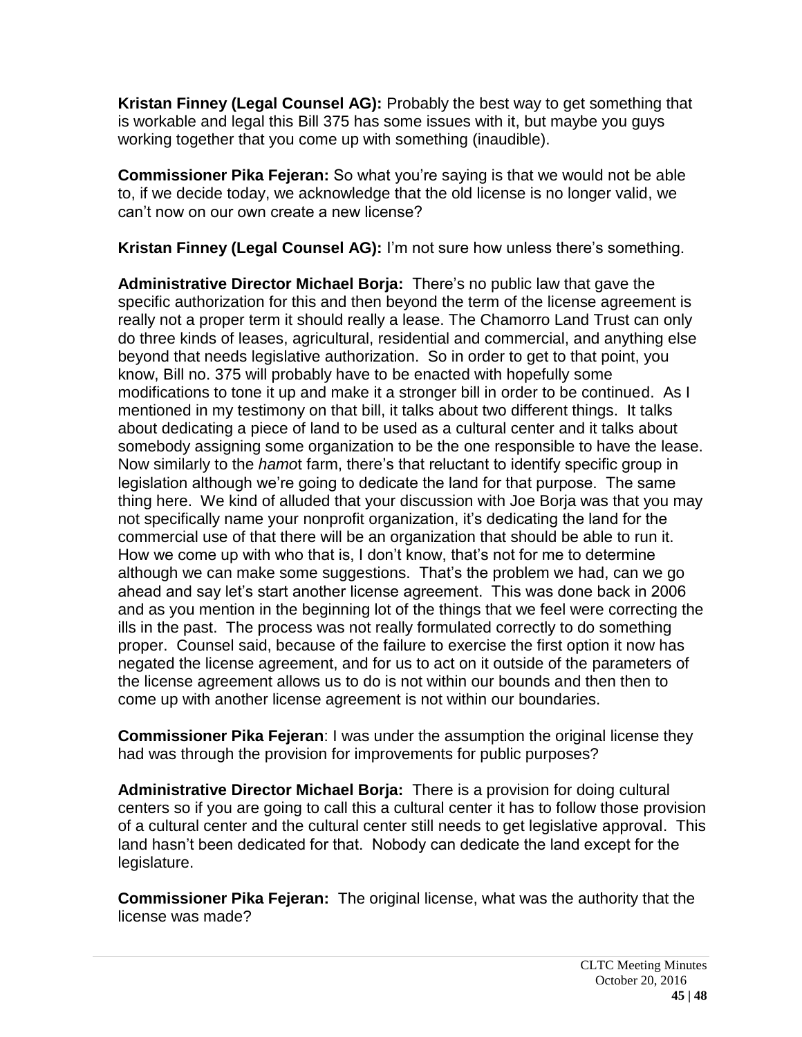**Kristan Finney (Legal Counsel AG):** Probably the best way to get something that is workable and legal this Bill 375 has some issues with it, but maybe you guys working together that you come up with something (inaudible).

**Commissioner Pika Fejeran:** So what you're saying is that we would not be able to, if we decide today, we acknowledge that the old license is no longer valid, we can't now on our own create a new license?

**Kristan Finney (Legal Counsel AG):** I'm not sure how unless there's something.

**Administrative Director Michael Borja:** There's no public law that gave the specific authorization for this and then beyond the term of the license agreement is really not a proper term it should really a lease. The Chamorro Land Trust can only do three kinds of leases, agricultural, residential and commercial, and anything else beyond that needs legislative authorization. So in order to get to that point, you know, Bill no. 375 will probably have to be enacted with hopefully some modifications to tone it up and make it a stronger bill in order to be continued. As I mentioned in my testimony on that bill, it talks about two different things. It talks about dedicating a piece of land to be used as a cultural center and it talks about somebody assigning some organization to be the one responsible to have the lease. Now similarly to the *hamo*t farm, there's that reluctant to identify specific group in legislation although we're going to dedicate the land for that purpose. The same thing here. We kind of alluded that your discussion with Joe Borja was that you may not specifically name your nonprofit organization, it's dedicating the land for the commercial use of that there will be an organization that should be able to run it. How we come up with who that is, I don't know, that's not for me to determine although we can make some suggestions. That's the problem we had, can we go ahead and say let's start another license agreement. This was done back in 2006 and as you mention in the beginning lot of the things that we feel were correcting the ills in the past. The process was not really formulated correctly to do something proper. Counsel said, because of the failure to exercise the first option it now has negated the license agreement, and for us to act on it outside of the parameters of the license agreement allows us to do is not within our bounds and then then to come up with another license agreement is not within our boundaries.

**Commissioner Pika Fejeran**: I was under the assumption the original license they had was through the provision for improvements for public purposes?

**Administrative Director Michael Borja:** There is a provision for doing cultural centers so if you are going to call this a cultural center it has to follow those provision of a cultural center and the cultural center still needs to get legislative approval. This land hasn't been dedicated for that. Nobody can dedicate the land except for the legislature.

**Commissioner Pika Fejeran:** The original license, what was the authority that the license was made?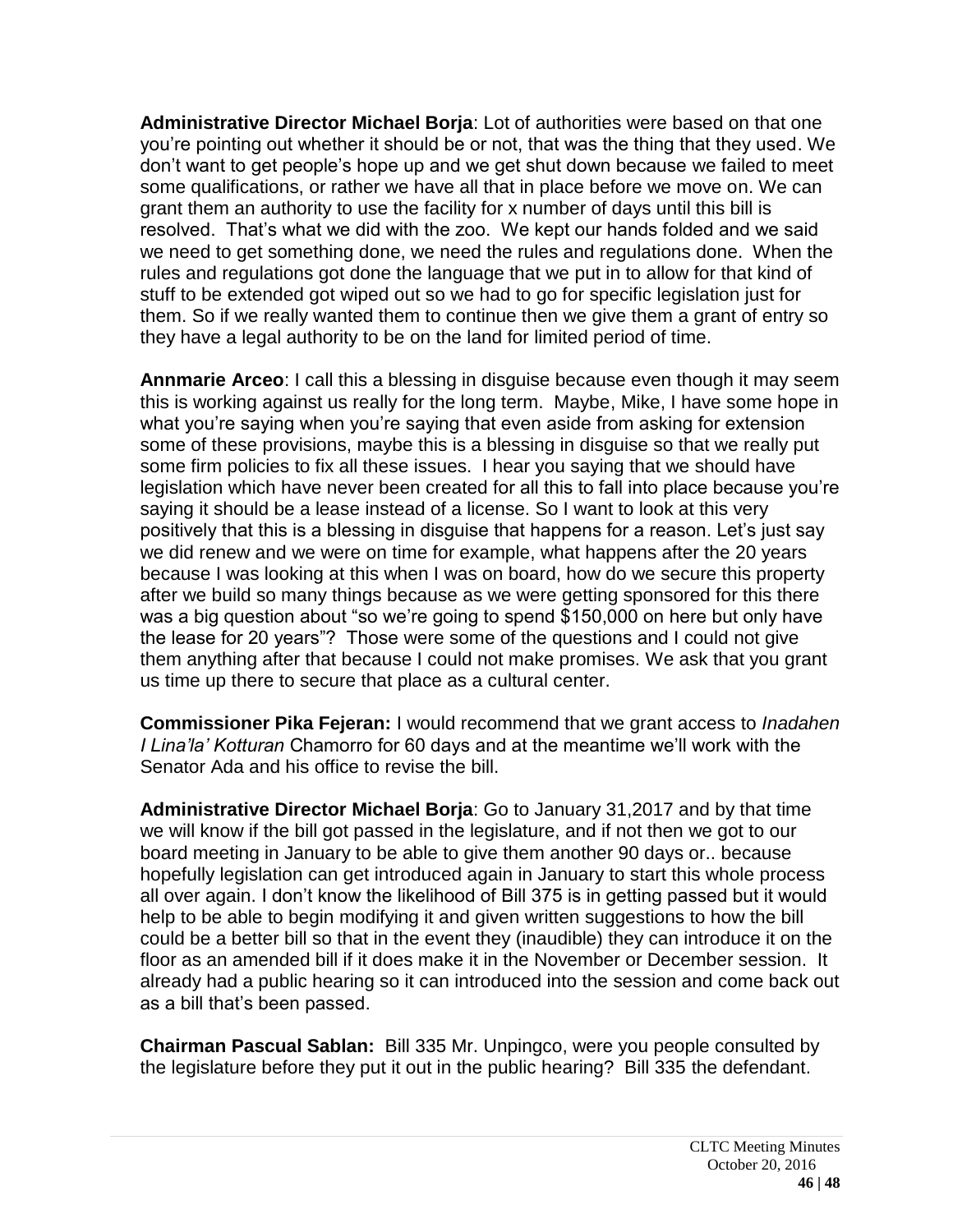**Administrative Director Michael Borja**: Lot of authorities were based on that one you're pointing out whether it should be or not, that was the thing that they used. We don't want to get people's hope up and we get shut down because we failed to meet some qualifications, or rather we have all that in place before we move on. We can grant them an authority to use the facility for x number of days until this bill is resolved. That's what we did with the zoo. We kept our hands folded and we said we need to get something done, we need the rules and regulations done. When the rules and regulations got done the language that we put in to allow for that kind of stuff to be extended got wiped out so we had to go for specific legislation just for them. So if we really wanted them to continue then we give them a grant of entry so they have a legal authority to be on the land for limited period of time.

**Annmarie Arceo**: I call this a blessing in disguise because even though it may seem this is working against us really for the long term. Maybe, Mike, I have some hope in what you're saying when you're saying that even aside from asking for extension some of these provisions, maybe this is a blessing in disguise so that we really put some firm policies to fix all these issues. I hear you saying that we should have legislation which have never been created for all this to fall into place because you're saying it should be a lease instead of a license. So I want to look at this very positively that this is a blessing in disguise that happens for a reason. Let's just say we did renew and we were on time for example, what happens after the 20 years because I was looking at this when I was on board, how do we secure this property after we build so many things because as we were getting sponsored for this there was a big question about "so we're going to spend $150,000 on here but only have the lease for 20 years"? Those were some of the questions and I could not give them anything after that because I could not make promises. We ask that you grant us time up there to secure that place as a cultural center.

**Commissioner Pika Fejeran:** I would recommend that we grant access to *Inadahen I Lina'la' Kotturan* Chamorro for 60 days and at the meantime we'll work with the Senator Ada and his office to revise the bill.

**Administrative Director Michael Borja**: Go to January 31,2017 and by that time we will know if the bill got passed in the legislature, and if not then we got to our board meeting in January to be able to give them another 90 days or.. because hopefully legislation can get introduced again in January to start this whole process all over again. I don't know the likelihood of Bill 375 is in getting passed but it would help to be able to begin modifying it and given written suggestions to how the bill could be a better bill so that in the event they (inaudible) they can introduce it on the floor as an amended bill if it does make it in the November or December session. It already had a public hearing so it can introduced into the session and come back out as a bill that's been passed.

**Chairman Pascual Sablan:** Bill 335 Mr. Unpingco, were you people consulted by the legislature before they put it out in the public hearing? Bill 335 the defendant.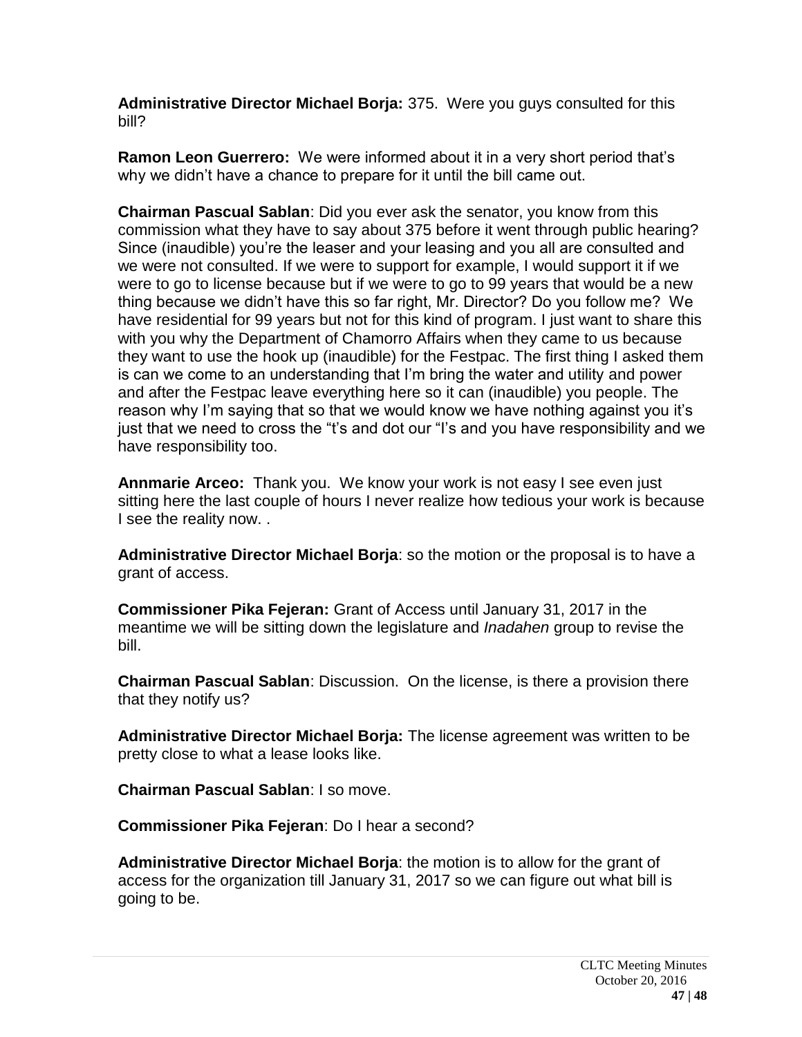**Administrative Director Michael Borja:** 375. Were you guys consulted for this bill?

**Ramon Leon Guerrero:** We were informed about it in a very short period that's why we didn't have a chance to prepare for it until the bill came out.

**Chairman Pascual Sablan**: Did you ever ask the senator, you know from this commission what they have to say about 375 before it went through public hearing? Since (inaudible) you're the leaser and your leasing and you all are consulted and we were not consulted. If we were to support for example, I would support it if we were to go to license because but if we were to go to 99 years that would be a new thing because we didn't have this so far right, Mr. Director? Do you follow me? We have residential for 99 years but not for this kind of program. I just want to share this with you why the Department of Chamorro Affairs when they came to us because they want to use the hook up (inaudible) for the Festpac. The first thing I asked them is can we come to an understanding that I'm bring the water and utility and power and after the Festpac leave everything here so it can (inaudible) you people. The reason why I'm saying that so that we would know we have nothing against you it's just that we need to cross the "t's and dot our "I's and you have responsibility and we have responsibility too.

**Annmarie Arceo:** Thank you. We know your work is not easy I see even just sitting here the last couple of hours I never realize how tedious your work is because I see the reality now. .

**Administrative Director Michael Borja**: so the motion or the proposal is to have a grant of access.

**Commissioner Pika Fejeran:** Grant of Access until January 31, 2017 in the meantime we will be sitting down the legislature and *Inadahen* group to revise the bill.

**Chairman Pascual Sablan**: Discussion. On the license, is there a provision there that they notify us?

**Administrative Director Michael Borja:** The license agreement was written to be pretty close to what a lease looks like.

**Chairman Pascual Sablan**: I so move.

**Commissioner Pika Fejeran**: Do I hear a second?

**Administrative Director Michael Borja**: the motion is to allow for the grant of access for the organization till January 31, 2017 so we can figure out what bill is going to be.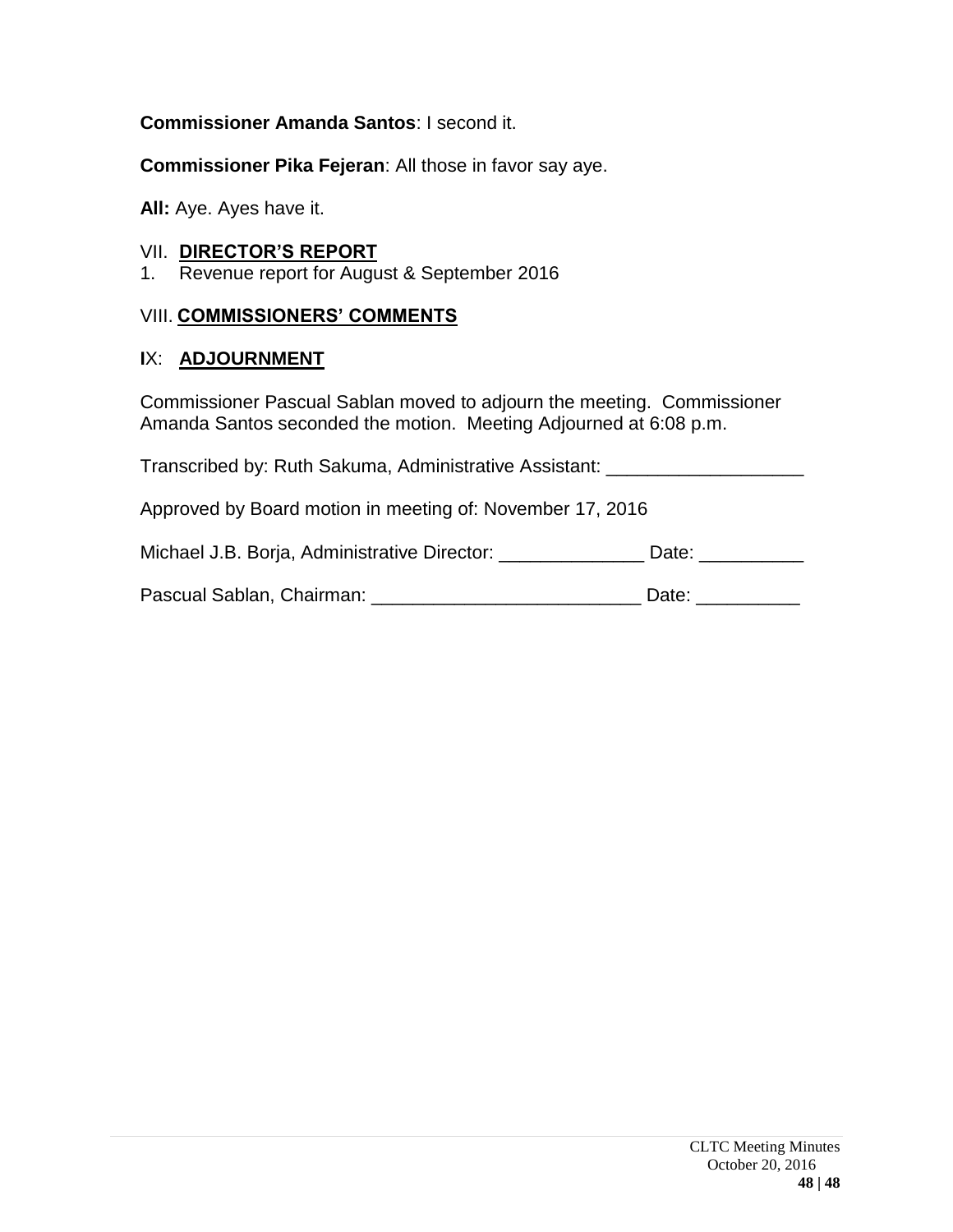**Commissioner Amanda Santos**: I second it.

**Commissioner Pika Fejeran**: All those in favor say aye.

**All:** Aye. Ayes have it.

## VII. DIRECTOR'S REPORT

1. Revenue report for August & September 2016

## VIII. COMMISSIONERS' COMMENTS

## IX: ADJOURNMENT

Commissioner Pascual Sablan moved to adjourn the meeting. Commissioner Amanda Santos seconded the motion. Meeting Adjourned at 6:08 p.m.

Transcribed by: Ruth Sakuma, Administrative Assistant: ___________________

Approved by Board motion in meeting of: November 17, 2016

Michael J.B. Borja, Administrative Director: ______________ Date: __________

Pascual Sablan, Chairman: _________________________ Date: __________